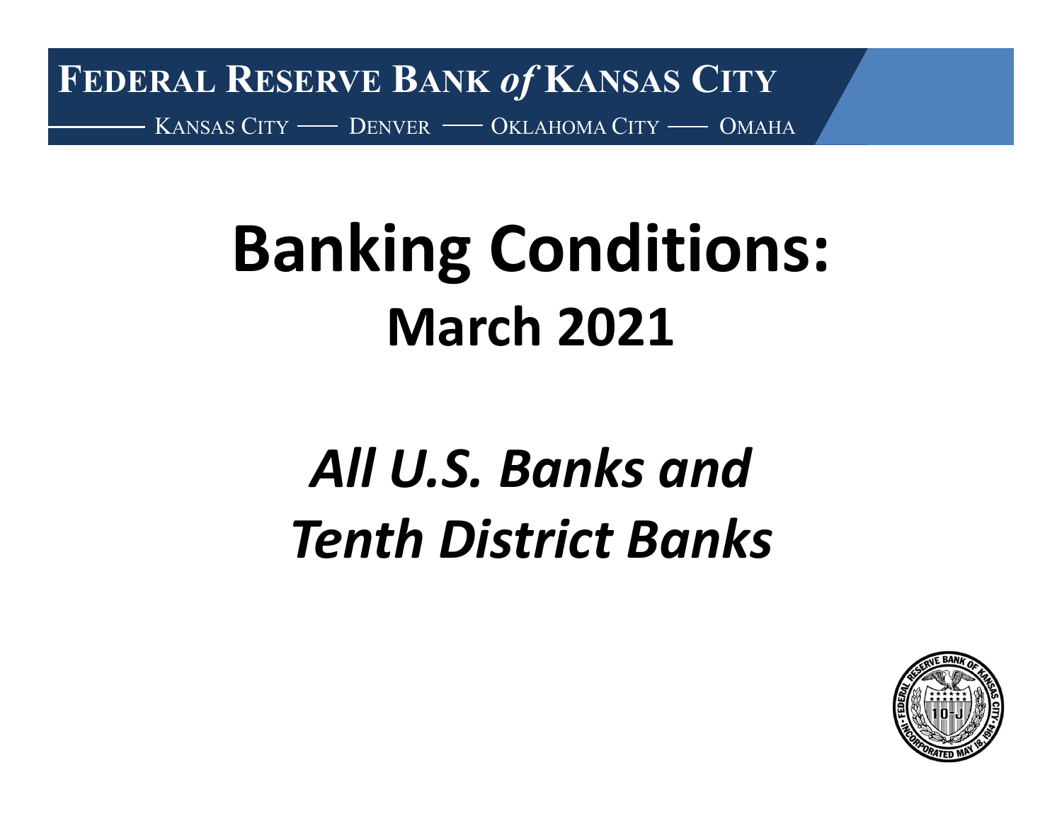**FEDERAL RESERVE BANK *of* KANSAS CITY**

KANSAS CITY — DENVER — OKLAHOMA CITY — OMAHA

# Banking Conditions:

## March 2021

## *All U.S. Banks and Tenth District Banks*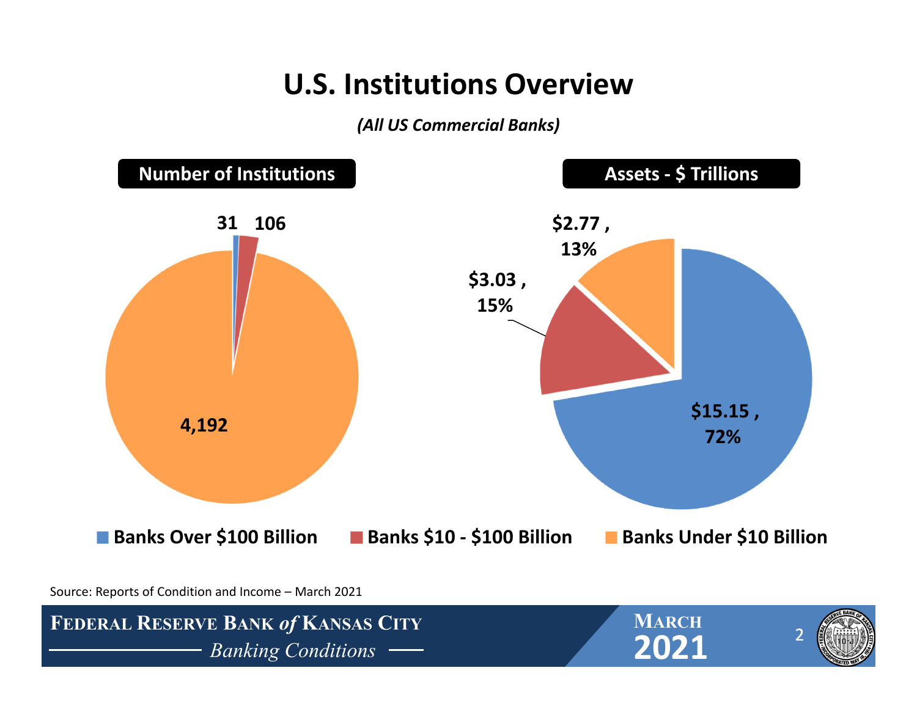# U.S. Institutions Overview

*(All US Commercial Banks)*

**Number of Institutions**

| Category | Number of Institutions |
|---|---|
| Banks Over $100 Billion | 31 |
| Banks $10 - $100 Billion | 106 |
| Banks Under $10 Billion | 4,192 |

**Assets - $ Trillions**

| Category | Assets ($ Trillions) | Share |
|---|---|---|
| Banks Over $100 Billion | $15.15 | 72% |
| Banks $10 - $100 Billion | $3.03 | 15% |
| Banks Under $10 Billion | $2.77 | 13% |

Source: Reports of Condition and Income – March 2021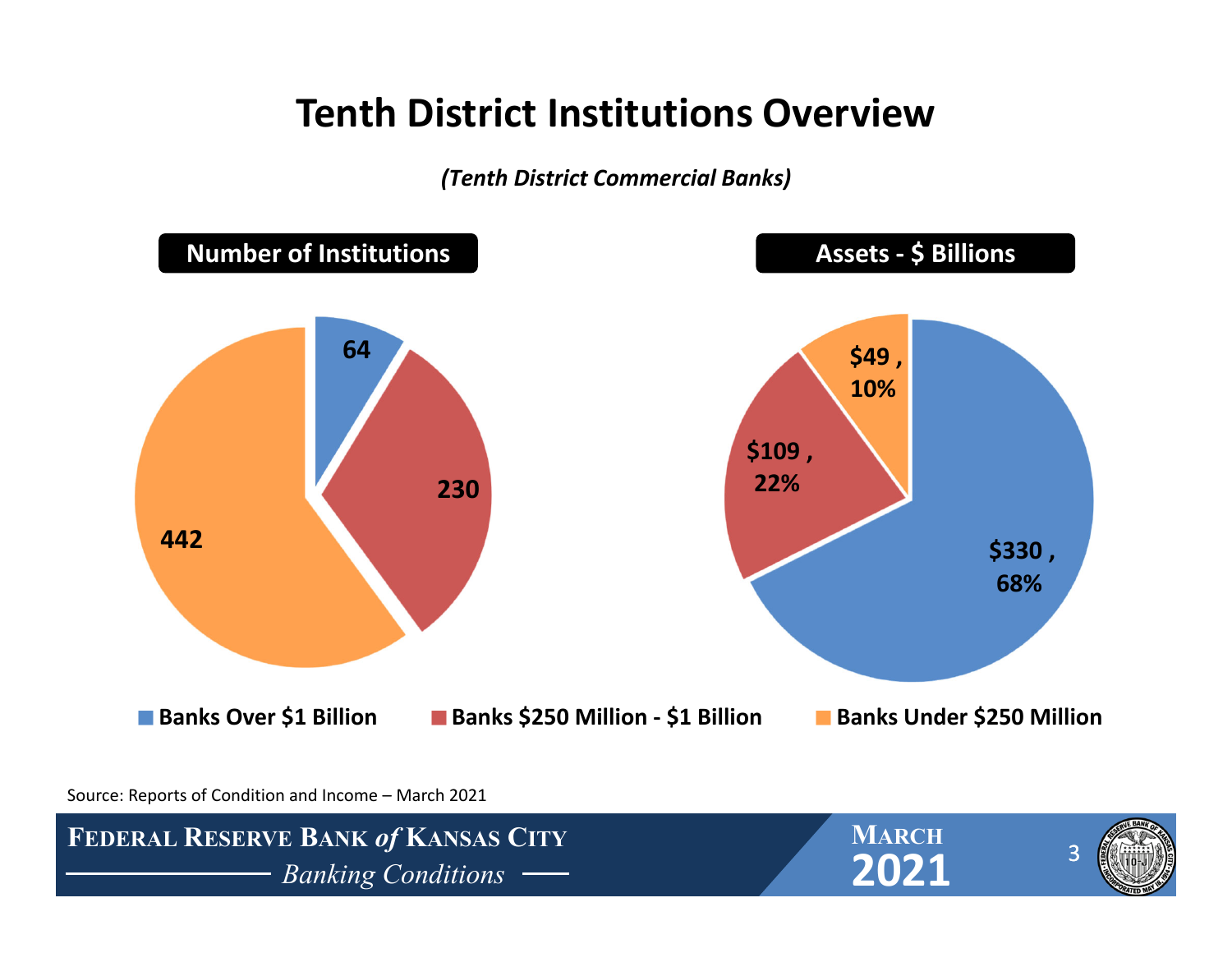# Tenth District Institutions Overview

*(Tenth District Commercial Banks)*

**Number of Institutions**

| Category | Number of Institutions |
| --- | --- |
| Banks Over $1 Billion | 64 |
| Banks $250 Million - $1 Billion | 230 |
| Banks Under $250 Million | 442 |

**Assets - $ Billions**

| Category | Assets |
| --- | --- |
| Banks Over $1 Billion | $330 , 68% |
| Banks $250 Million - $1 Billion | $109 , 22% |
| Banks Under $250 Million | $49 , 10% |

Source: Reports of Condition and Income – March 2021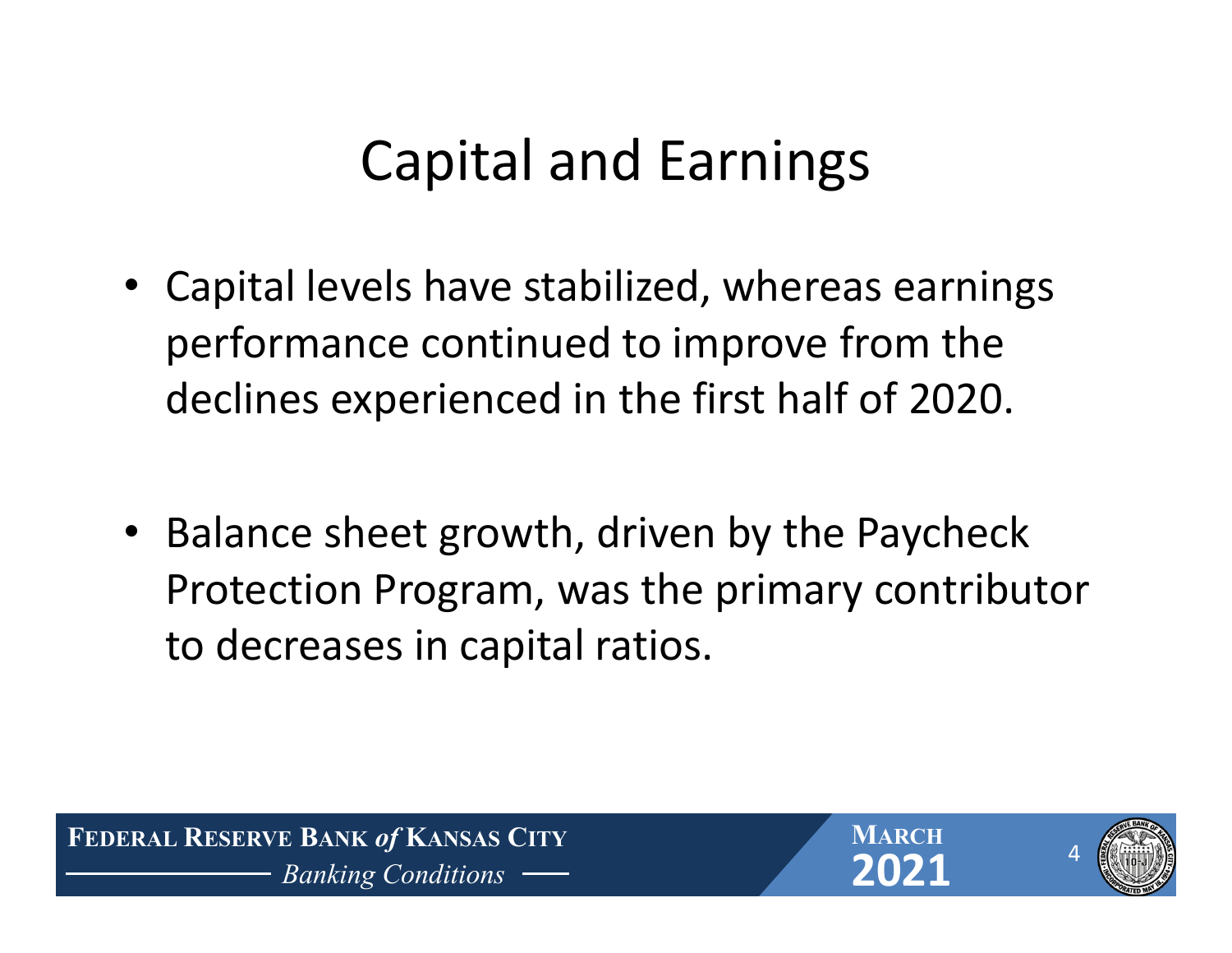# Capital and Earnings

- Capital levels have stabilized, whereas earnings performance continued to improve from the declines experienced in the first half of 2020.

- Balance sheet growth, driven by the Paycheck Protection Program, was the primary contributor to decreases in capital ratios.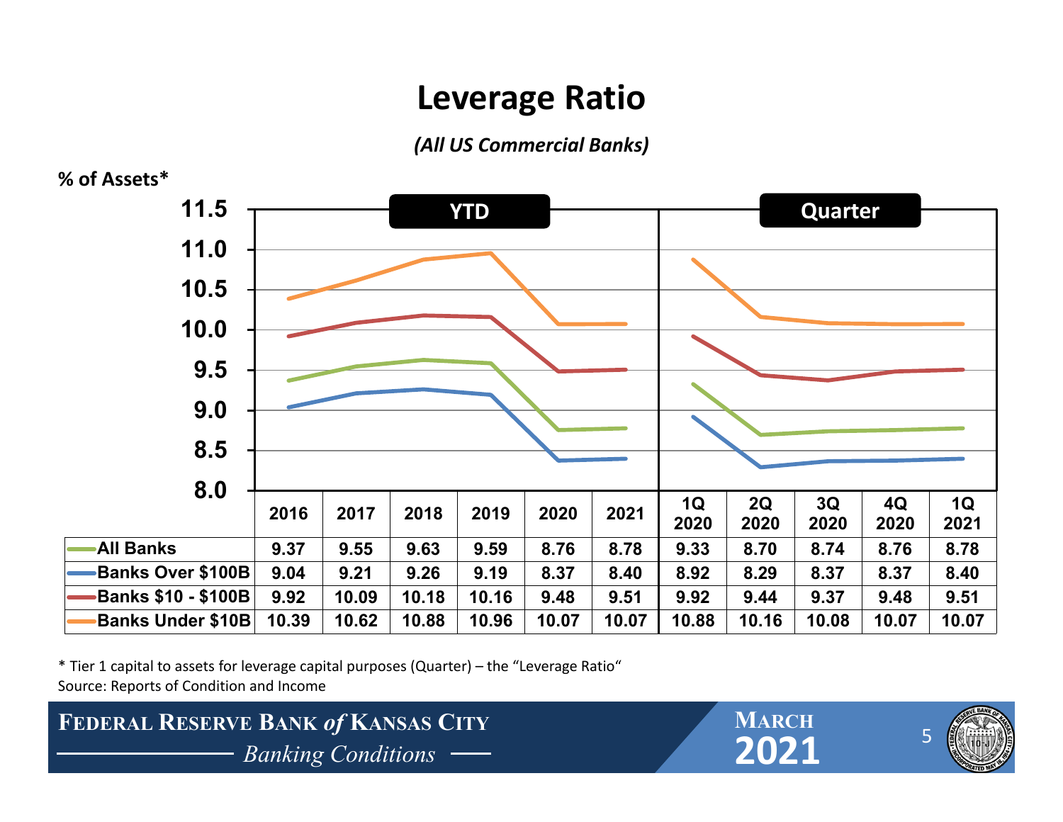# Leverage Ratio

*(All US Commercial Banks)*

% of Assets*

| | YTD | | | | | | Quarter | | | | |
|---|---|---|---|---|---|---|---|---|---|---|---|
| | 2016 | 2017 | 2018 | 2019 | 2020 | 2021 | 1Q 2020 | 2Q 2020 | 3Q 2020 | 4Q 2020 | 1Q 2021 |
| All Banks | 9.37 | 9.55 | 9.63 | 9.59 | 8.76 | 8.78 | 9.33 | 8.70 | 8.74 | 8.76 | 8.78 |
| Banks Over $100B | 9.04 | 9.21 | 9.26 | 9.19 | 8.37 | 8.40 | 8.92 | 8.29 | 8.37 | 8.37 | 8.40 |
| Banks $10 - $100B | 9.92 | 10.09 | 10.18 | 10.16 | 9.48 | 9.51 | 9.92 | 9.44 | 9.37 | 9.48 | 9.51 |
| Banks Under $10B | 10.39 | 10.62 | 10.88 | 10.96 | 10.07 | 10.07 | 10.88 | 10.16 | 10.08 | 10.07 | 10.07 |

* Tier 1 capital to assets for leverage capital purposes (Quarter) – the "Leverage Ratio"

Source: Reports of Condition and Income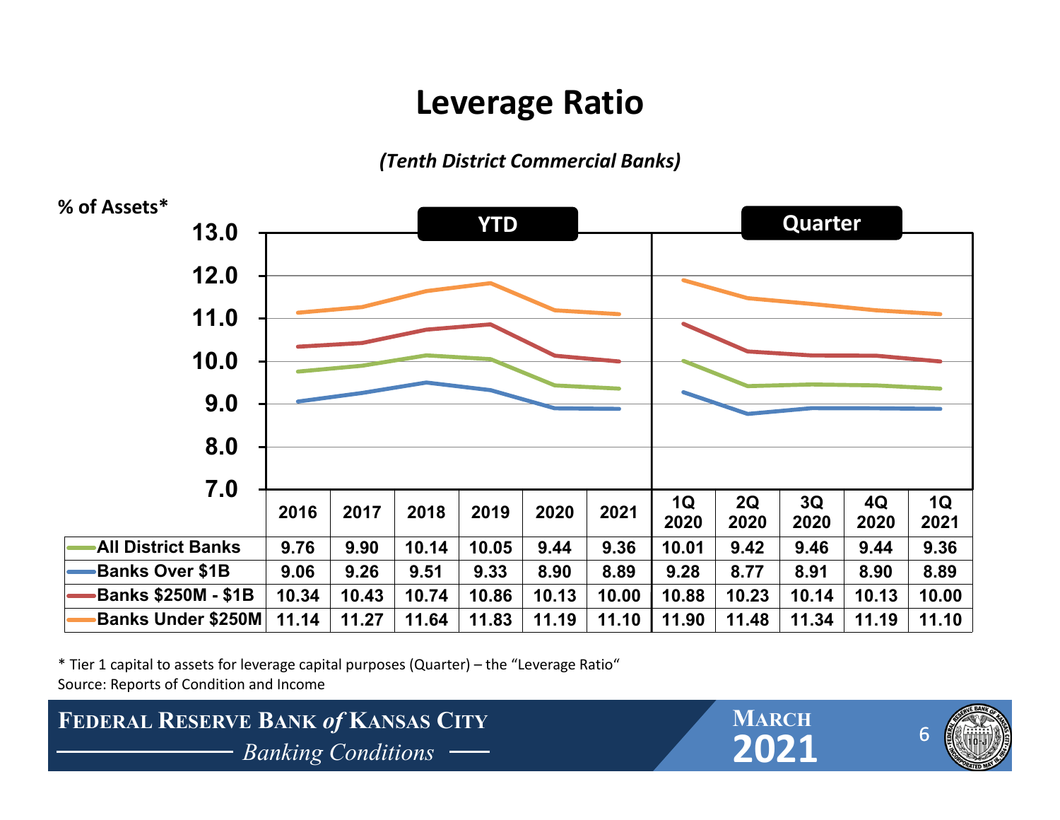# Leverage Ratio

*(Tenth District Commercial Banks)*

% of Assets*

| | YTD | | | | | | Quarter | | | | |
|---|---|---|---|---|---|---|---|---|---|---|---|
| | 2016 | 2017 | 2018 | 2019 | 2020 | 2021 | 1Q 2020 | 2Q 2020 | 3Q 2020 | 4Q 2020 | 1Q 2021 |
| All District Banks | 9.76 | 9.90 | 10.14 | 10.05 | 9.44 | 9.36 | 10.01 | 9.42 | 9.46 | 9.44 | 9.36 |
| Banks Over $1B | 9.06 | 9.26 | 9.51 | 9.33 | 8.90 | 8.89 | 9.28 | 8.77 | 8.91 | 8.90 | 8.89 |
| Banks $250M - $1B | 10.34 | 10.43 | 10.74 | 10.86 | 10.13 | 10.00 | 10.88 | 10.23 | 10.14 | 10.13 | 10.00 |
| Banks Under $250M | 11.14 | 11.27 | 11.64 | 11.83 | 11.19 | 11.10 | 11.90 | 11.48 | 11.34 | 11.19 | 11.10 |

* Tier 1 capital to assets for leverage capital purposes (Quarter) – the "Leverage Ratio"

Source: Reports of Condition and Income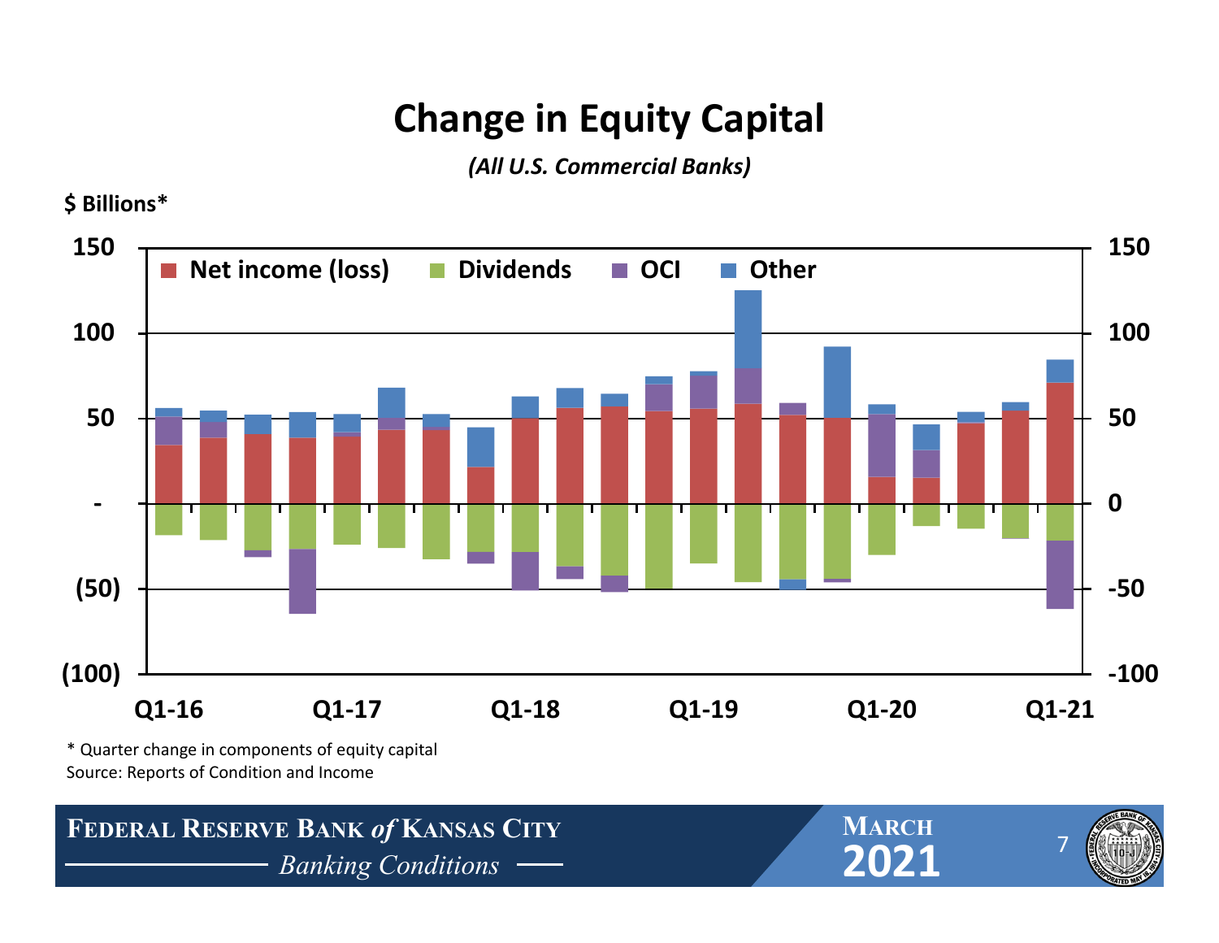# Change in Equity Capital

*(All U.S. Commercial Banks)*

$ Billions*

Net income (loss) | Dividends | OCI | Other

150, 100, 50, -, (50), (100)

150, 100, 50, 0, -50, -100

Q1-16, Q1-17, Q1-18, Q1-19, Q1-20, Q1-21

* Quarter change in components of equity capital

Source: Reports of Condition and Income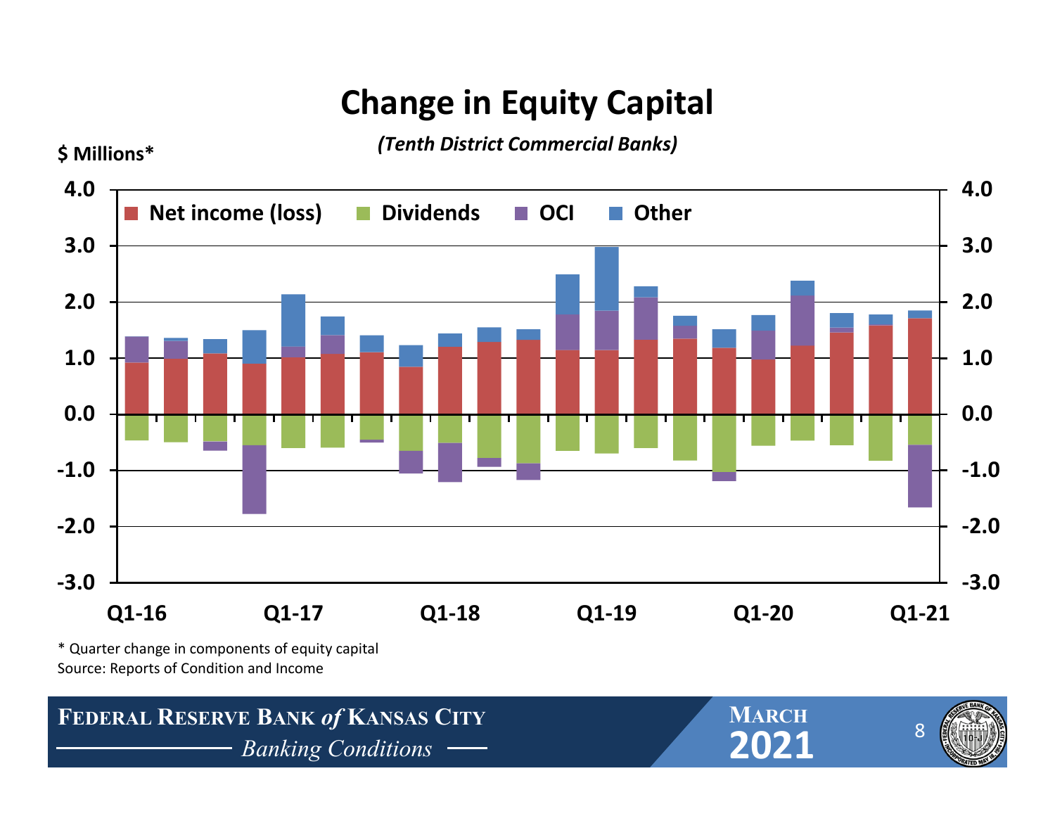# Change in Equity Capital

*(Tenth District Commercial Banks)*

$ Millions*

Net income (loss) | Dividends | OCI | Other

Q1-16 | Q1-17 | Q1-18 | Q1-19 | Q1-20 | Q1-21

\* Quarter change in components of equity capital
Source: Reports of Condition and Income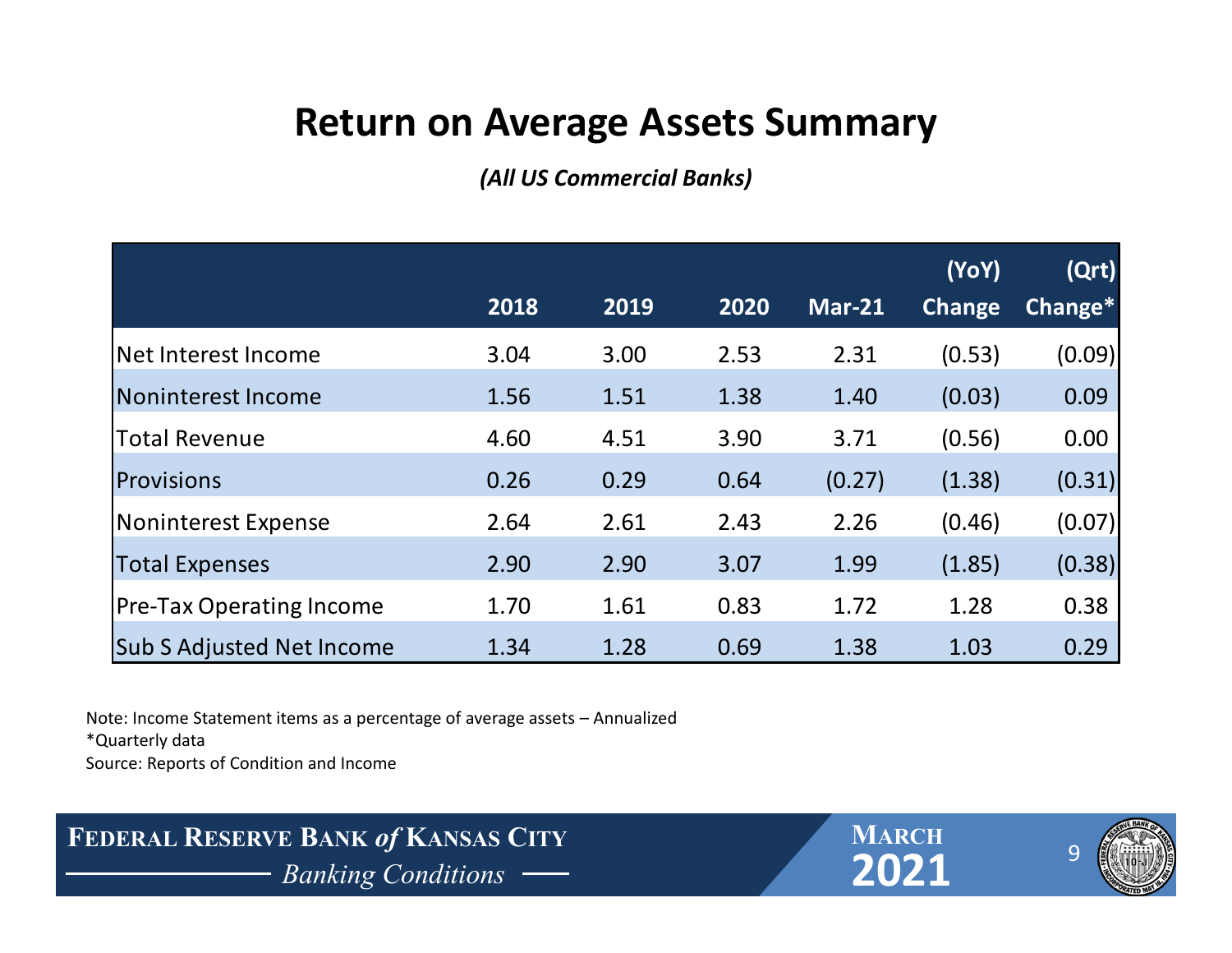# Return on Average Assets Summary

*(All US Commercial Banks)*

| | 2018 | 2019 | 2020 | Mar-21 | (YoY) Change | (Qrt) Change* |
|---|---|---|---|---|---|---|
| Net Interest Income | 3.04 | 3.00 | 2.53 | 2.31 | (0.53) | (0.09) |
| Noninterest Income | 1.56 | 1.51 | 1.38 | 1.40 | (0.03) | 0.09 |
| Total Revenue | 4.60 | 4.51 | 3.90 | 3.71 | (0.56) | 0.00 |
| Provisions | 0.26 | 0.29 | 0.64 | (0.27) | (1.38) | (0.31) |
| Noninterest Expense | 2.64 | 2.61 | 2.43 | 2.26 | (0.46) | (0.07) |
| Total Expenses | 2.90 | 2.90 | 3.07 | 1.99 | (1.85) | (0.38) |
| Pre-Tax Operating Income | 1.70 | 1.61 | 0.83 | 1.72 | 1.28 | 0.38 |
| Sub S Adjusted Net Income | 1.34 | 1.28 | 0.69 | 1.38 | 1.03 | 0.29 |

Note: Income Statement items as a percentage of average assets – Annualized
*Quarterly data
Source: Reports of Condition and Income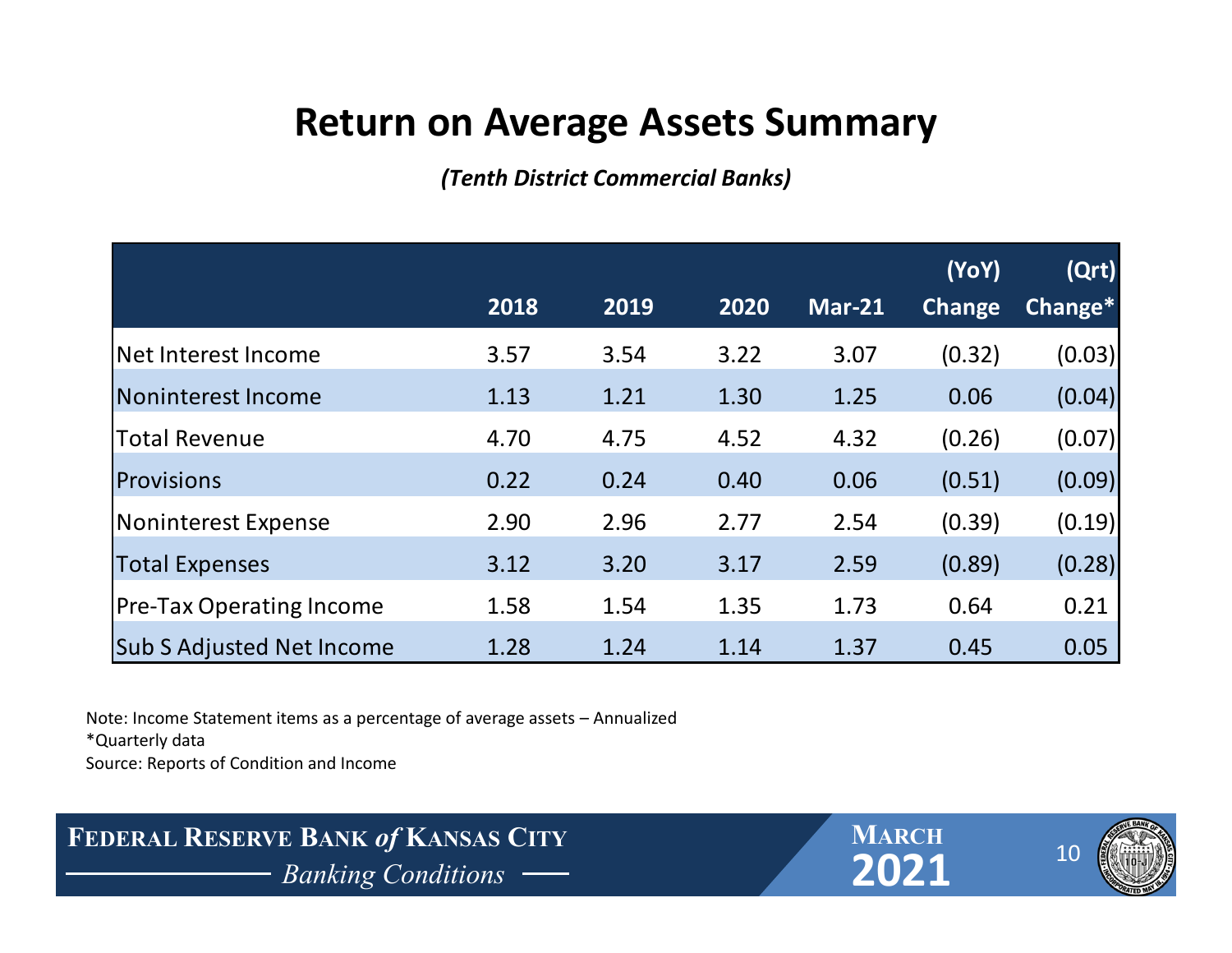# Return on Average Assets Summary

*(Tenth District Commercial Banks)*

| | 2018 | 2019 | 2020 | Mar-21 | (YoY) Change | (Qrt) Change* |
|---|---|---|---|---|---|---|
| Net Interest Income | 3.57 | 3.54 | 3.22 | 3.07 | (0.32) | (0.03) |
| Noninterest Income | 1.13 | 1.21 | 1.30 | 1.25 | 0.06 | (0.04) |
| Total Revenue | 4.70 | 4.75 | 4.52 | 4.32 | (0.26) | (0.07) |
| Provisions | 0.22 | 0.24 | 0.40 | 0.06 | (0.51) | (0.09) |
| Noninterest Expense | 2.90 | 2.96 | 2.77 | 2.54 | (0.39) | (0.19) |
| Total Expenses | 3.12 | 3.20 | 3.17 | 2.59 | (0.89) | (0.28) |
| Pre-Tax Operating Income | 1.58 | 1.54 | 1.35 | 1.73 | 0.64 | 0.21 |
| Sub S Adjusted Net Income | 1.28 | 1.24 | 1.14 | 1.37 | 0.45 | 0.05 |

Note: Income Statement items as a percentage of average assets – Annualized
*Quarterly data
Source: Reports of Condition and Income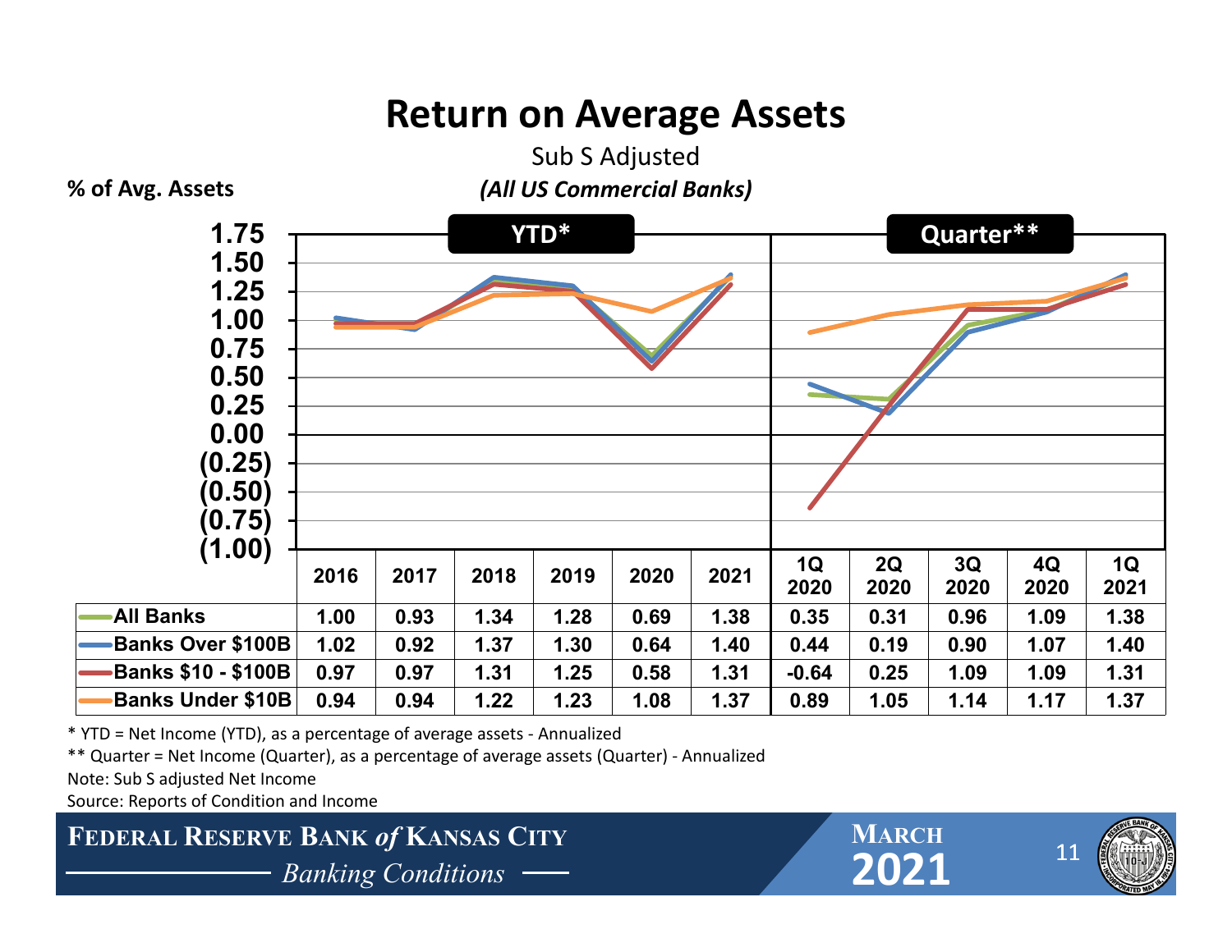# Return on Average Assets

Sub S Adjusted

*(All US Commercial Banks)*

% of Avg. Assets

| | YTD* | | | | | | Quarter** | | | | |
|---|---|---|---|---|---|---|---|---|---|---|---|
| | 2016 | 2017 | 2018 | 2019 | 2020 | 2021 | 1Q 2020 | 2Q 2020 | 3Q 2020 | 4Q 2020 | 1Q 2021 |
| All Banks | 1.00 | 0.93 | 1.34 | 1.28 | 0.69 | 1.38 | 0.35 | 0.31 | 0.96 | 1.09 | 1.38 |
| Banks Over $100B | 1.02 | 0.92 | 1.37 | 1.30 | 0.64 | 1.40 | 0.44 | 0.19 | 0.90 | 1.07 | 1.40 |
| Banks $10 - $100B | 0.97 | 0.97 | 1.31 | 1.25 | 0.58 | 1.31 | -0.64 | 0.25 | 1.09 | 1.09 | 1.31 |
| Banks Under $10B | 0.94 | 0.94 | 1.22 | 1.23 | 1.08 | 1.37 | 0.89 | 1.05 | 1.14 | 1.17 | 1.37 |

\* YTD = Net Income (YTD), as a percentage of average assets - Annualized

\** Quarter = Net Income (Quarter), as a percentage of average assets (Quarter) - Annualized

Note: Sub S adjusted Net Income

Source: Reports of Condition and Income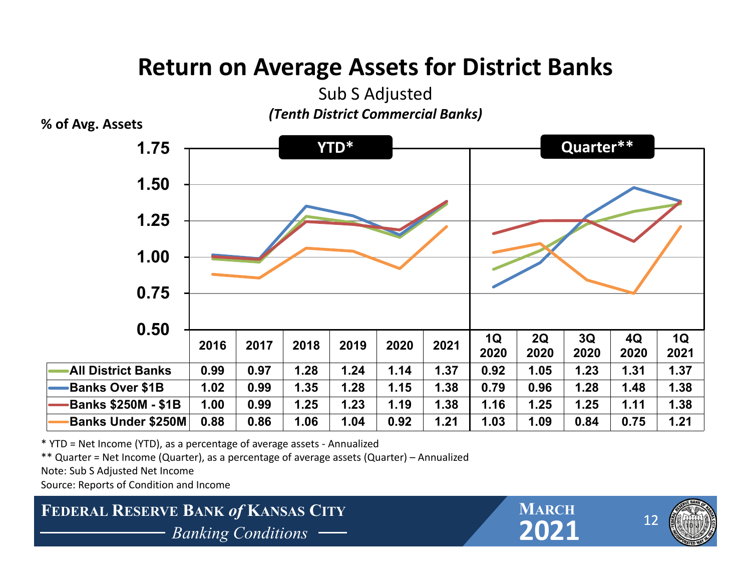# Return on Average Assets for District Banks

Sub S Adjusted

*(Tenth District Commercial Banks)*

% of Avg. Assets

| | YTD* | | | | | | Quarter** | | | | |
|---|---|---|---|---|---|---|---|---|---|---|---|
| | 2016 | 2017 | 2018 | 2019 | 2020 | 2021 | 1Q 2020 | 2Q 2020 | 3Q 2020 | 4Q 2020 | 1Q 2021 |
| All District Banks | 0.99 | 0.97 | 1.28 | 1.24 | 1.14 | 1.37 | 0.92 | 1.05 | 1.23 | 1.31 | 1.37 |
| Banks Over $1B | 1.02 | 0.99 | 1.35 | 1.28 | 1.15 | 1.38 | 0.79 | 0.96 | 1.28 | 1.48 | 1.38 |
| Banks $250M - $1B | 1.00 | 0.99 | 1.25 | 1.23 | 1.19 | 1.38 | 1.16 | 1.25 | 1.25 | 1.11 | 1.38 |
| Banks Under $250M | 0.88 | 0.86 | 1.06 | 1.04 | 0.92 | 1.21 | 1.03 | 1.09 | 0.84 | 0.75 | 1.21 |

* YTD = Net Income (YTD), as a percentage of average assets - Annualized

** Quarter = Net Income (Quarter), as a percentage of average assets (Quarter) – Annualized

Note: Sub S Adjusted Net Income

Source: Reports of Condition and Income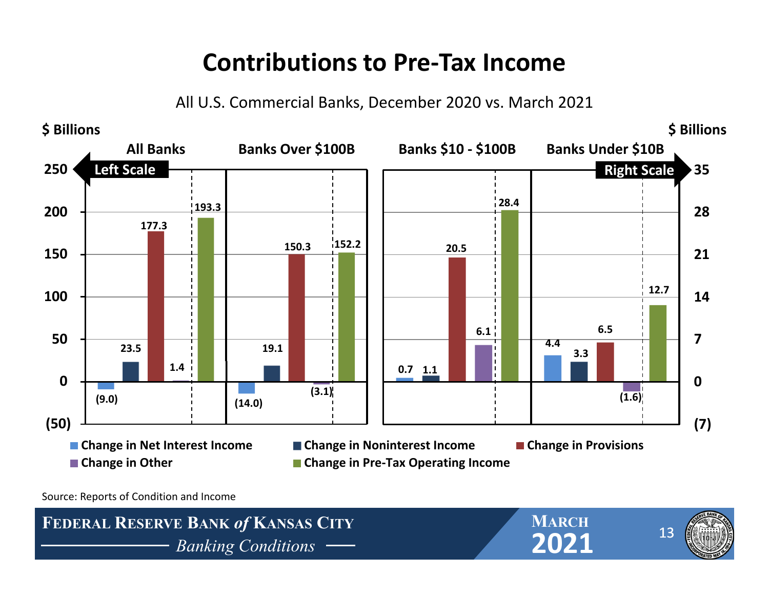# Contributions to Pre-Tax Income

All U.S. Commercial Banks, December 2020 vs. March 2021

$ Billions (All Banks and Banks Over $100B: Left Scale; Banks $10 - $100B and Banks Under $10B: Right Scale)

| | All Banks | Banks Over $100B | Banks $10 - $100B | Banks Under $10B |
|---|---|---|---|---|
| Change in Net Interest Income | (9.0) | (14.0) | 0.7 | 4.4 |
| Change in Noninterest Income | 23.5 | 19.1 | 1.1 | 3.3 |
| Change in Provisions | 177.3 | 150.3 | 20.5 | 6.5 |
| Change in Other | 1.4 | (3.1) | 6.1 | (1.6) |
| Change in Pre-Tax Operating Income | 193.3 | 152.2 | 28.4 | 12.7 |

Source: Reports of Condition and Income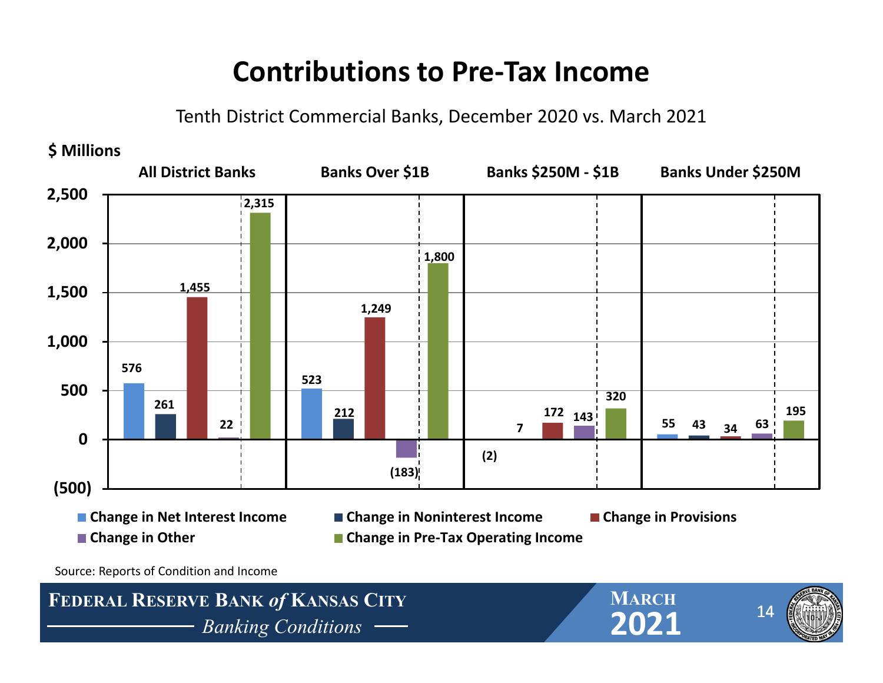# Contributions to Pre-Tax Income

Tenth District Commercial Banks, December 2020 vs. March 2021

$ Millions

| | Change in Net Interest Income | Change in Noninterest Income | Change in Provisions | Change in Other | Change in Pre-Tax Operating Income |
|---|---|---|---|---|---|
| All District Banks | 576 | 261 | 1,455 | 22 | 2,315 |
| Banks Over $1B | 523 | 212 | 1,249 | (183) | 1,800 |
| Banks $250M - $1B | (2) | 7 | 172 | 143 | 320 |
| Banks Under $250M | 55 | 43 | 34 | 63 | 195 |

Source: Reports of Condition and Income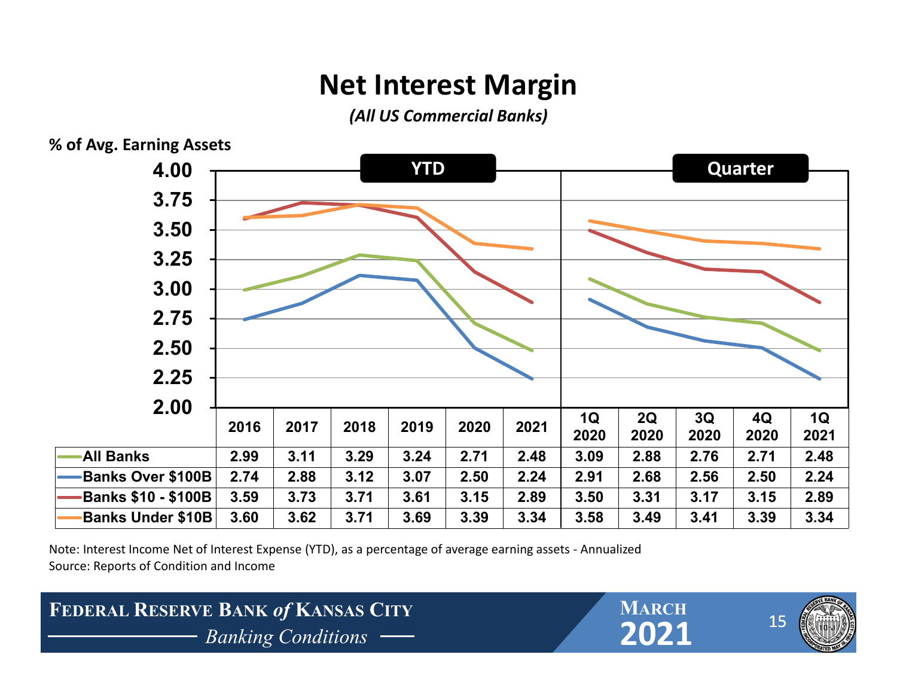# Net Interest Margin

*(All US Commercial Banks)*

% of Avg. Earning Assets

| | YTD | | | | | | Quarter | | | | |
|---|---|---|---|---|---|---|---|---|---|---|---|
| | 2016 | 2017 | 2018 | 2019 | 2020 | 2021 | 1Q 2020 | 2Q 2020 | 3Q 2020 | 4Q 2020 | 1Q 2021 |
| All Banks | 2.99 | 3.11 | 3.29 | 3.24 | 2.71 | 2.48 | 3.09 | 2.88 | 2.76 | 2.71 | 2.48 |
| Banks Over $100B | 2.74 | 2.88 | 3.12 | 3.07 | 2.50 | 2.24 | 2.91 | 2.68 | 2.56 | 2.50 | 2.24 |
| Banks $10 - $100B | 3.59 | 3.73 | 3.71 | 3.61 | 3.15 | 2.89 | 3.50 | 3.31 | 3.17 | 3.15 | 2.89 |
| Banks Under $10B | 3.60 | 3.62 | 3.71 | 3.69 | 3.39 | 3.34 | 3.58 | 3.49 | 3.41 | 3.39 | 3.34 |

Note: Interest Income Net of Interest Expense (YTD), as a percentage of average earning assets - Annualized

Source: Reports of Condition and Income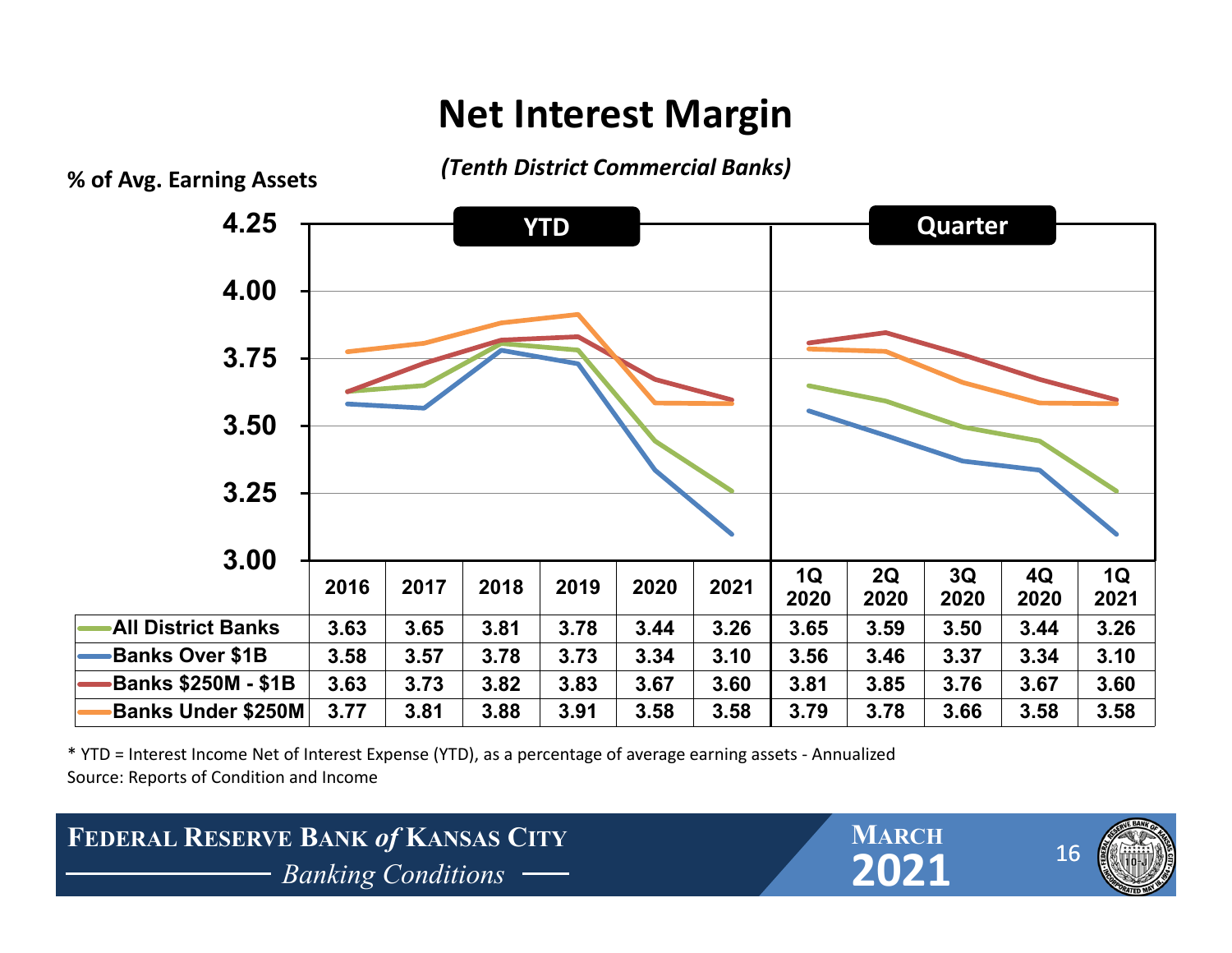# Net Interest Margin

*(Tenth District Commercial Banks)*

% of Avg. Earning Assets

| | YTD | | | | | | Quarter | | | | |
|---|---|---|---|---|---|---|---|---|---|---|---|
| | 2016 | 2017 | 2018 | 2019 | 2020 | 2021 | 1Q 2020 | 2Q 2020 | 3Q 2020 | 4Q 2020 | 1Q 2021 |
| All District Banks | 3.63 | 3.65 | 3.81 | 3.78 | 3.44 | 3.26 | 3.65 | 3.59 | 3.50 | 3.44 | 3.26 |
| Banks Over $1B | 3.58 | 3.57 | 3.78 | 3.73 | 3.34 | 3.10 | 3.56 | 3.46 | 3.37 | 3.34 | 3.10 |
| Banks $250M - $1B | 3.63 | 3.73 | 3.82 | 3.83 | 3.67 | 3.60 | 3.81 | 3.85 | 3.76 | 3.67 | 3.60 |
| Banks Under $250M | 3.77 | 3.81 | 3.88 | 3.91 | 3.58 | 3.58 | 3.79 | 3.78 | 3.66 | 3.58 | 3.58 |

* YTD = Interest Income Net of Interest Expense (YTD), as a percentage of average earning assets - Annualized

Source: Reports of Condition and Income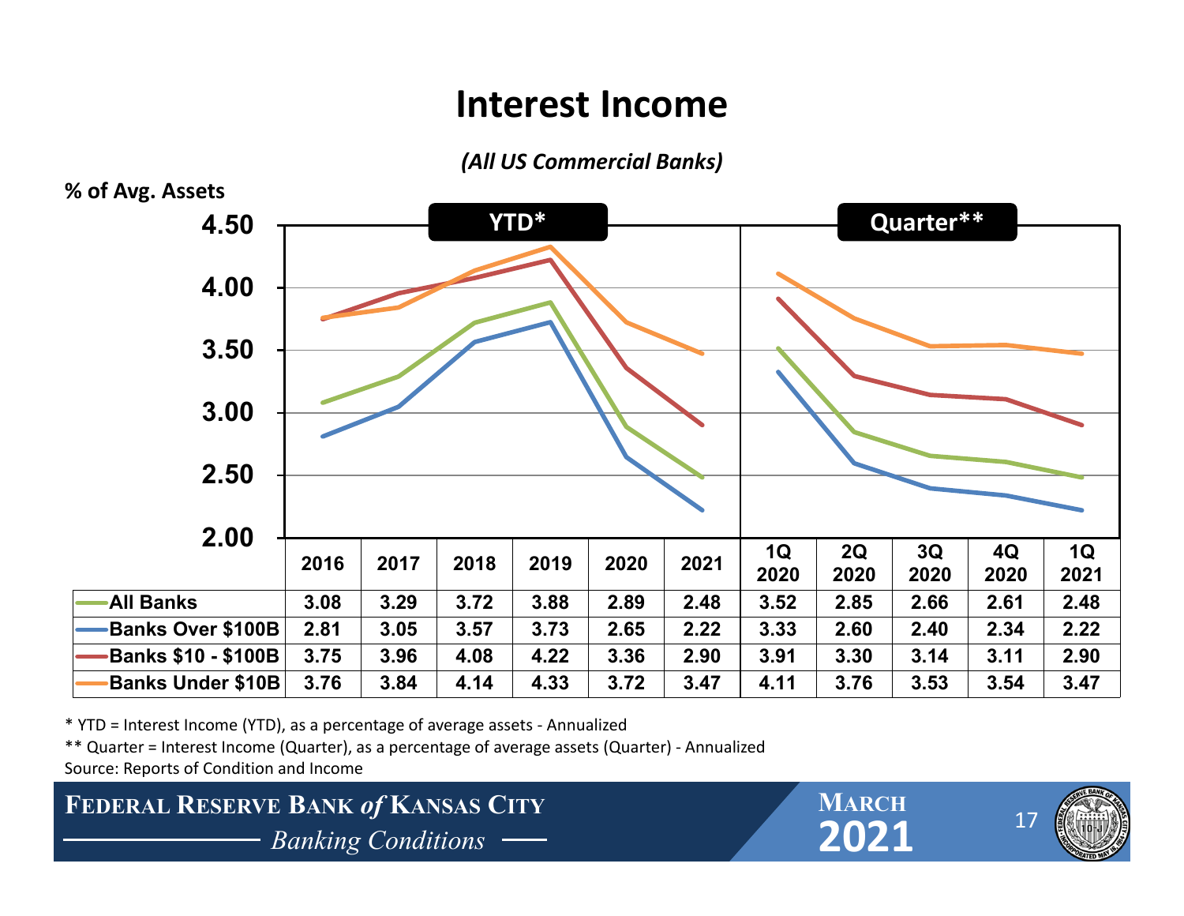# Interest Income

*(All US Commercial Banks)*

% of Avg. Assets

| | YTD* | | | | | | Quarter** | | | | |
|---|---|---|---|---|---|---|---|---|---|---|---|
| | 2016 | 2017 | 2018 | 2019 | 2020 | 2021 | 1Q 2020 | 2Q 2020 | 3Q 2020 | 4Q 2020 | 1Q 2021 |
| All Banks | 3.08 | 3.29 | 3.72 | 3.88 | 2.89 | 2.48 | 3.52 | 2.85 | 2.66 | 2.61 | 2.48 |
| Banks Over $100B | 2.81 | 3.05 | 3.57 | 3.73 | 2.65 | 2.22 | 3.33 | 2.60 | 2.40 | 2.34 | 2.22 |
| Banks $10 - $100B | 3.75 | 3.96 | 4.08 | 4.22 | 3.36 | 2.90 | 3.91 | 3.30 | 3.14 | 3.11 | 2.90 |
| Banks Under $10B | 3.76 | 3.84 | 4.14 | 4.33 | 3.72 | 3.47 | 4.11 | 3.76 | 3.53 | 3.54 | 3.47 |

\* YTD = Interest Income (YTD), as a percentage of average assets - Annualized

\*\* Quarter = Interest Income (Quarter), as a percentage of average assets (Quarter) - Annualized

Source: Reports of Condition and Income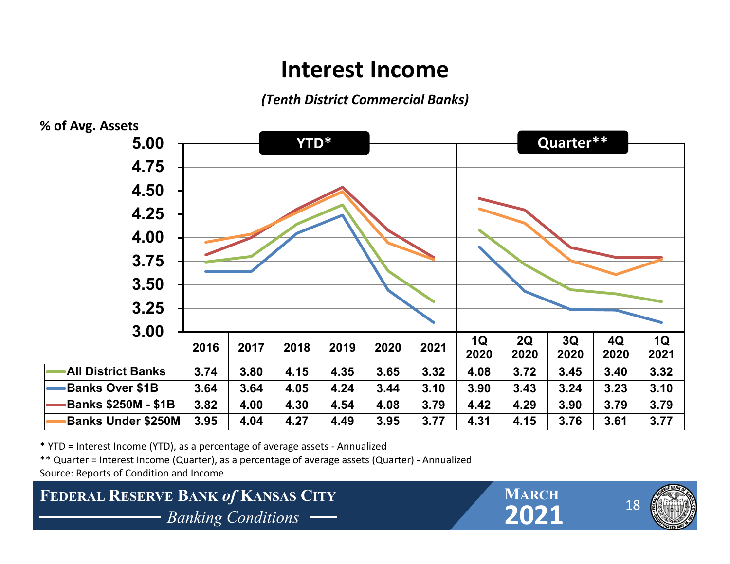# Interest Income

*(Tenth District Commercial Banks)*

% of Avg. Assets

| | YTD* | | | | | | Quarter** | | | | |
|---|---|---|---|---|---|---|---|---|---|---|---|
| | 2016 | 2017 | 2018 | 2019 | 2020 | 2021 | 1Q 2020 | 2Q 2020 | 3Q 2020 | 4Q 2020 | 1Q 2021 |
| All District Banks | 3.74 | 3.80 | 4.15 | 4.35 | 3.65 | 3.32 | 4.08 | 3.72 | 3.45 | 3.40 | 3.32 |
| Banks Over $1B | 3.64 | 3.64 | 4.05 | 4.24 | 3.44 | 3.10 | 3.90 | 3.43 | 3.24 | 3.23 | 3.10 |
| Banks $250M - $1B | 3.82 | 4.00 | 4.30 | 4.54 | 4.08 | 3.79 | 4.42 | 4.29 | 3.90 | 3.79 | 3.79 |
| Banks Under $250M | 3.95 | 4.04 | 4.27 | 4.49 | 3.95 | 3.77 | 4.31 | 4.15 | 3.76 | 3.61 | 3.77 |

\* YTD = Interest Income (YTD), as a percentage of average assets - Annualized

\** Quarter = Interest Income (Quarter), as a percentage of average assets (Quarter) - Annualized

Source: Reports of Condition and Income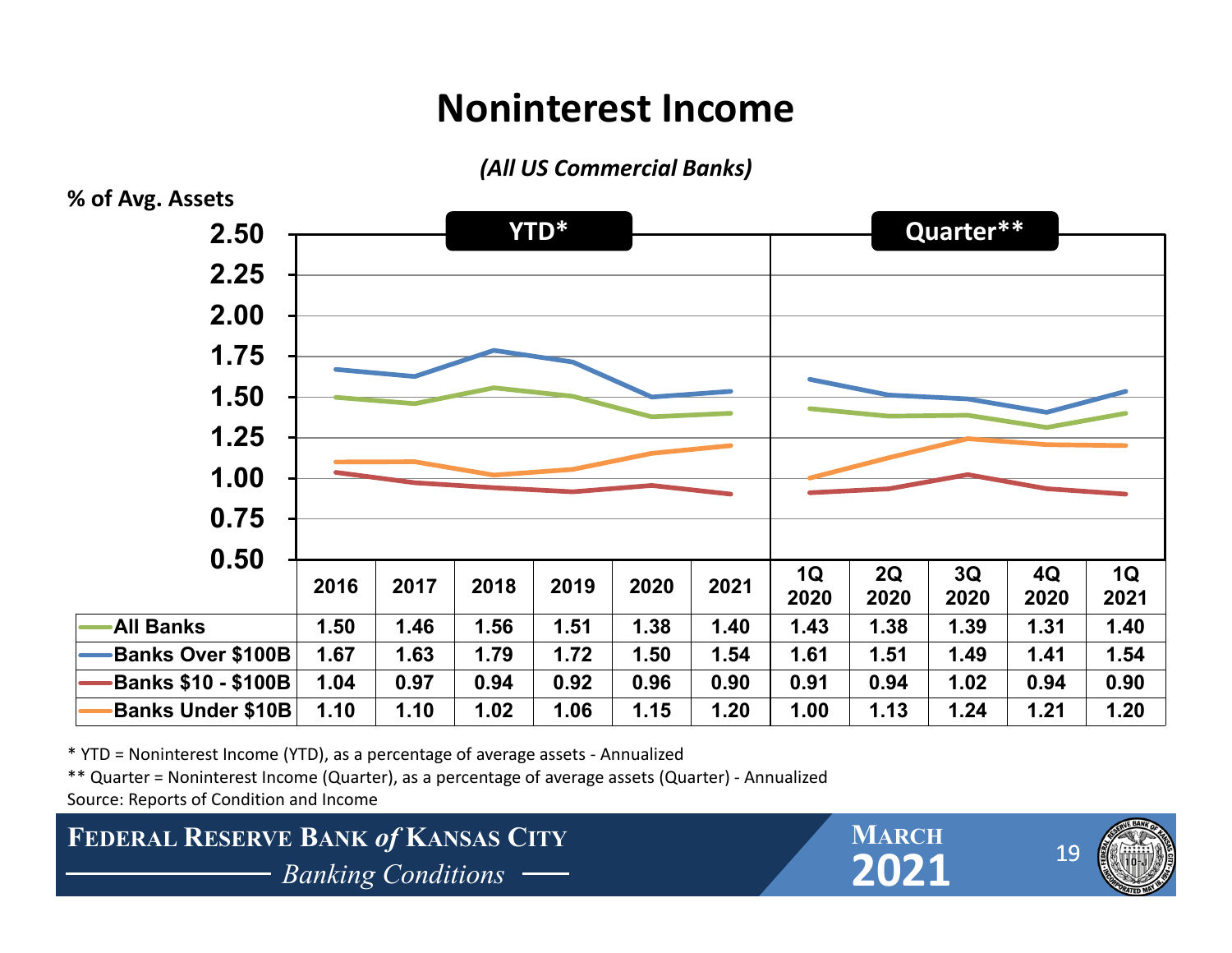# Noninterest Income

*(All US Commercial Banks)*

% of Avg. Assets

| | YTD* | | | | | | Quarter** | | | | |
|---|---|---|---|---|---|---|---|---|---|---|---|
| | 2016 | 2017 | 2018 | 2019 | 2020 | 2021 | 1Q 2020 | 2Q 2020 | 3Q 2020 | 4Q 2020 | 1Q 2021 |
| All Banks | 1.50 | 1.46 | 1.56 | 1.51 | 1.38 | 1.40 | 1.43 | 1.38 | 1.39 | 1.31 | 1.40 |
| Banks Over $100B | 1.67 | 1.63 | 1.79 | 1.72 | 1.50 | 1.54 | 1.61 | 1.51 | 1.49 | 1.41 | 1.54 |
| Banks $10 - $100B | 1.04 | 0.97 | 0.94 | 0.92 | 0.96 | 0.90 | 0.91 | 0.94 | 1.02 | 0.94 | 0.90 |
| Banks Under $10B | 1.10 | 1.10 | 1.02 | 1.06 | 1.15 | 1.20 | 1.00 | 1.13 | 1.24 | 1.21 | 1.20 |

* YTD = Noninterest Income (YTD), as a percentage of average assets - Annualized

** Quarter = Noninterest Income (Quarter), as a percentage of average assets (Quarter) - Annualized

Source: Reports of Condition and Income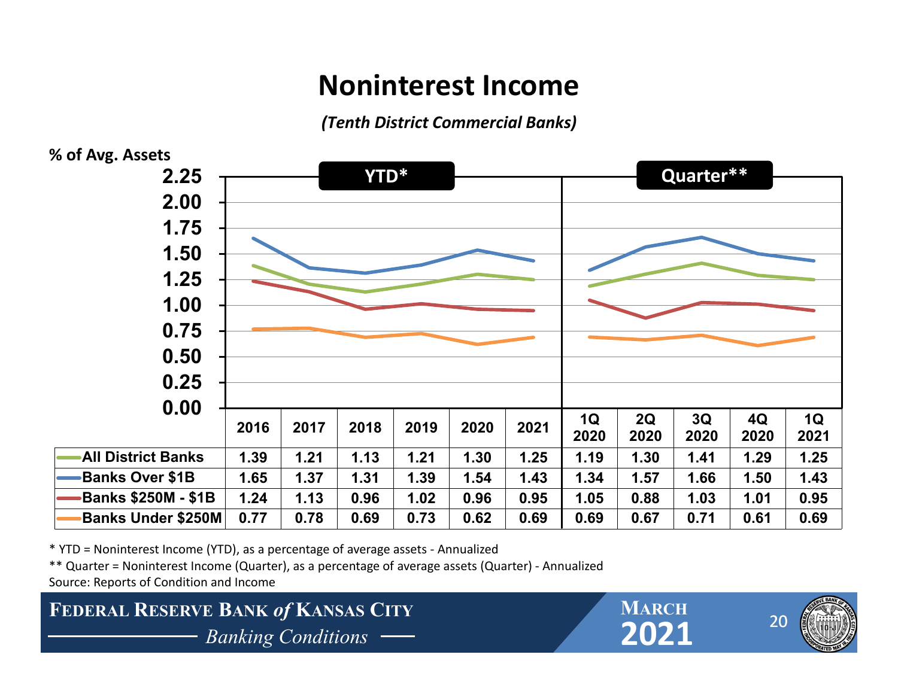# Noninterest Income

*(Tenth District Commercial Banks)*

% of Avg. Assets

| | YTD* | | | | | | Quarter** | | | | |
|---|---|---|---|---|---|---|---|---|---|---|---|
| | 2016 | 2017 | 2018 | 2019 | 2020 | 2021 | 1Q 2020 | 2Q 2020 | 3Q 2020 | 4Q 2020 | 1Q 2021 |
| All District Banks | 1.39 | 1.21 | 1.13 | 1.21 | 1.30 | 1.25 | 1.19 | 1.30 | 1.41 | 1.29 | 1.25 |
| Banks Over $1B | 1.65 | 1.37 | 1.31 | 1.39 | 1.54 | 1.43 | 1.34 | 1.57 | 1.66 | 1.50 | 1.43 |
| Banks $250M - $1B | 1.24 | 1.13 | 0.96 | 1.02 | 0.96 | 0.95 | 1.05 | 0.88 | 1.03 | 1.01 | 0.95 |
| Banks Under $250M | 0.77 | 0.78 | 0.69 | 0.73 | 0.62 | 0.69 | 0.69 | 0.67 | 0.71 | 0.61 | 0.69 |

\* YTD = Noninterest Income (YTD), as a percentage of average assets - Annualized

** Quarter = Noninterest Income (Quarter), as a percentage of average assets (Quarter) - Annualized

Source: Reports of Condition and Income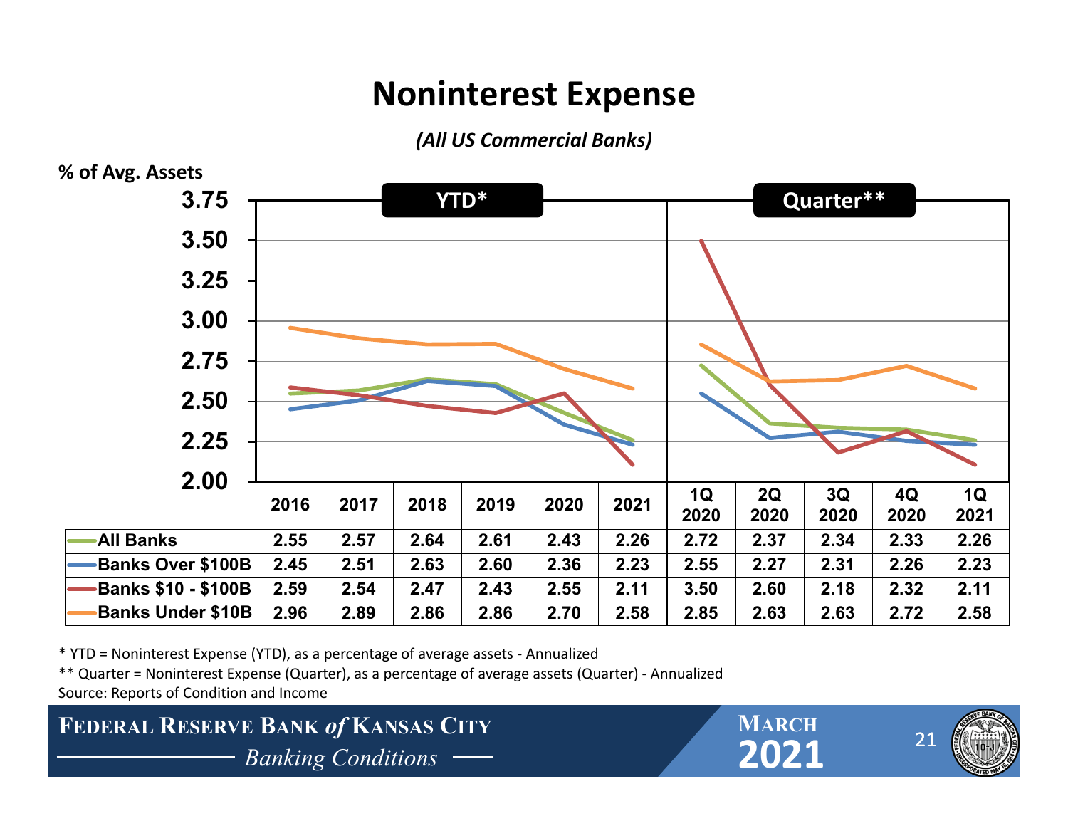# Noninterest Expense

*(All US Commercial Banks)*

% of Avg. Assets

| | YTD* | | | | | | Quarter** | | | | |
|---|---|---|---|---|---|---|---|---|---|---|---|
| | 2016 | 2017 | 2018 | 2019 | 2020 | 2021 | 1Q 2020 | 2Q 2020 | 3Q 2020 | 4Q 2020 | 1Q 2021 |
| All Banks | 2.55 | 2.57 | 2.64 | 2.61 | 2.43 | 2.26 | 2.72 | 2.37 | 2.34 | 2.33 | 2.26 |
| Banks Over $100B | 2.45 | 2.51 | 2.63 | 2.60 | 2.36 | 2.23 | 2.55 | 2.27 | 2.31 | 2.26 | 2.23 |
| Banks $10 - $100B | 2.59 | 2.54 | 2.47 | 2.43 | 2.55 | 2.11 | 3.50 | 2.60 | 2.18 | 2.32 | 2.11 |
| Banks Under $10B | 2.96 | 2.89 | 2.86 | 2.86 | 2.70 | 2.58 | 2.85 | 2.63 | 2.63 | 2.72 | 2.58 |

\* YTD = Noninterest Expense (YTD), as a percentage of average assets - Annualized

\*\* Quarter = Noninterest Expense (Quarter), as a percentage of average assets (Quarter) - Annualized

Source: Reports of Condition and Income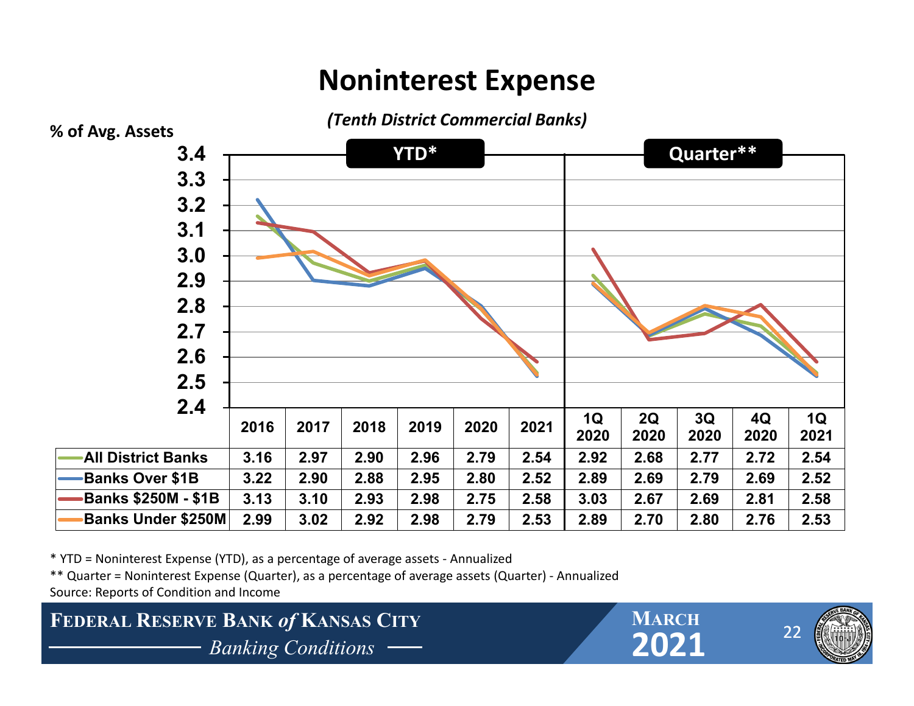# Noninterest Expense

*(Tenth District Commercial Banks)*

% of Avg. Assets

| | YTD* | | | | | | Quarter** | | | | |
|---|---|---|---|---|---|---|---|---|---|---|---|
| | 2016 | 2017 | 2018 | 2019 | 2020 | 2021 | 1Q 2020 | 2Q 2020 | 3Q 2020 | 4Q 2020 | 1Q 2021 |
| All District Banks | 3.16 | 2.97 | 2.90 | 2.96 | 2.79 | 2.54 | 2.92 | 2.68 | 2.77 | 2.72 | 2.54 |
| Banks Over $1B | 3.22 | 2.90 | 2.88 | 2.95 | 2.80 | 2.52 | 2.89 | 2.69 | 2.79 | 2.69 | 2.52 |
| Banks $250M - $1B | 3.13 | 3.10 | 2.93 | 2.98 | 2.75 | 2.58 | 3.03 | 2.67 | 2.69 | 2.81 | 2.58 |
| Banks Under $250M | 2.99 | 3.02 | 2.92 | 2.98 | 2.79 | 2.53 | 2.89 | 2.70 | 2.80 | 2.76 | 2.53 |

* YTD = Noninterest Expense (YTD), as a percentage of average assets - Annualized

** Quarter = Noninterest Expense (Quarter), as a percentage of average assets (Quarter) - Annualized

Source: Reports of Condition and Income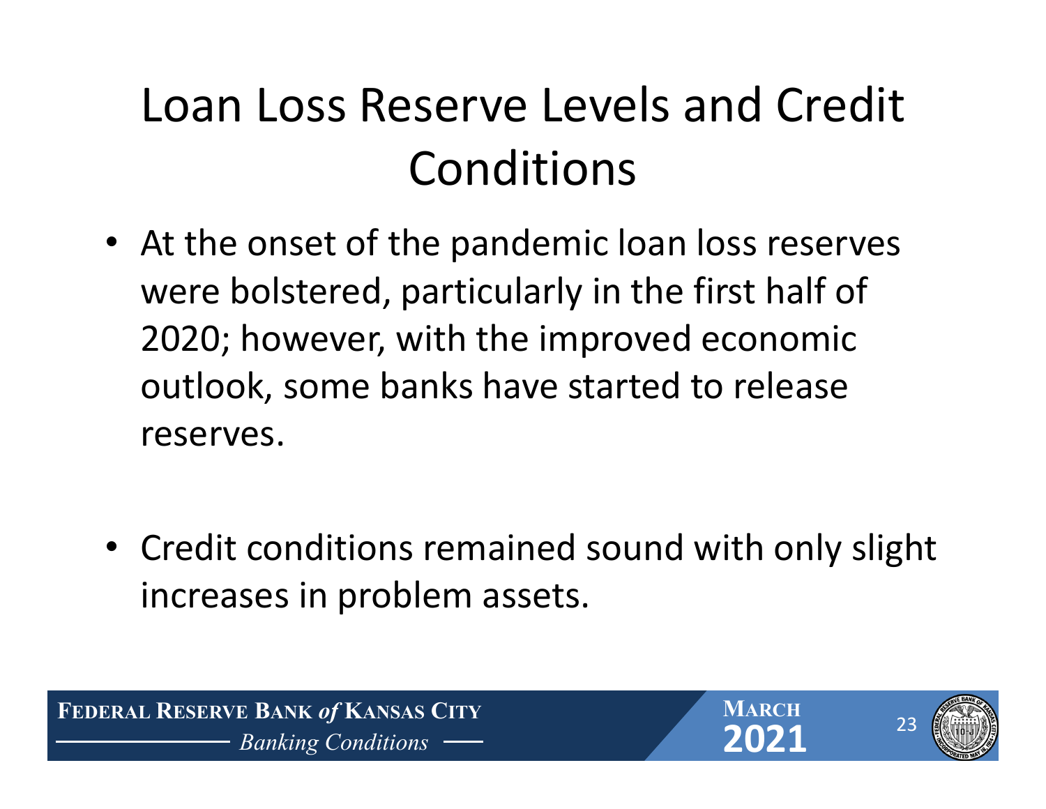# Loan Loss Reserve Levels and Credit Conditions

- At the onset of the pandemic loan loss reserves were bolstered, particularly in the first half of 2020; however, with the improved economic outlook, some banks have started to release reserves.

- Credit conditions remained sound with only slight increases in problem assets.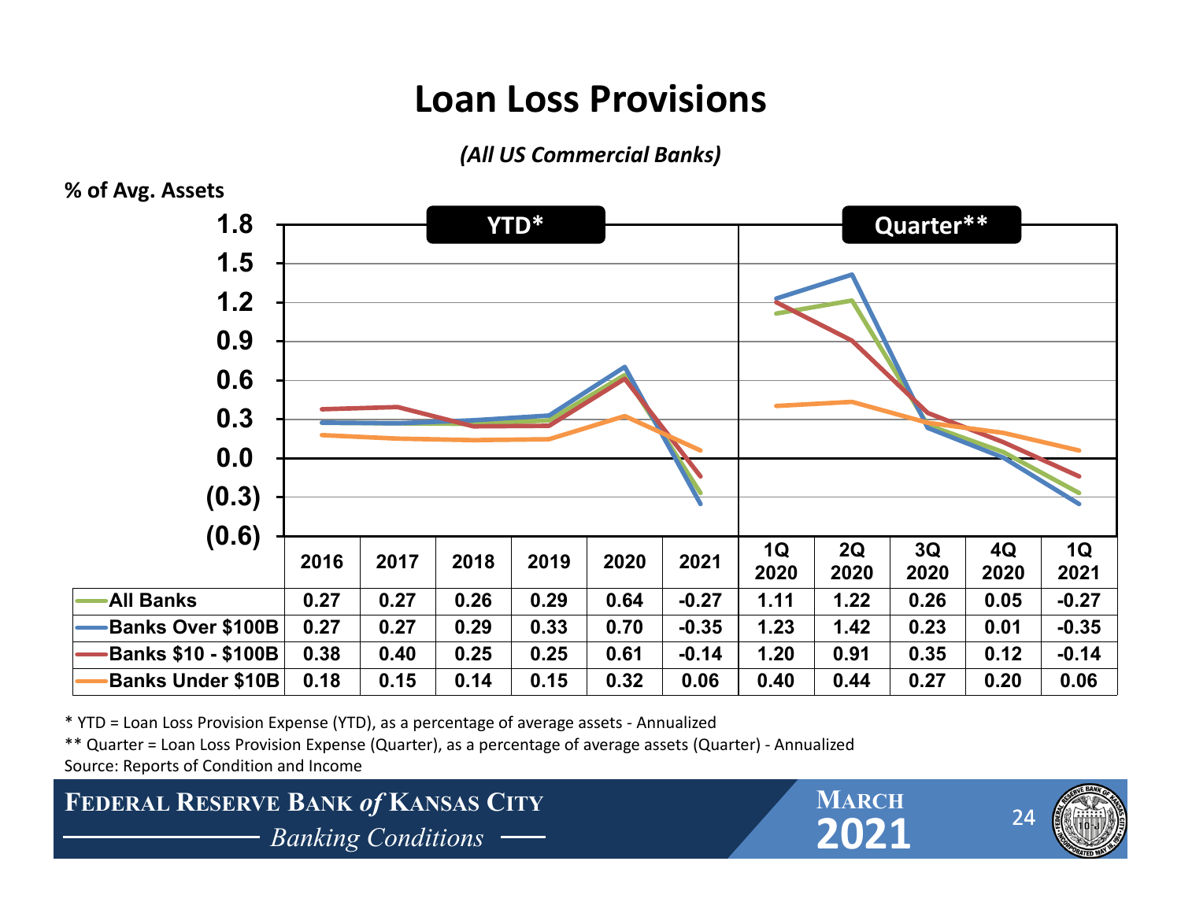# Loan Loss Provisions

*(All US Commercial Banks)*

% of Avg. Assets

| | YTD* | | | | | | Quarter** | | | | |
|---|---|---|---|---|---|---|---|---|---|---|---|
| | 2016 | 2017 | 2018 | 2019 | 2020 | 2021 | 1Q 2020 | 2Q 2020 | 3Q 2020 | 4Q 2020 | 1Q 2021 |
| All Banks | 0.27 | 0.27 | 0.26 | 0.29 | 0.64 | -0.27 | 1.11 | 1.22 | 0.26 | 0.05 | -0.27 |
| Banks Over $100B | 0.27 | 0.27 | 0.29 | 0.33 | 0.70 | -0.35 | 1.23 | 1.42 | 0.23 | 0.01 | -0.35 |
| Banks $10 - $100B | 0.38 | 0.40 | 0.25 | 0.25 | 0.61 | -0.14 | 1.20 | 0.91 | 0.35 | 0.12 | -0.14 |
| Banks Under $10B | 0.18 | 0.15 | 0.14 | 0.15 | 0.32 | 0.06 | 0.40 | 0.44 | 0.27 | 0.20 | 0.06 |

\* YTD = Loan Loss Provision Expense (YTD), as a percentage of average assets - Annualized

\*\* Quarter = Loan Loss Provision Expense (Quarter), as a percentage of average assets (Quarter) - Annualized

Source: Reports of Condition and Income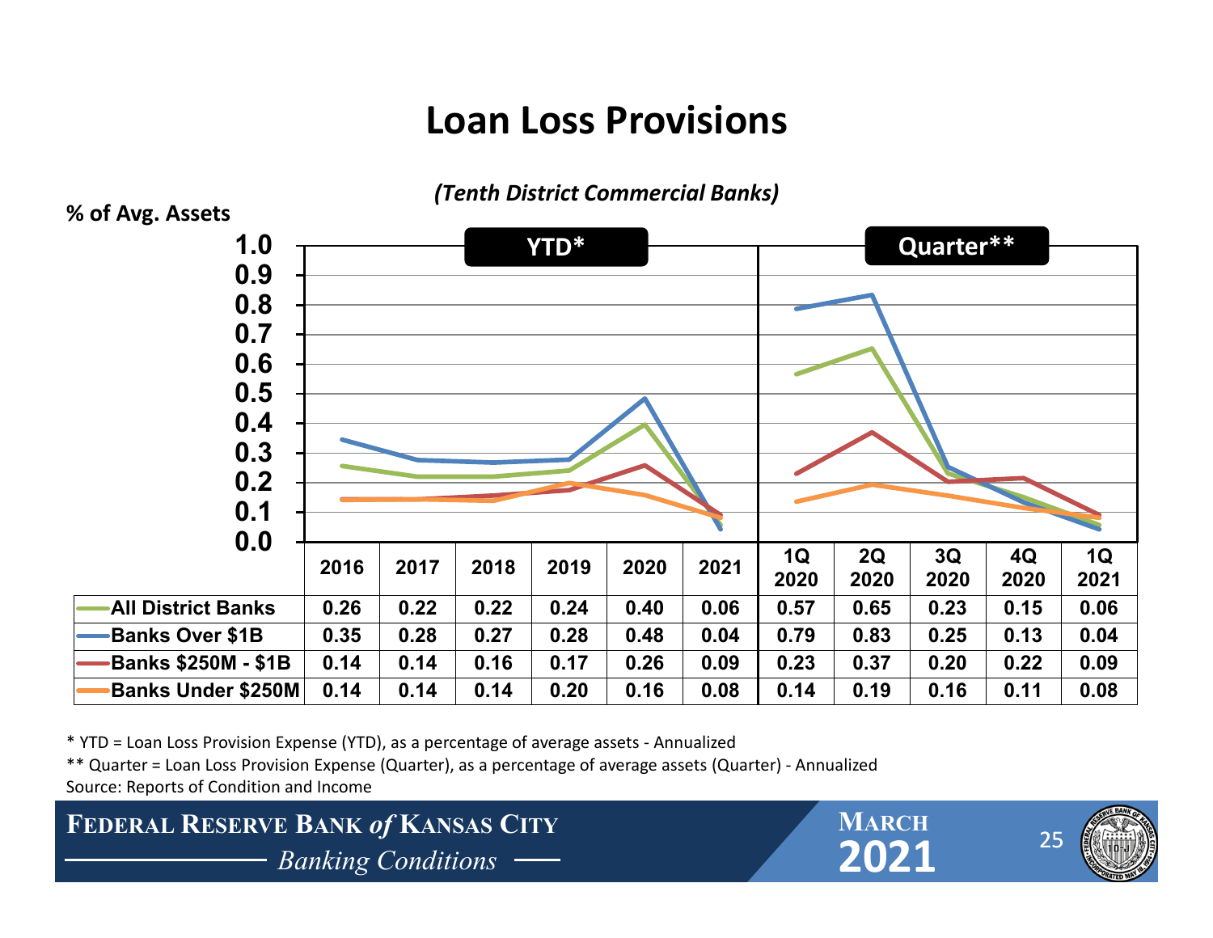# Loan Loss Provisions

*(Tenth District Commercial Banks)*

% of Avg. Assets

| | YTD* | | | | | | Quarter** | | | | |
|---|---|---|---|---|---|---|---|---|---|---|---|
| | 2016 | 2017 | 2018 | 2019 | 2020 | 2021 | 1Q 2020 | 2Q 2020 | 3Q 2020 | 4Q 2020 | 1Q 2021 |
| All District Banks | 0.26 | 0.22 | 0.22 | 0.24 | 0.40 | 0.06 | 0.57 | 0.65 | 0.23 | 0.15 | 0.06 |
| Banks Over $1B | 0.35 | 0.28 | 0.27 | 0.28 | 0.48 | 0.04 | 0.79 | 0.83 | 0.25 | 0.13 | 0.04 |
| Banks $250M - $1B | 0.14 | 0.14 | 0.16 | 0.17 | 0.26 | 0.09 | 0.23 | 0.37 | 0.20 | 0.22 | 0.09 |
| Banks Under $250M | 0.14 | 0.14 | 0.14 | 0.20 | 0.16 | 0.08 | 0.14 | 0.19 | 0.16 | 0.11 | 0.08 |

\* YTD = Loan Loss Provision Expense (YTD), as a percentage of average assets - Annualized

\*\* Quarter = Loan Loss Provision Expense (Quarter), as a percentage of average assets (Quarter) - Annualized

Source: Reports of Condition and Income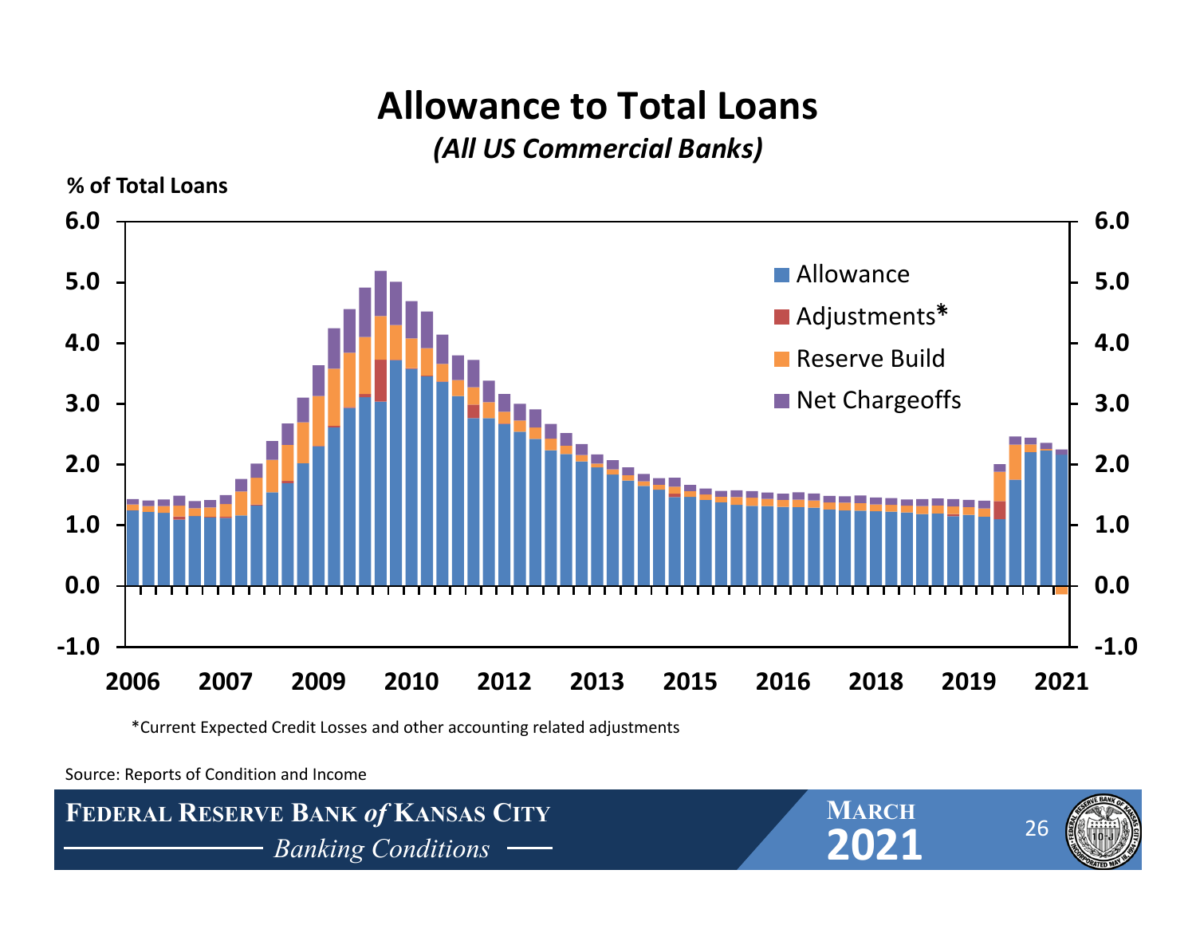# Allowance to Total Loans

*(All US Commercial Banks)*

**% of Total Loans**

Legend: Allowance, Adjustments*, Reserve Build, Net Chargeoffs

Y-axis: -1.0, 0.0, 1.0, 2.0, 3.0, 4.0, 5.0, 6.0

X-axis: 2006, 2007, 2009, 2010, 2012, 2013, 2015, 2016, 2018, 2019, 2021

*Current Expected Credit Losses and other accounting related adjustments

Source: Reports of Condition and Income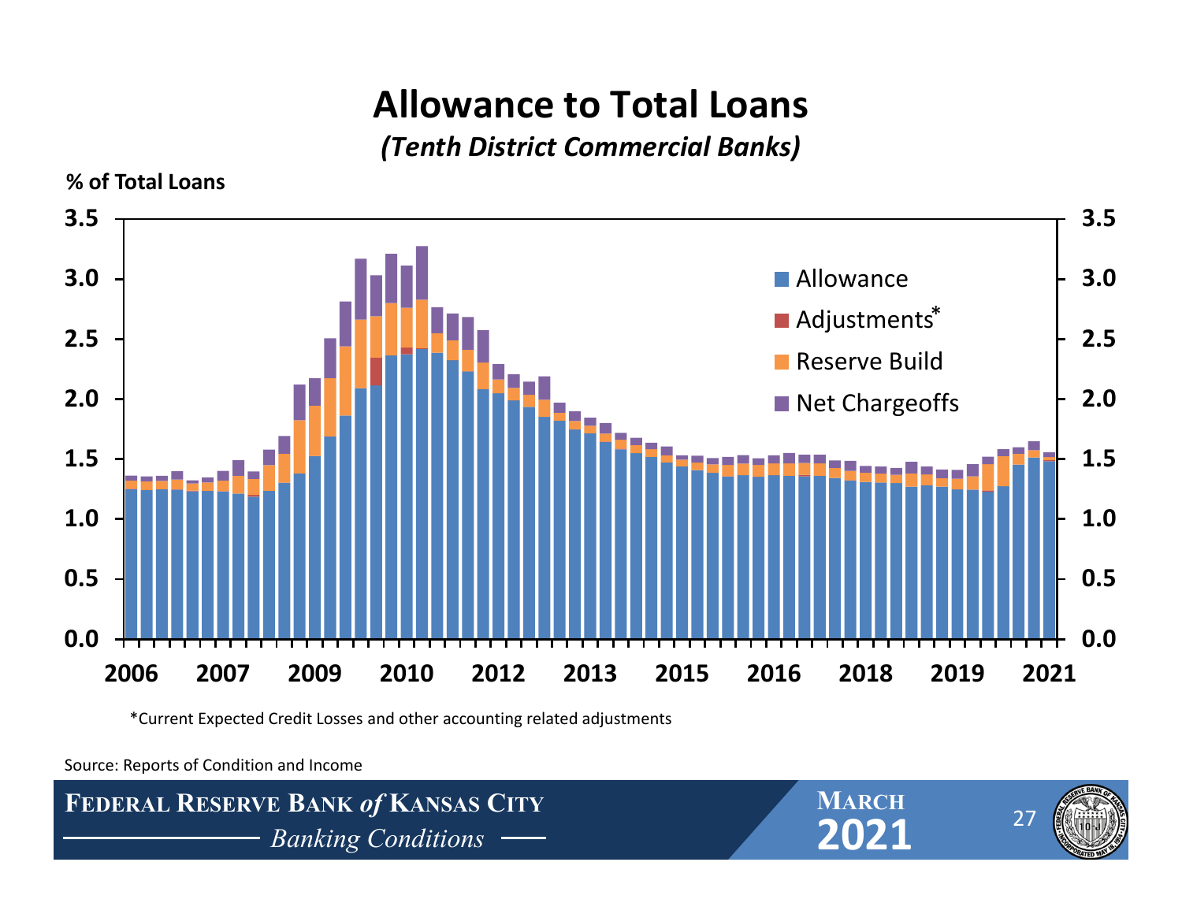# Allowance to Total Loans

*(Tenth District Commercial Banks)*

**% of Total Loans**

- Allowance
- Adjustments*
- Reserve Build
- Net Chargeoffs

*Current Expected Credit Losses and other accounting related adjustments

Source: Reports of Condition and Income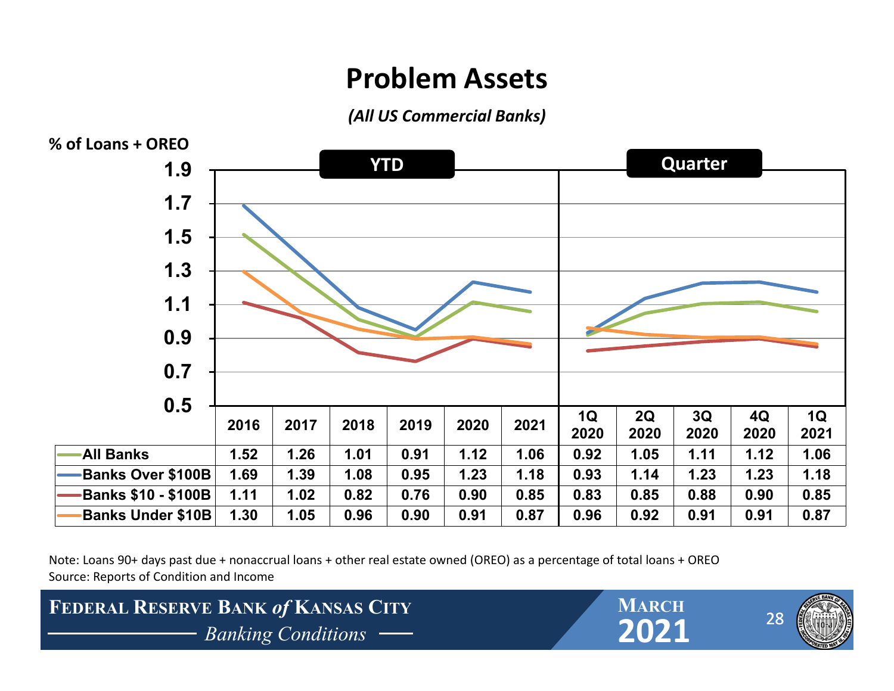# Problem Assets

*(All US Commercial Banks)*

% of Loans + OREO

| | YTD | | | | | | Quarter | | | | |
|---|---|---|---|---|---|---|---|---|---|---|---|
| | 2016 | 2017 | 2018 | 2019 | 2020 | 2021 | 1Q 2020 | 2Q 2020 | 3Q 2020 | 4Q 2020 | 1Q 2021 |
| All Banks | 1.52 | 1.26 | 1.01 | 0.91 | 1.12 | 1.06 | 0.92 | 1.05 | 1.11 | 1.12 | 1.06 |
| Banks Over $100B | 1.69 | 1.39 | 1.08 | 0.95 | 1.23 | 1.18 | 0.93 | 1.14 | 1.23 | 1.23 | 1.18 |
| Banks $10 - $100B | 1.11 | 1.02 | 0.82 | 0.76 | 0.90 | 0.85 | 0.83 | 0.85 | 0.88 | 0.90 | 0.85 |
| Banks Under $10B | 1.30 | 1.05 | 0.96 | 0.90 | 0.91 | 0.87 | 0.96 | 0.92 | 0.91 | 0.91 | 0.87 |

Note: Loans 90+ days past due + nonaccrual loans + other real estate owned (OREO) as a percentage of total loans + OREO
Source: Reports of Condition and Income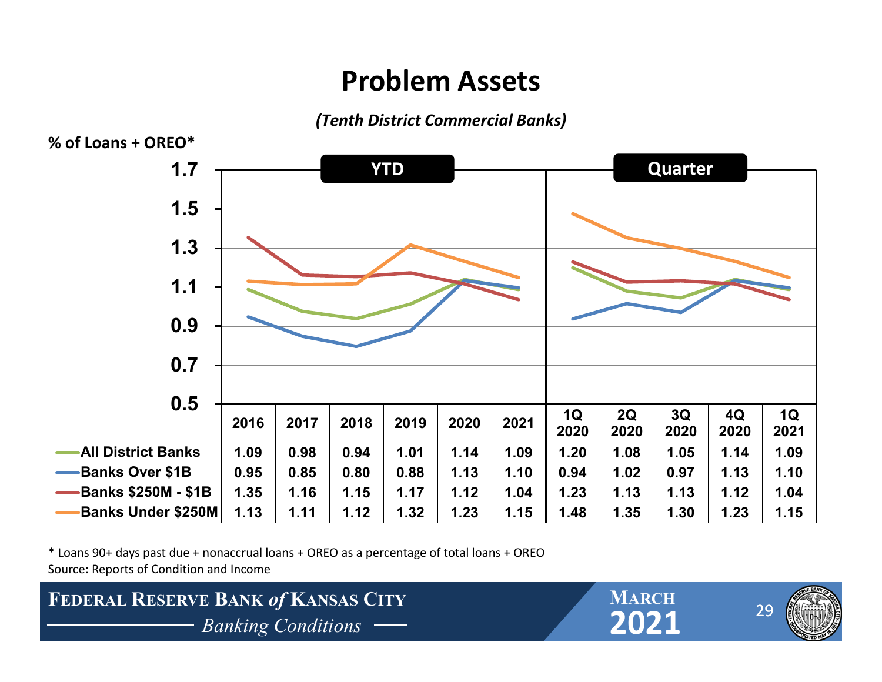# Problem Assets

*(Tenth District Commercial Banks)*

% of Loans + OREO*

| | YTD | | | | | | Quarter | | | | |
|---|---|---|---|---|---|---|---|---|---|---|---|
| | 2016 | 2017 | 2018 | 2019 | 2020 | 2021 | 1Q 2020 | 2Q 2020 | 3Q 2020 | 4Q 2020 | 1Q 2021 |
| All District Banks | 1.09 | 0.98 | 0.94 | 1.01 | 1.14 | 1.09 | 1.20 | 1.08 | 1.05 | 1.14 | 1.09 |
| Banks Over $1B | 0.95 | 0.85 | 0.80 | 0.88 | 1.13 | 1.10 | 0.94 | 1.02 | 0.97 | 1.13 | 1.10 |
| Banks $250M - $1B | 1.35 | 1.16 | 1.15 | 1.17 | 1.12 | 1.04 | 1.23 | 1.13 | 1.13 | 1.12 | 1.04 |
| Banks Under $250M | 1.13 | 1.11 | 1.12 | 1.32 | 1.23 | 1.15 | 1.48 | 1.35 | 1.30 | 1.23 | 1.15 |

\* Loans 90+ days past due + nonaccrual loans + OREO as a percentage of total loans + OREO

Source: Reports of Condition and Income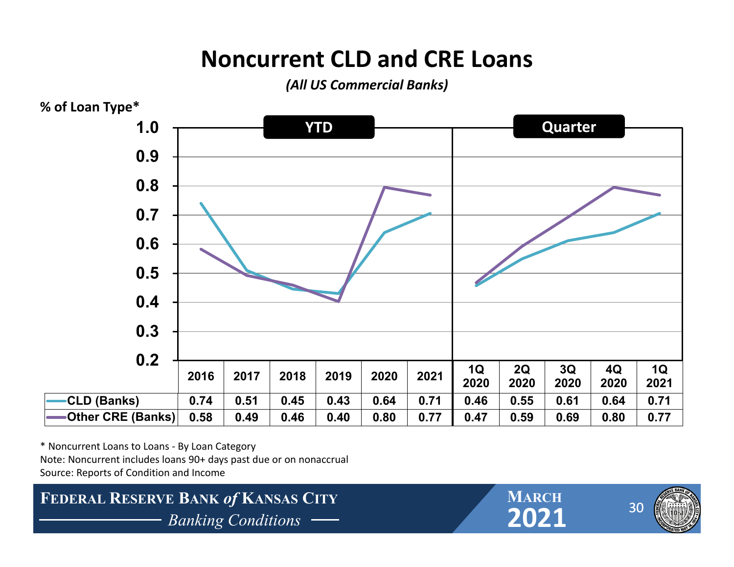# Noncurrent CLD and CRE Loans

*(All US Commercial Banks)*

% of Loan Type*

| | YTD | | | | | | Quarter | | | | |
|---|---|---|---|---|---|---|---|---|---|---|---|
| | 2016 | 2017 | 2018 | 2019 | 2020 | 2021 | 1Q 2020 | 2Q 2020 | 3Q 2020 | 4Q 2020 | 1Q 2021 |
| CLD (Banks) | 0.74 | 0.51 | 0.45 | 0.43 | 0.64 | 0.71 | 0.46 | 0.55 | 0.61 | 0.64 | 0.71 |
| Other CRE (Banks) | 0.58 | 0.49 | 0.46 | 0.40 | 0.80 | 0.77 | 0.47 | 0.59 | 0.69 | 0.80 | 0.77 |

\* Noncurrent Loans to Loans - By Loan Category

Note: Noncurrent includes loans 90+ days past due or on nonaccrual

Source: Reports of Condition and Income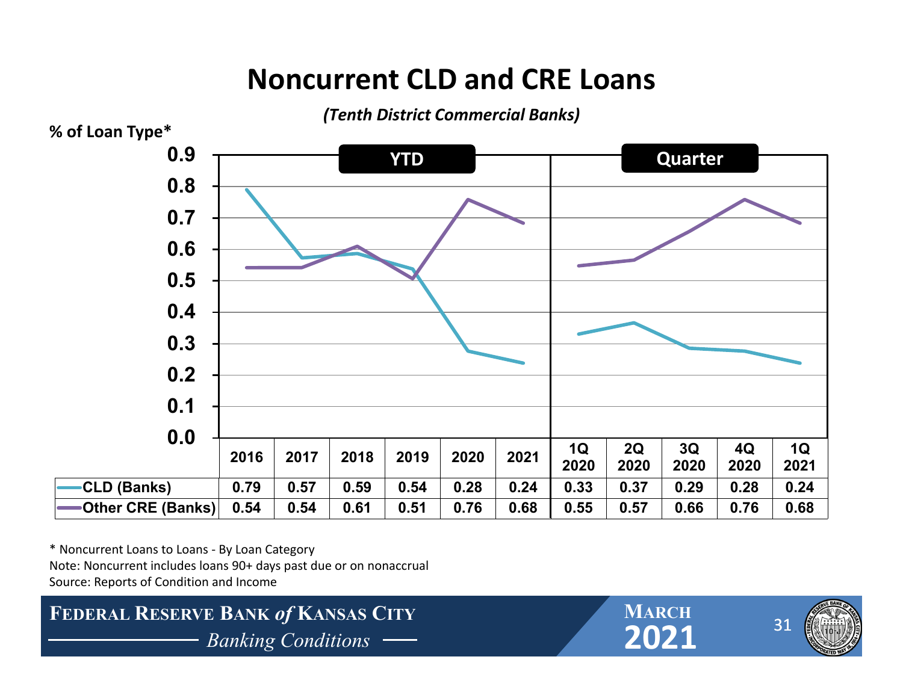# Noncurrent CLD and CRE Loans

*(Tenth District Commercial Banks)*

% of Loan Type*

| | YTD | | | | | | Quarter | | | | |
|---|---|---|---|---|---|---|---|---|---|---|---|
| | 2016 | 2017 | 2018 | 2019 | 2020 | 2021 | 1Q 2020 | 2Q 2020 | 3Q 2020 | 4Q 2020 | 1Q 2021 |
| CLD (Banks) | 0.79 | 0.57 | 0.59 | 0.54 | 0.28 | 0.24 | 0.33 | 0.37 | 0.29 | 0.28 | 0.24 |
| Other CRE (Banks) | 0.54 | 0.54 | 0.61 | 0.51 | 0.76 | 0.68 | 0.55 | 0.57 | 0.66 | 0.76 | 0.68 |

\* Noncurrent Loans to Loans - By Loan Category

Note: Noncurrent includes loans 90+ days past due or on nonaccrual

Source: Reports of Condition and Income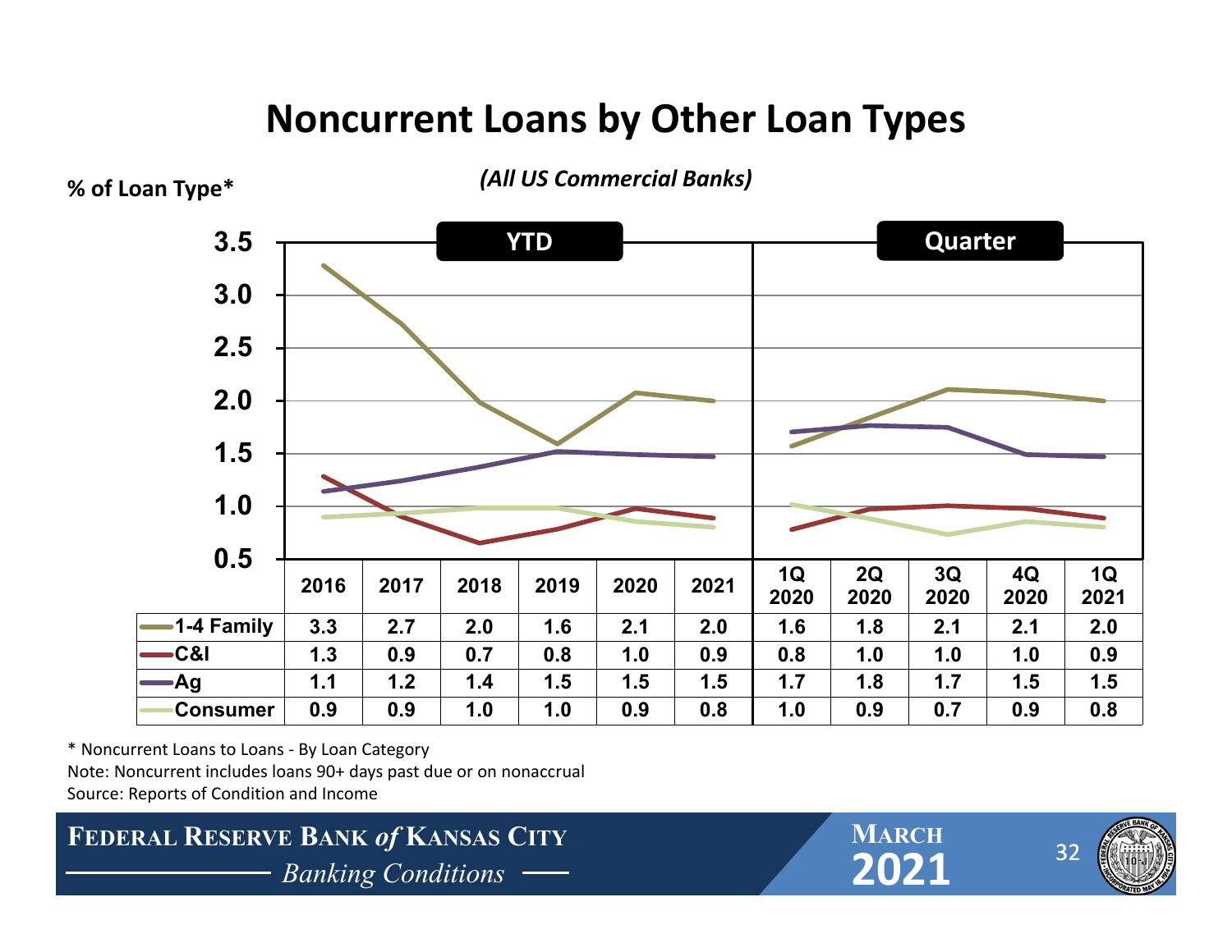# Noncurrent Loans by Other Loan Types

*(All US Commercial Banks)*

% of Loan Type*

| | YTD | | | | | | Quarter | | | | |
|---|---|---|---|---|---|---|---|---|---|---|---|
| | 2016 | 2017 | 2018 | 2019 | 2020 | 2021 | 1Q 2020 | 2Q 2020 | 3Q 2020 | 4Q 2020 | 1Q 2021 |
| 1-4 Family | 3.3 | 2.7 | 2.0 | 1.6 | 2.1 | 2.0 | 1.6 | 1.8 | 2.1 | 2.1 | 2.0 |
| C&I | 1.3 | 0.9 | 0.7 | 0.8 | 1.0 | 0.9 | 0.8 | 1.0 | 1.0 | 1.0 | 0.9 |
| Ag | 1.1 | 1.2 | 1.4 | 1.5 | 1.5 | 1.5 | 1.7 | 1.8 | 1.7 | 1.5 | 1.5 |
| Consumer | 0.9 | 0.9 | 1.0 | 1.0 | 0.9 | 0.8 | 1.0 | 0.9 | 0.7 | 0.9 | 0.8 |

* Noncurrent Loans to Loans - By Loan Category

Note: Noncurrent includes loans 90+ days past due or on nonaccrual

Source: Reports of Condition and Income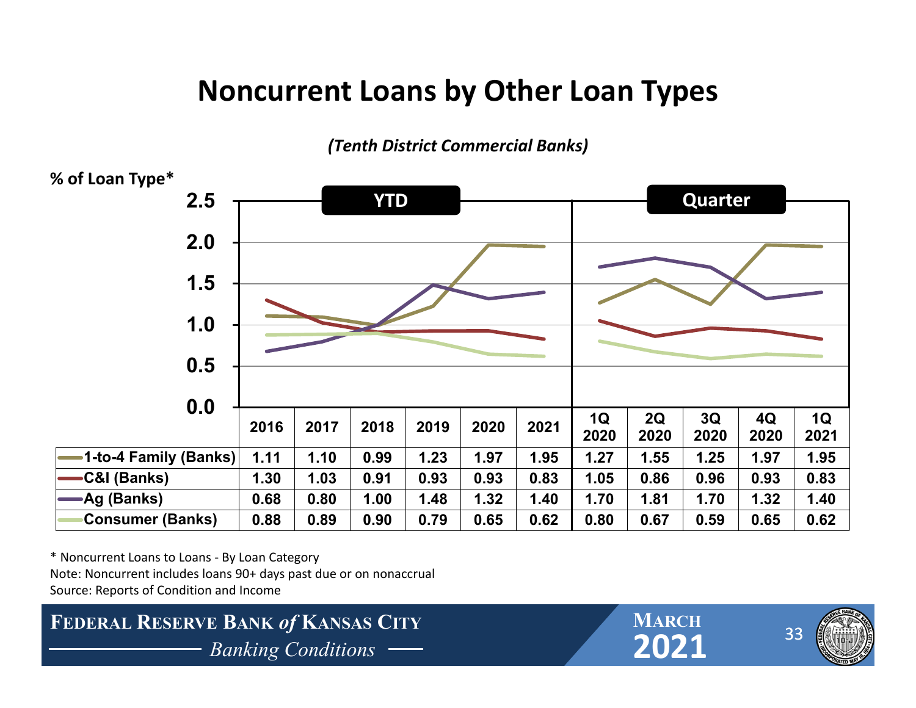# Noncurrent Loans by Other Loan Types

*(Tenth District Commercial Banks)*

% of Loan Type*

| | YTD | | | | | | Quarter | | | | |
|---|---|---|---|---|---|---|---|---|---|---|---|
| | 2016 | 2017 | 2018 | 2019 | 2020 | 2021 | 1Q 2020 | 2Q 2020 | 3Q 2020 | 4Q 2020 | 1Q 2021 |
| 1-to-4 Family (Banks) | 1.11 | 1.10 | 0.99 | 1.23 | 1.97 | 1.95 | 1.27 | 1.55 | 1.25 | 1.97 | 1.95 |
| C&I (Banks) | 1.30 | 1.03 | 0.91 | 0.93 | 0.93 | 0.83 | 1.05 | 0.86 | 0.96 | 0.93 | 0.83 |
| Ag (Banks) | 0.68 | 0.80 | 1.00 | 1.48 | 1.32 | 1.40 | 1.70 | 1.81 | 1.70 | 1.32 | 1.40 |
| Consumer (Banks) | 0.88 | 0.89 | 0.90 | 0.79 | 0.65 | 0.62 | 0.80 | 0.67 | 0.59 | 0.65 | 0.62 |

\* Noncurrent Loans to Loans - By Loan Category

Note: Noncurrent includes loans 90+ days past due or on nonaccrual

Source: Reports of Condition and Income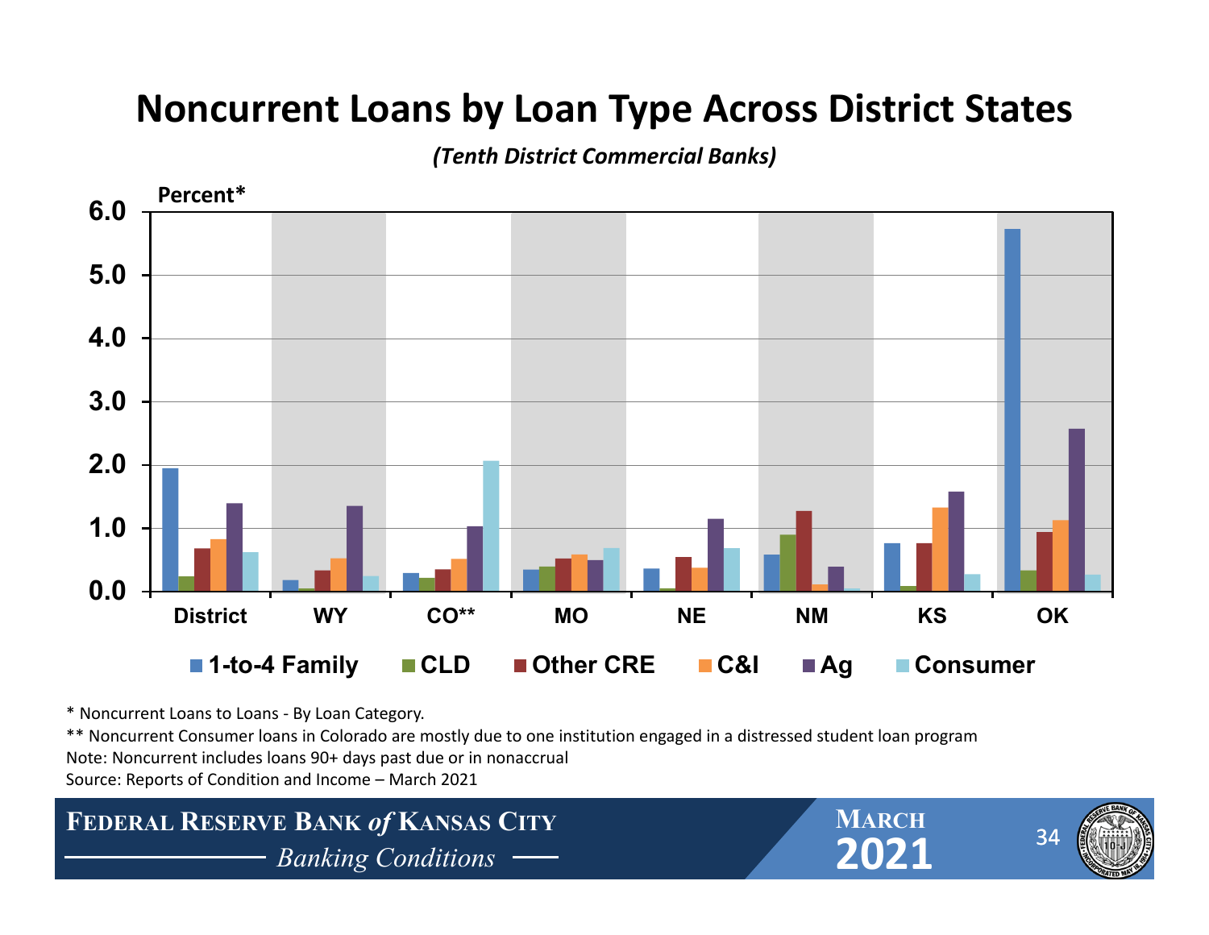# Noncurrent Loans by Loan Type Across District States

*(Tenth District Commercial Banks)*

Percent*

6.0
5.0
4.0
3.0
2.0
1.0
0.0

District WY CO** MO NE NM KS OK

■ 1-to-4 Family ■ CLD ■ Other CRE ■ C&I ■ Ag ■ Consumer

\* Noncurrent Loans to Loans - By Loan Category.

\*\* Noncurrent Consumer loans in Colorado are mostly due to one institution engaged in a distressed student loan program

Note: Noncurrent includes loans 90+ days past due or in nonaccrual

Source: Reports of Condition and Income – March 2021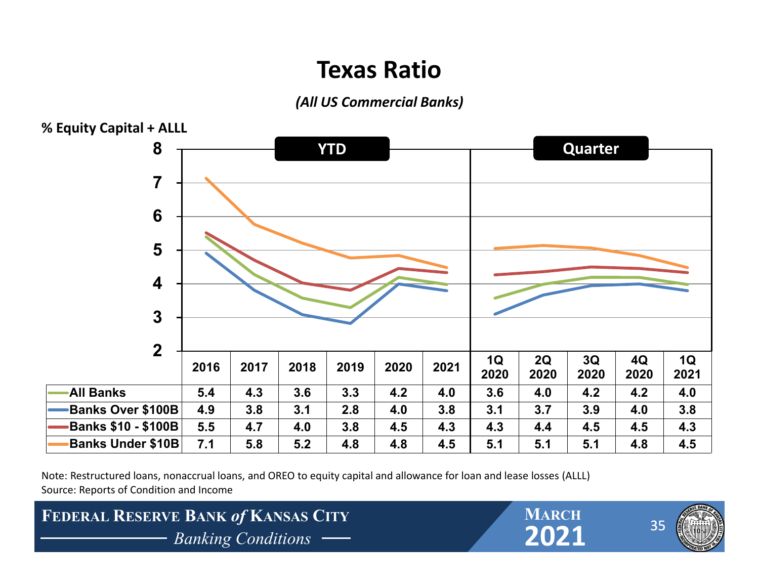# Texas Ratio

*(All US Commercial Banks)*

% Equity Capital + ALLL

| | YTD | | | | | | Quarter | | | | |
|---|---|---|---|---|---|---|---|---|---|---|---|
| | 2016 | 2017 | 2018 | 2019 | 2020 | 2021 | 1Q 2020 | 2Q 2020 | 3Q 2020 | 4Q 2020 | 1Q 2021 |
| All Banks | 5.4 | 4.3 | 3.6 | 3.3 | 4.2 | 4.0 | 3.6 | 4.0 | 4.2 | 4.2 | 4.0 |
| Banks Over $100B | 4.9 | 3.8 | 3.1 | 2.8 | 4.0 | 3.8 | 3.1 | 3.7 | 3.9 | 4.0 | 3.8 |
| Banks $10 - $100B | 5.5 | 4.7 | 4.0 | 3.8 | 4.5 | 4.3 | 4.3 | 4.4 | 4.5 | 4.5 | 4.3 |
| Banks Under $10B | 7.1 | 5.8 | 5.2 | 4.8 | 4.8 | 4.5 | 5.1 | 5.1 | 5.1 | 4.8 | 4.5 |

Note: Restructured loans, nonaccrual loans, and OREO to equity capital and allowance for loan and lease losses (ALLL)
Source: Reports of Condition and Income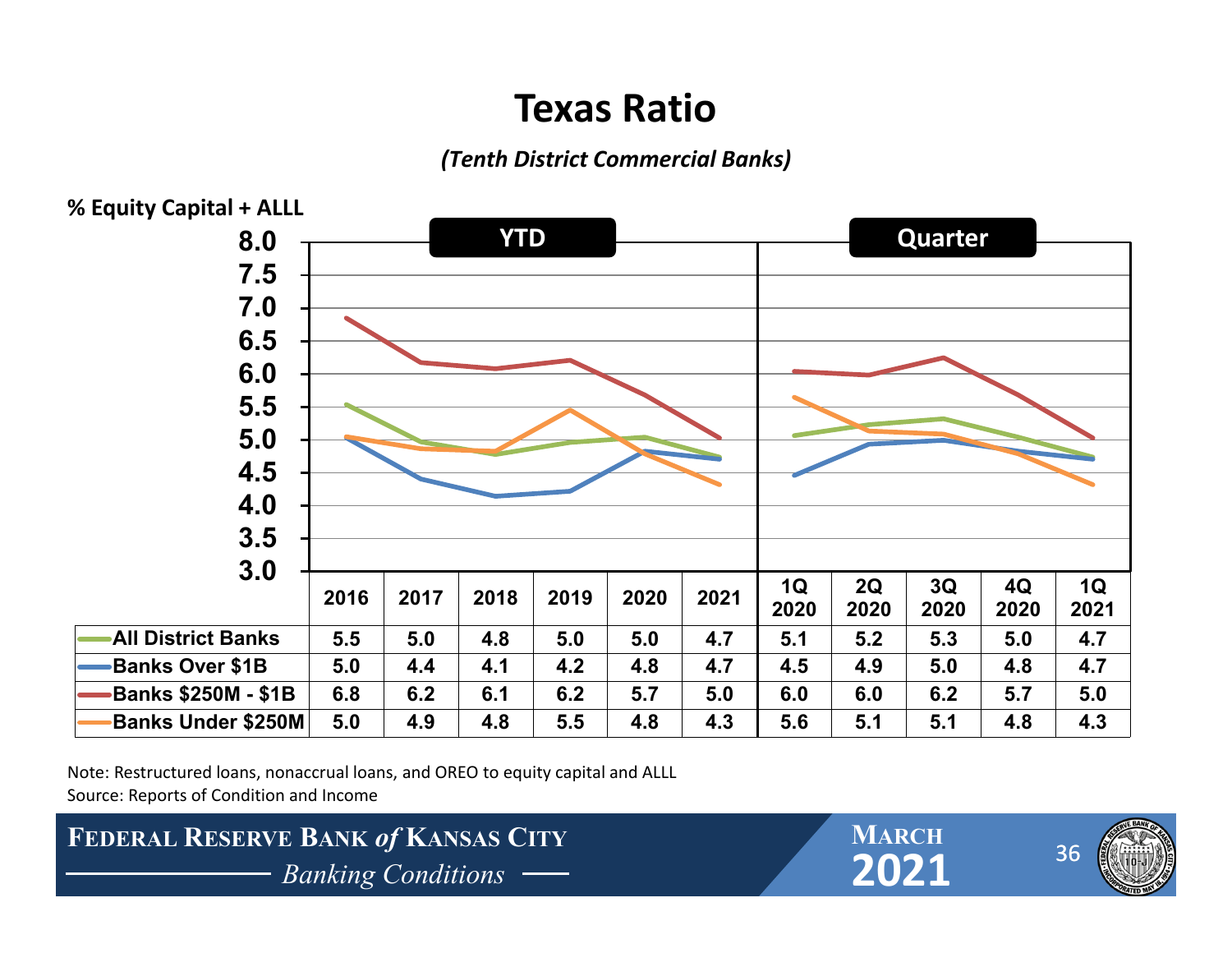# Texas Ratio

*(Tenth District Commercial Banks)*

% Equity Capital + ALLL

| | YTD | | | | | | Quarter | | | | |
|---|---|---|---|---|---|---|---|---|---|---|---|
| | 2016 | 2017 | 2018 | 2019 | 2020 | 2021 | 1Q 2020 | 2Q 2020 | 3Q 2020 | 4Q 2020 | 1Q 2021 |
| All District Banks | 5.5 | 5.0 | 4.8 | 5.0 | 5.0 | 4.7 | 5.1 | 5.2 | 5.3 | 5.0 | 4.7 |
| Banks Over $1B | 5.0 | 4.4 | 4.1 | 4.2 | 4.8 | 4.7 | 4.5 | 4.9 | 5.0 | 4.8 | 4.7 |
| Banks $250M - $1B | 6.8 | 6.2 | 6.1 | 6.2 | 5.7 | 5.0 | 6.0 | 6.0 | 6.2 | 5.7 | 5.0 |
| Banks Under $250M | 5.0 | 4.9 | 4.8 | 5.5 | 4.8 | 4.3 | 5.6 | 5.1 | 5.1 | 4.8 | 4.3 |

Note: Restructured loans, nonaccrual loans, and OREO to equity capital and ALLL
Source: Reports of Condition and Income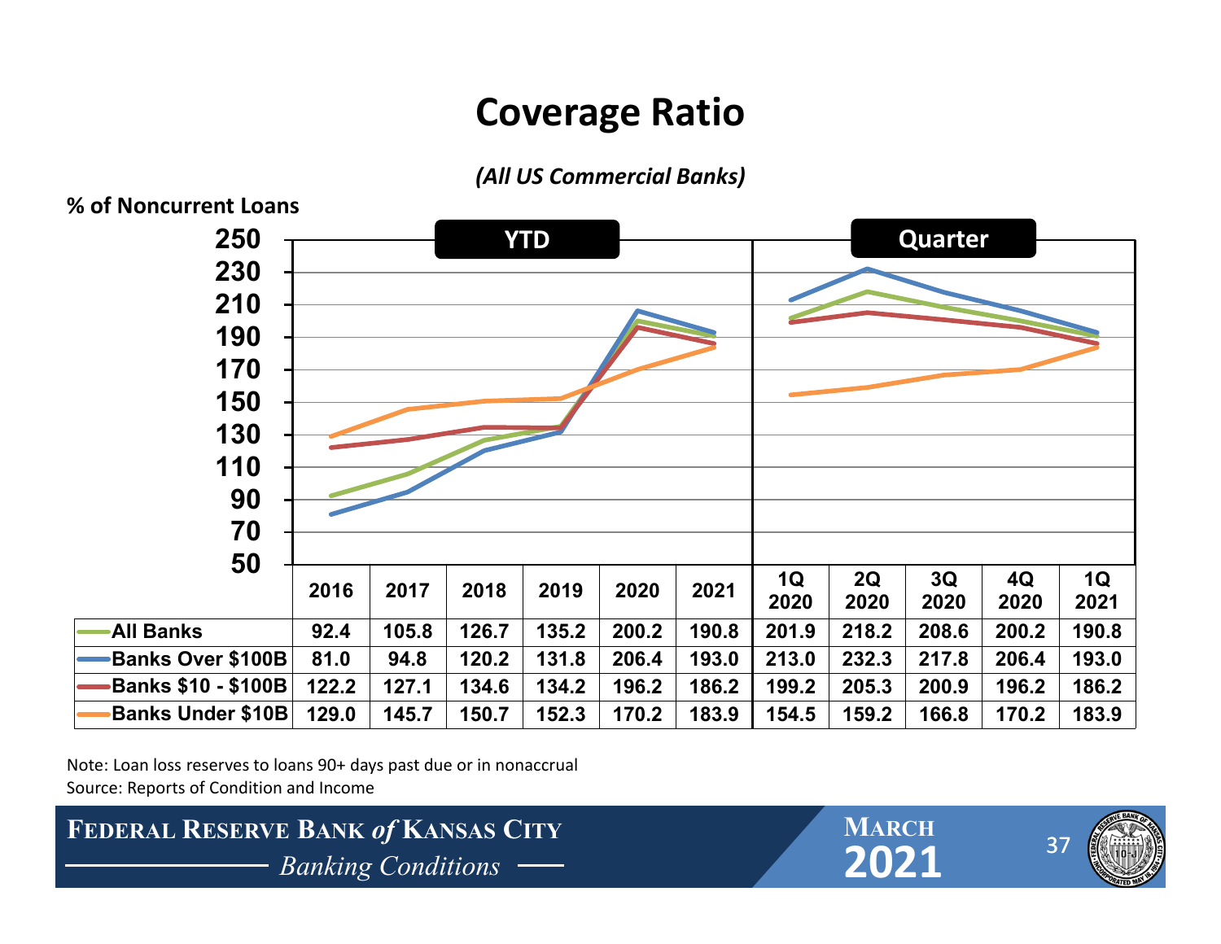# Coverage Ratio

*(All US Commercial Banks)*

% of Noncurrent Loans

| | YTD | | | | | | Quarter | | | | |
|---|---|---|---|---|---|---|---|---|---|---|---|
| | 2016 | 2017 | 2018 | 2019 | 2020 | 2021 | 1Q 2020 | 2Q 2020 | 3Q 2020 | 4Q 2020 | 1Q 2021 |
| All Banks | 92.4 | 105.8 | 126.7 | 135.2 | 200.2 | 190.8 | 201.9 | 218.2 | 208.6 | 200.2 | 190.8 |
| Banks Over $100B | 81.0 | 94.8 | 120.2 | 131.8 | 206.4 | 193.0 | 213.0 | 232.3 | 217.8 | 206.4 | 193.0 |
| Banks $10 - $100B | 122.2 | 127.1 | 134.6 | 134.2 | 196.2 | 186.2 | 199.2 | 205.3 | 200.9 | 196.2 | 186.2 |
| Banks Under $10B | 129.0 | 145.7 | 150.7 | 152.3 | 170.2 | 183.9 | 154.5 | 159.2 | 166.8 | 170.2 | 183.9 |

Note: Loan loss reserves to loans 90+ days past due or in nonaccrual

Source: Reports of Condition and Income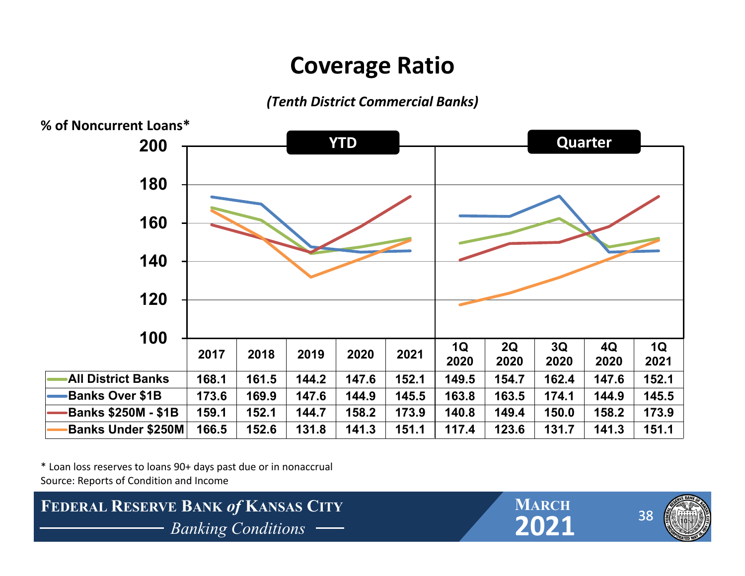# Coverage Ratio

*(Tenth District Commercial Banks)*

% of Noncurrent Loans*

| | YTD | | | | | Quarter | | | | |
|---|---|---|---|---|---|---|---|---|---|---|
| | 2017 | 2018 | 2019 | 2020 | 2021 | 1Q 2020 | 2Q 2020 | 3Q 2020 | 4Q 2020 | 1Q 2021 |
| All District Banks | 168.1 | 161.5 | 144.2 | 147.6 | 152.1 | 149.5 | 154.7 | 162.4 | 147.6 | 152.1 |
| Banks Over $1B | 173.6 | 169.9 | 147.6 | 144.9 | 145.5 | 163.8 | 163.5 | 174.1 | 144.9 | 145.5 |
| Banks $250M - $1B | 159.1 | 152.1 | 144.7 | 158.2 | 173.9 | 140.8 | 149.4 | 150.0 | 158.2 | 173.9 |
| Banks Under $250M | 166.5 | 152.6 | 131.8 | 141.3 | 151.1 | 117.4 | 123.6 | 131.7 | 141.3 | 151.1 |

* Loan loss reserves to loans 90+ days past due or in nonaccrual

Source: Reports of Condition and Income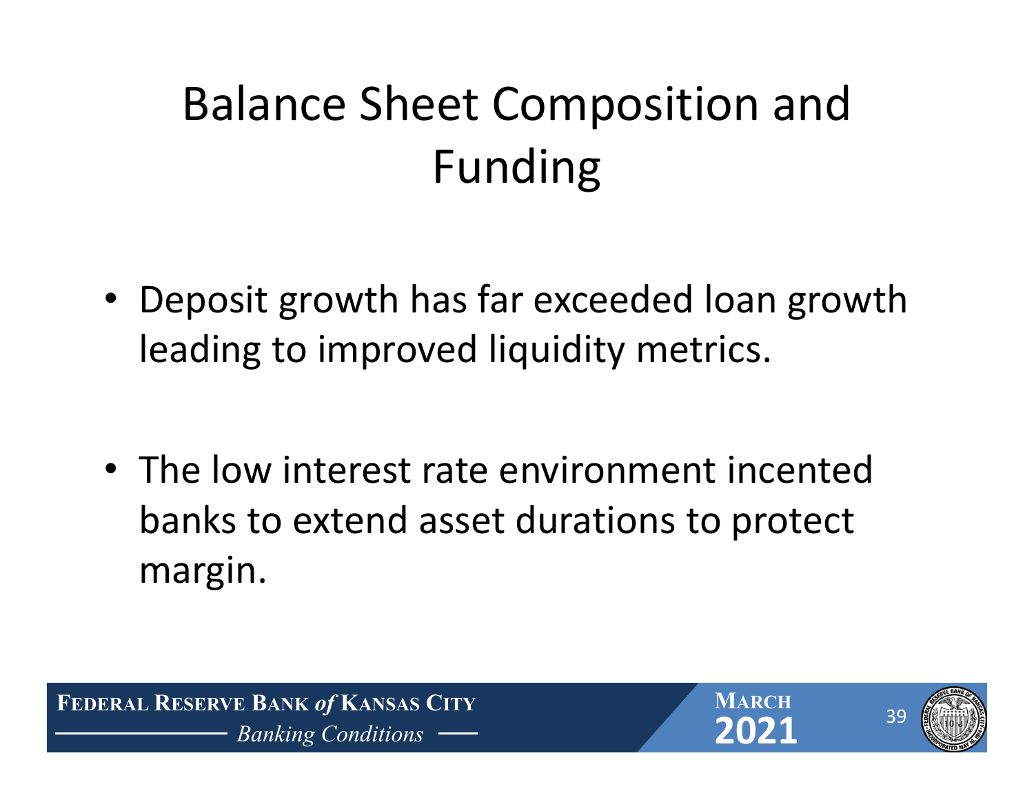# Balance Sheet Composition and Funding

- Deposit growth has far exceeded loan growth leading to improved liquidity metrics.

- The low interest rate environment incented banks to extend asset durations to protect margin.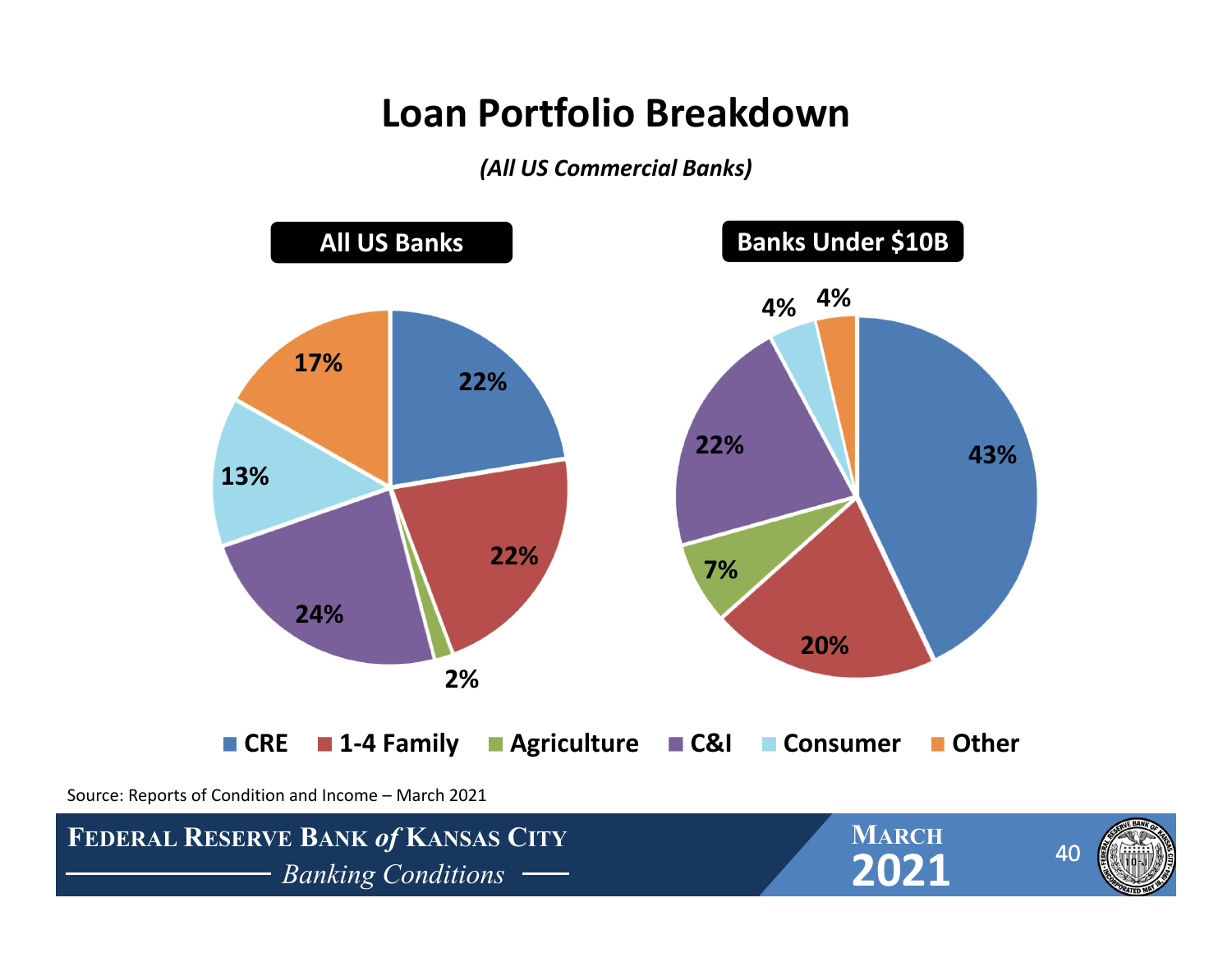# Loan Portfolio Breakdown

*(All US Commercial Banks)*

| Loan Type | All US Banks | Banks Under $10B |
|---|---|---|
| CRE | 22% | 43% |
| 1-4 Family | 22% | 20% |
| Agriculture | 2% | 7% |
| C&I | 24% | 22% |
| Consumer | 13% | 4% |
| Other | 17% | 4% |

Source: Reports of Condition and Income – March 2021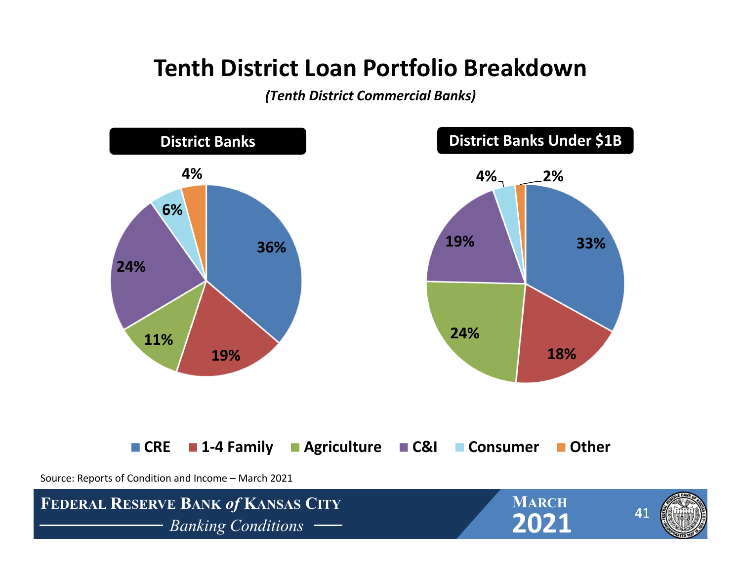# Tenth District Loan Portfolio Breakdown

*(Tenth District Commercial Banks)*

| Loan Type | District Banks | District Banks Under $1B |
|---|---|---|
| CRE | 36% | 33% |
| 1-4 Family | 19% | 18% |
| Agriculture | 11% | 24% |
| C&I | 24% | 19% |
| Consumer | 6% | 4% |
| Other | 4% | 2% |

Source: Reports of Condition and Income – March 2021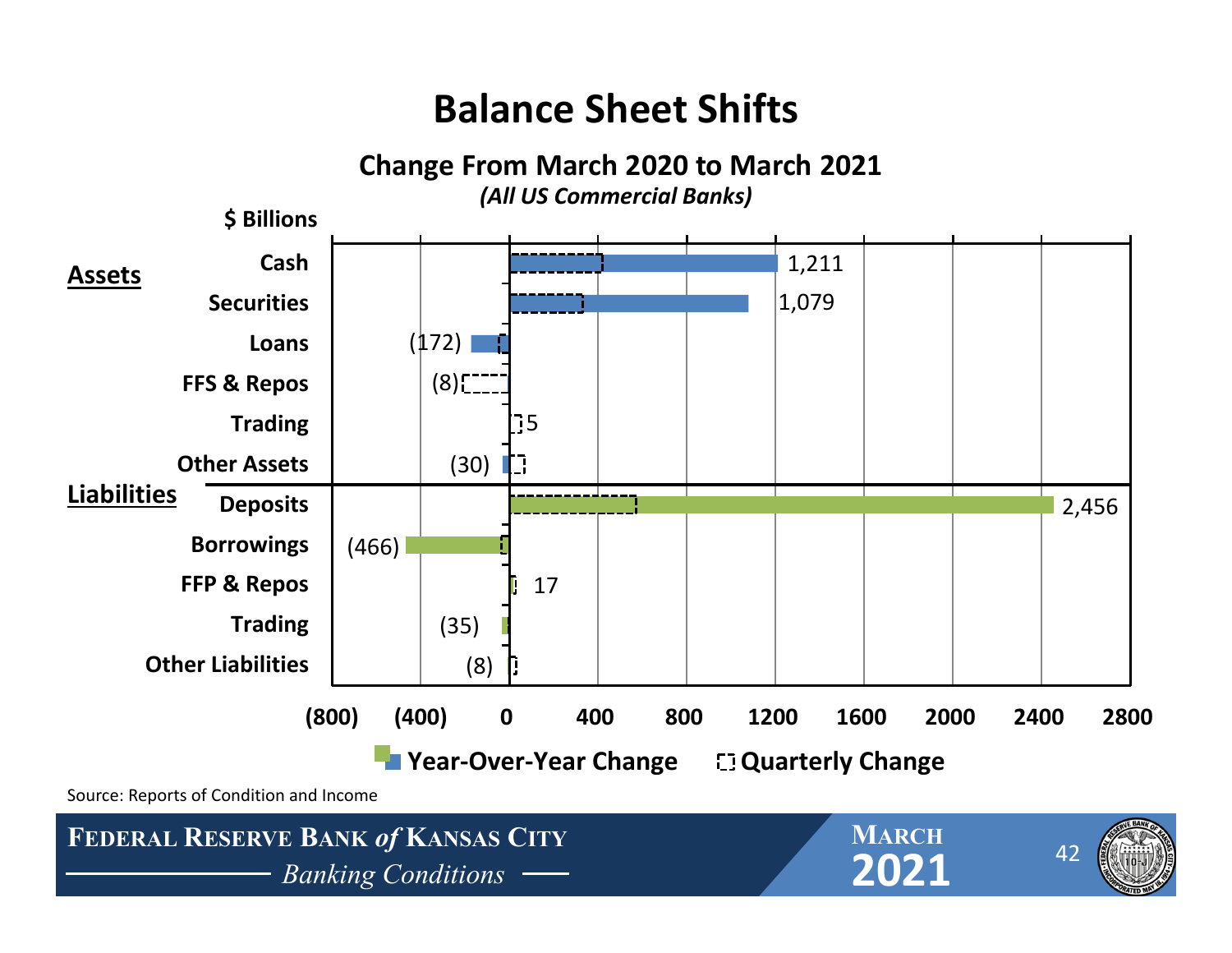# Balance Sheet Shifts

## Change From March 2020 to March 2021

*(All US Commercial Banks)*

$ Billions

| Category | Item | Year-Over-Year Change |
|---|---|---|
| **Assets** | Cash | 1,211 |
| | Securities | 1,079 |
| | Loans | (172) |
| | FFS & Repos | (8) |
| | Trading | 5 |
| | Other Assets | (30) |
| **Liabilities** | Deposits | 2,456 |
| | Borrowings | (466) |
| | FFP & Repos | 17 |
| | Trading | (35) |
| | Other Liabilities | (8) |

Legend: Year-Over-Year Change; Quarterly Change

Source: Reports of Condition and Income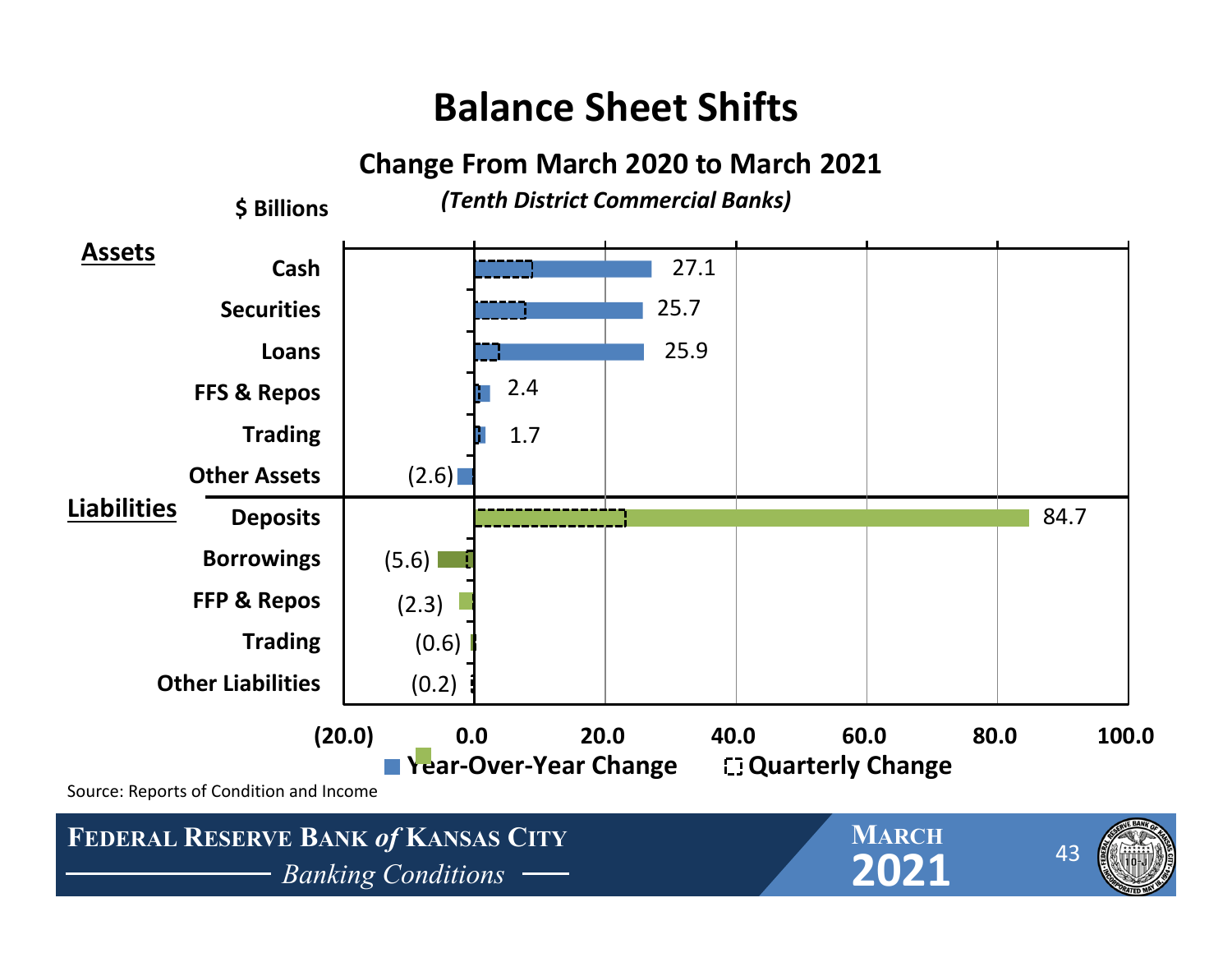# Balance Sheet Shifts

## Change From March 2020 to March 2021

*(Tenth District Commercial Banks)*

$ Billions

| | Category | Year-Over-Year Change |
|---|---|---|
| **Assets** | Cash | 27.1 |
| | Securities | 25.7 |
| | Loans | 25.9 |
| | FFS & Repos | 2.4 |
| | Trading | 1.7 |
| | Other Assets | (2.6) |
| **Liabilities** | Deposits | 84.7 |
| | Borrowings | (5.6) |
| | FFP & Repos | (2.3) |
| | Trading | (0.6) |
| | Other Liabilities | (0.2) |

Legend: Year-Over-Year Change; Quarterly Change

Source: Reports of Condition and Income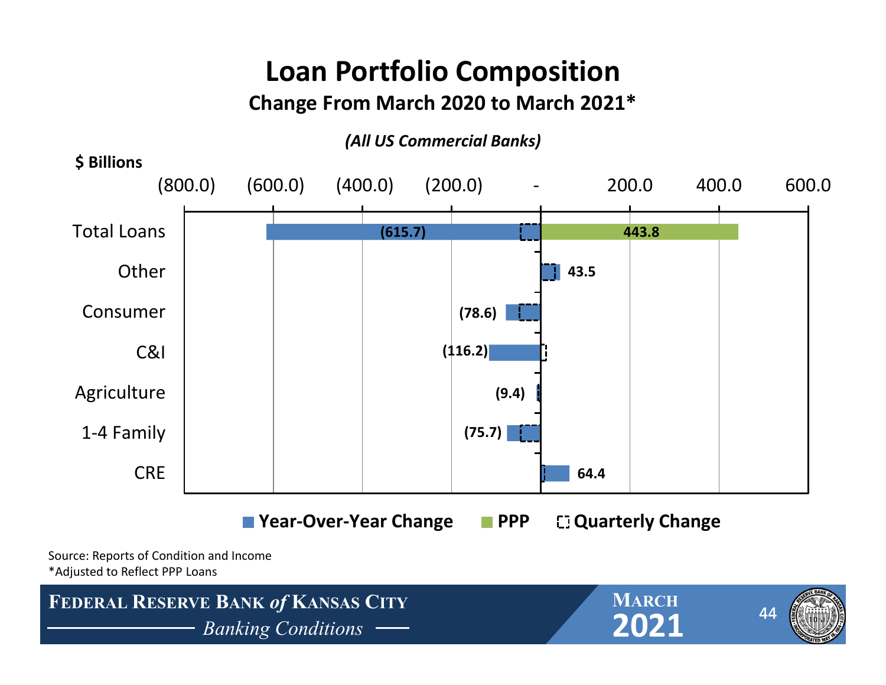# Loan Portfolio Composition

## Change From March 2020 to March 2021*

*(All US Commercial Banks)*

$ Billions

| Category | Year-Over-Year Change | PPP |
|---|---|---|
| Total Loans | (615.7) | 443.8 |
| Other | 43.5 | |
| Consumer | (78.6) | |
| C&I | (116.2) | |
| Agriculture | (9.4) | |
| 1-4 Family | (75.7) | |
| CRE | 64.4 | |

Year-Over-Year Change | PPP | Quarterly Change

Source: Reports of Condition and Income
*Adjusted to Reflect PPP Loans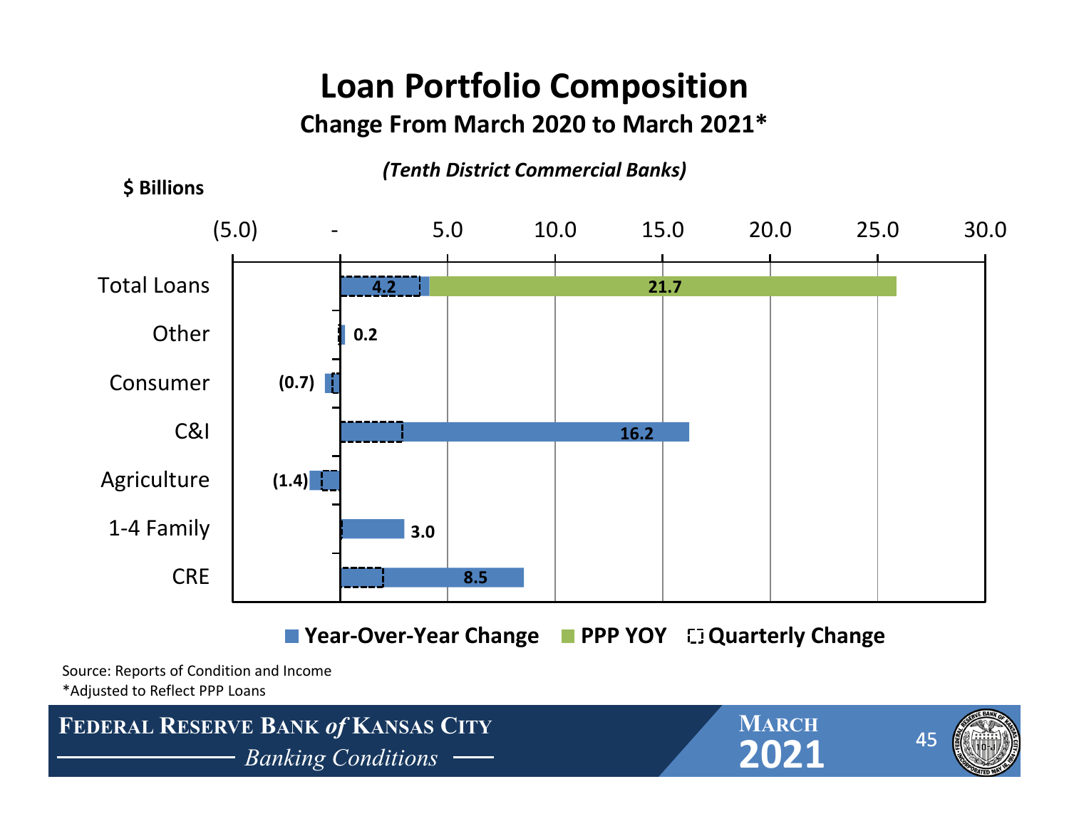# Loan Portfolio Composition

## Change From March 2020 to March 2021*

*(Tenth District Commercial Banks)*

**$ Billions**

| Category | Year-Over-Year Change | PPP YOY |
|---|---|---|
| Total Loans | 4.2 | 21.7 |
| Other | 0.2 | |
| Consumer | (0.7) | |
| C&I | 16.2 | |
| Agriculture | (1.4) | |
| 1-4 Family | 3.0 | |
| CRE | 8.5 | |

■ Year-Over-Year Change ■ PPP YOY ⬚ Quarterly Change

Source: Reports of Condition and Income

*Adjusted to Reflect PPP Loans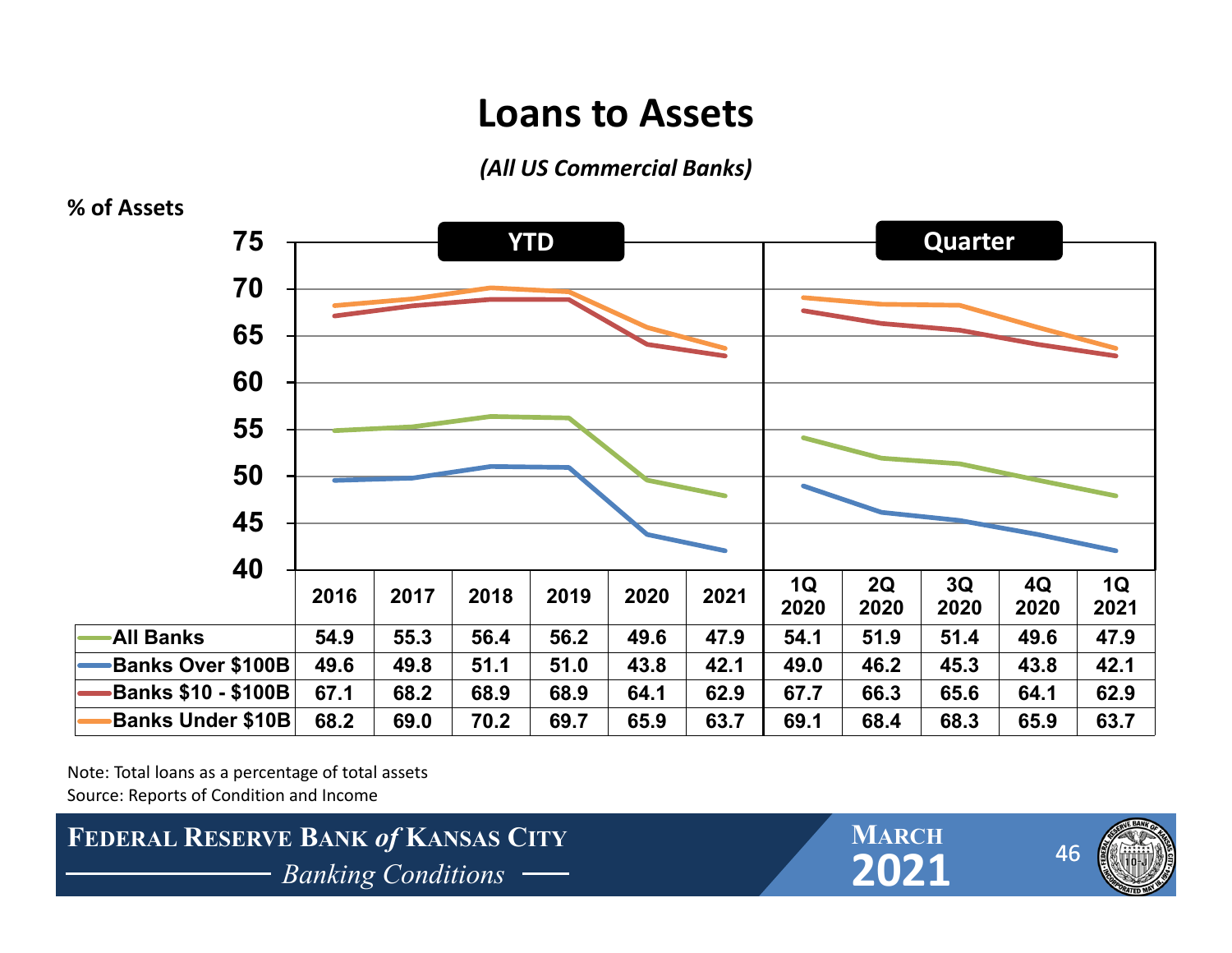# Loans to Assets

*(All US Commercial Banks)*

% of Assets

| | YTD | | | | | | Quarter | | | | |
|---|---|---|---|---|---|---|---|---|---|---|---|
| | 2016 | 2017 | 2018 | 2019 | 2020 | 2021 | 1Q 2020 | 2Q 2020 | 3Q 2020 | 4Q 2020 | 1Q 2021 |
| All Banks | 54.9 | 55.3 | 56.4 | 56.2 | 49.6 | 47.9 | 54.1 | 51.9 | 51.4 | 49.6 | 47.9 |
| Banks Over $100B | 49.6 | 49.8 | 51.1 | 51.0 | 43.8 | 42.1 | 49.0 | 46.2 | 45.3 | 43.8 | 42.1 |
| Banks $10 - $100B | 67.1 | 68.2 | 68.9 | 68.9 | 64.1 | 62.9 | 67.7 | 66.3 | 65.6 | 64.1 | 62.9 |
| Banks Under $10B | 68.2 | 69.0 | 70.2 | 69.7 | 65.9 | 63.7 | 69.1 | 68.4 | 68.3 | 65.9 | 63.7 |

Note: Total loans as a percentage of total assets

Source: Reports of Condition and Income

**FEDERAL RESERVE BANK *of* KANSAS CITY**

*Banking Conditions*

MARCH 2021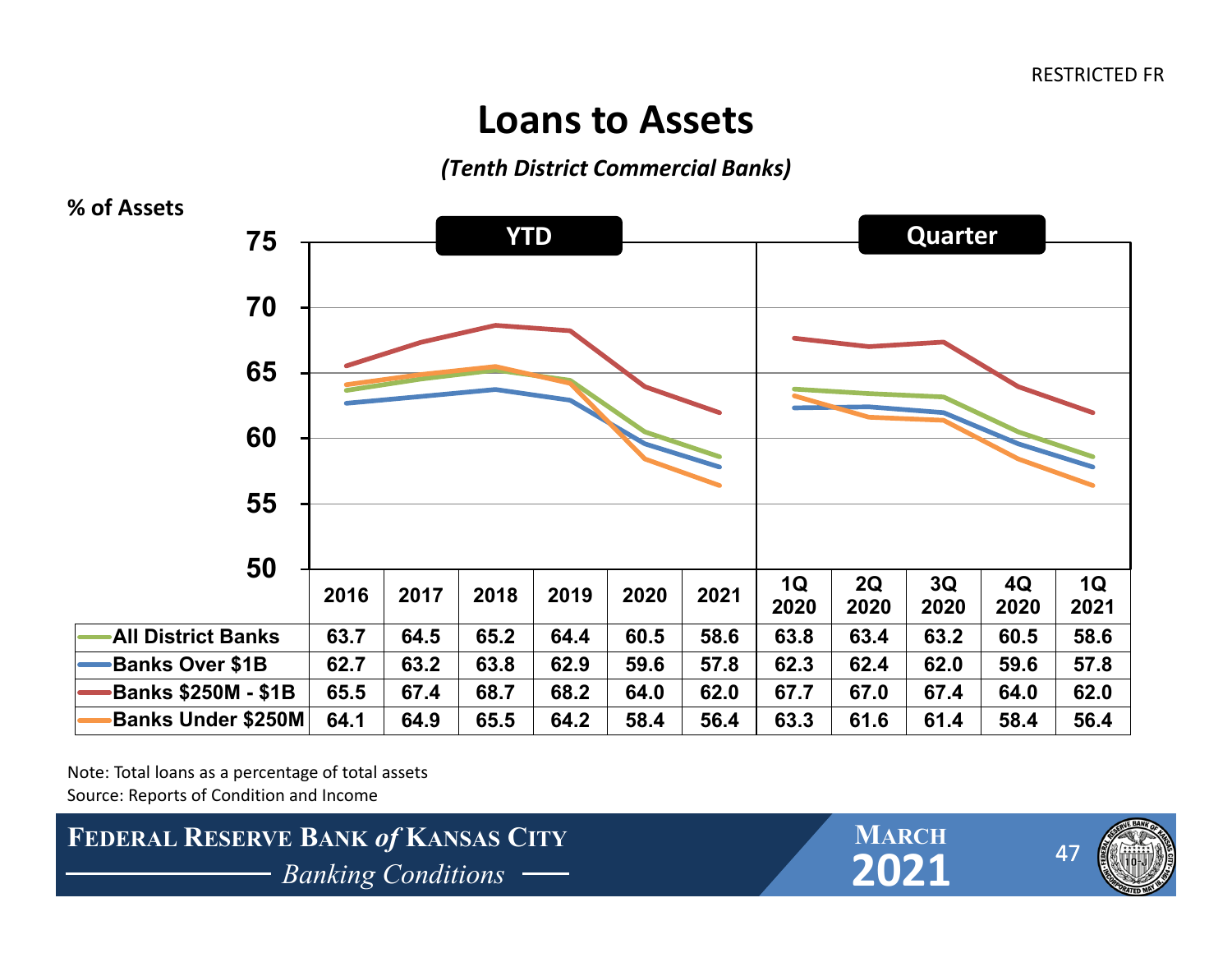RESTRICTED FR

# Loans to Assets

*(Tenth District Commercial Banks)*

% of Assets

| | YTD | | | | | | Quarter | | | | |
|---|---|---|---|---|---|---|---|---|---|---|---|
| | 2016 | 2017 | 2018 | 2019 | 2020 | 2021 | 1Q 2020 | 2Q 2020 | 3Q 2020 | 4Q 2020 | 1Q 2021 |
| All District Banks | 63.7 | 64.5 | 65.2 | 64.4 | 60.5 | 58.6 | 63.8 | 63.4 | 63.2 | 60.5 | 58.6 |
| Banks Over $1B | 62.7 | 63.2 | 63.8 | 62.9 | 59.6 | 57.8 | 62.3 | 62.4 | 62.0 | 59.6 | 57.8 |
| Banks $250M - $1B | 65.5 | 67.4 | 68.7 | 68.2 | 64.0 | 62.0 | 67.7 | 67.0 | 67.4 | 64.0 | 62.0 |
| Banks Under $250M | 64.1 | 64.9 | 65.5 | 64.2 | 58.4 | 56.4 | 63.3 | 61.6 | 61.4 | 58.4 | 56.4 |

Note: Total loans as a percentage of total assets

Source: Reports of Condition and Income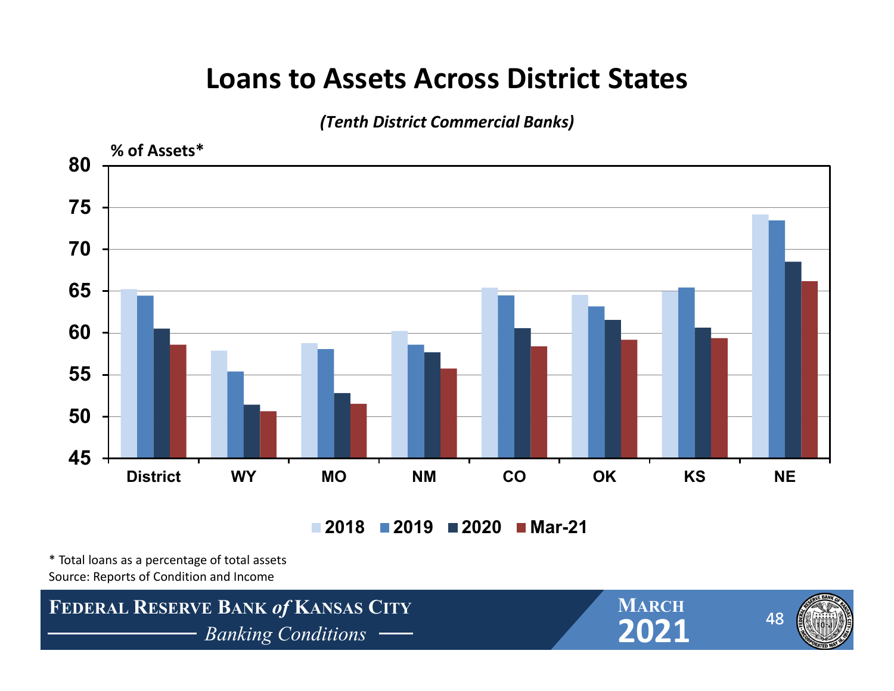# Loans to Assets Across District States

*(Tenth District Commercial Banks)*

% of Assets*

| | 2018 | 2019 | 2020 | Mar-21 |
|---|---|---|---|---|
| District | 65.2 | 64.4 | 60.5 | 58.6 |
| WY | 57.9 | 55.4 | 51.4 | 50.6 |
| MO | 58.8 | 58.1 | 52.8 | 51.5 |
| NM | 60.2 | 58.6 | 57.7 | 55.7 |
| CO | 65.4 | 64.5 | 60.6 | 58.4 |
| OK | 64.5 | 63.2 | 61.6 | 59.2 |
| KS | 65.0 | 65.4 | 60.6 | 59.4 |
| NE | 74.2 | 73.4 | 68.5 | 66.2 |

\* Total loans as a percentage of total assets

Source: Reports of Condition and Income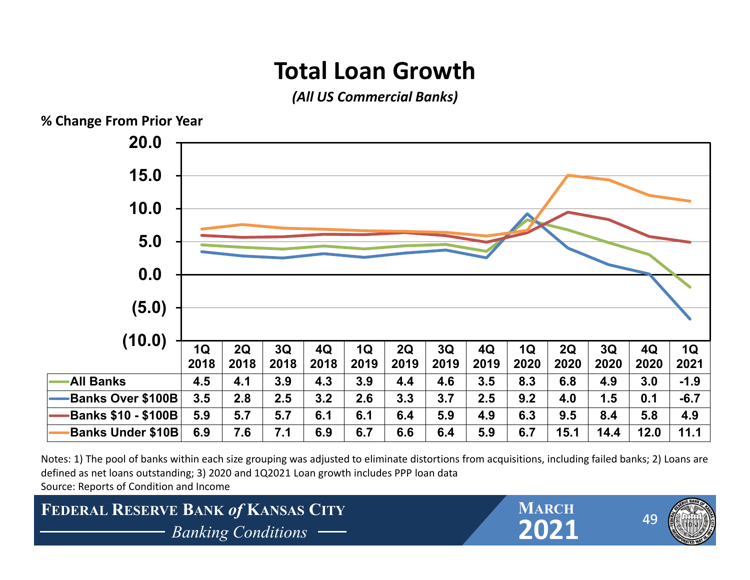# Total Loan Growth

*(All US Commercial Banks)*

% Change From Prior Year

| | 1Q 2018 | 2Q 2018 | 3Q 2018 | 4Q 2018 | 1Q 2019 | 2Q 2019 | 3Q 2019 | 4Q 2019 | 1Q 2020 | 2Q 2020 | 3Q 2020 | 4Q 2020 | 1Q 2021 |
|---|---|---|---|---|---|---|---|---|---|---|---|---|---|
| All Banks | 4.5 | 4.1 | 3.9 | 4.3 | 3.9 | 4.4 | 4.6 | 3.5 | 8.3 | 6.8 | 4.9 | 3.0 | -1.9 |
| Banks Over $100B | 3.5 | 2.8 | 2.5 | 3.2 | 2.6 | 3.3 | 3.7 | 2.5 | 9.2 | 4.0 | 1.5 | 0.1 | -6.7 |
| Banks $10 - $100B | 5.9 | 5.7 | 5.7 | 6.1 | 6.1 | 6.4 | 5.9 | 4.9 | 6.3 | 9.5 | 8.4 | 5.8 | 4.9 |
| Banks Under $10B | 6.9 | 7.6 | 7.1 | 6.9 | 6.7 | 6.6 | 6.4 | 5.9 | 6.7 | 15.1 | 14.4 | 12.0 | 11.1 |

Notes: 1) The pool of banks within each size grouping was adjusted to eliminate distortions from acquisitions, including failed banks; 2) Loans are defined as net loans outstanding; 3) 2020 and 1Q2021 Loan growth includes PPP loan data

Source: Reports of Condition and Income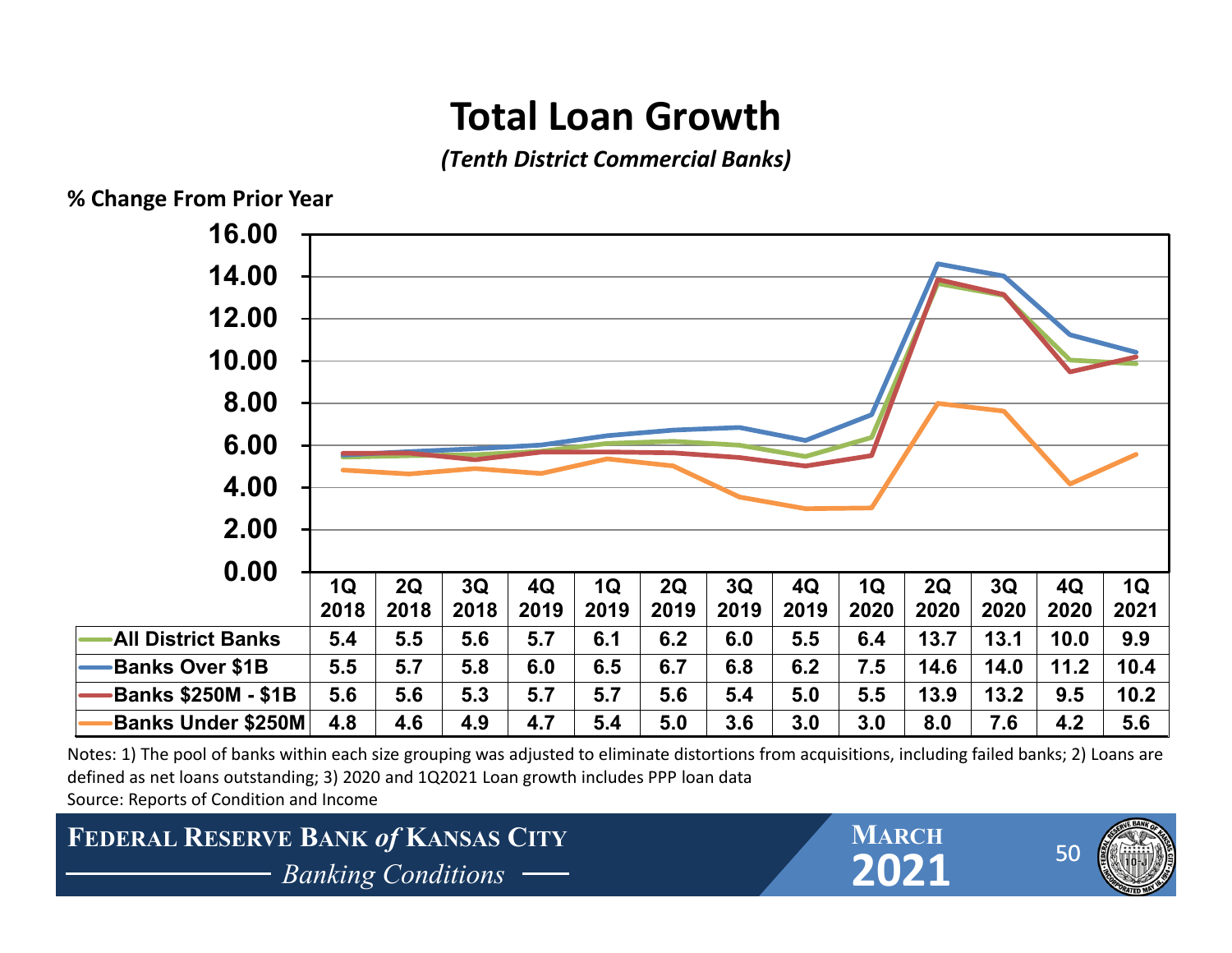# Total Loan Growth

*(Tenth District Commercial Banks)*

**% Change From Prior Year**

| | 1Q 2018 | 2Q 2018 | 3Q 2018 | 4Q 2019 | 1Q 2019 | 2Q 2019 | 3Q 2019 | 4Q 2019 | 1Q 2020 | 2Q 2020 | 3Q 2020 | 4Q 2020 | 1Q 2021 |
|---|---|---|---|---|---|---|---|---|---|---|---|---|---|
| All District Banks | 5.4 | 5.5 | 5.6 | 5.7 | 6.1 | 6.2 | 6.0 | 5.5 | 6.4 | 13.7 | 13.1 | 10.0 | 9.9 |
| Banks Over $1B | 5.5 | 5.7 | 5.8 | 6.0 | 6.5 | 6.7 | 6.8 | 6.2 | 7.5 | 14.6 | 14.0 | 11.2 | 10.4 |
| Banks $250M - $1B | 5.6 | 5.6 | 5.3 | 5.7 | 5.7 | 5.6 | 5.4 | 5.0 | 5.5 | 13.9 | 13.2 | 9.5 | 10.2 |
| Banks Under $250M | 4.8 | 4.6 | 4.9 | 4.7 | 5.4 | 5.0 | 3.6 | 3.0 | 3.0 | 8.0 | 7.6 | 4.2 | 5.6 |

Notes: 1) The pool of banks within each size grouping was adjusted to eliminate distortions from acquisitions, including failed banks; 2) Loans are defined as net loans outstanding; 3) 2020 and 1Q2021 Loan growth includes PPP loan data

Source: Reports of Condition and Income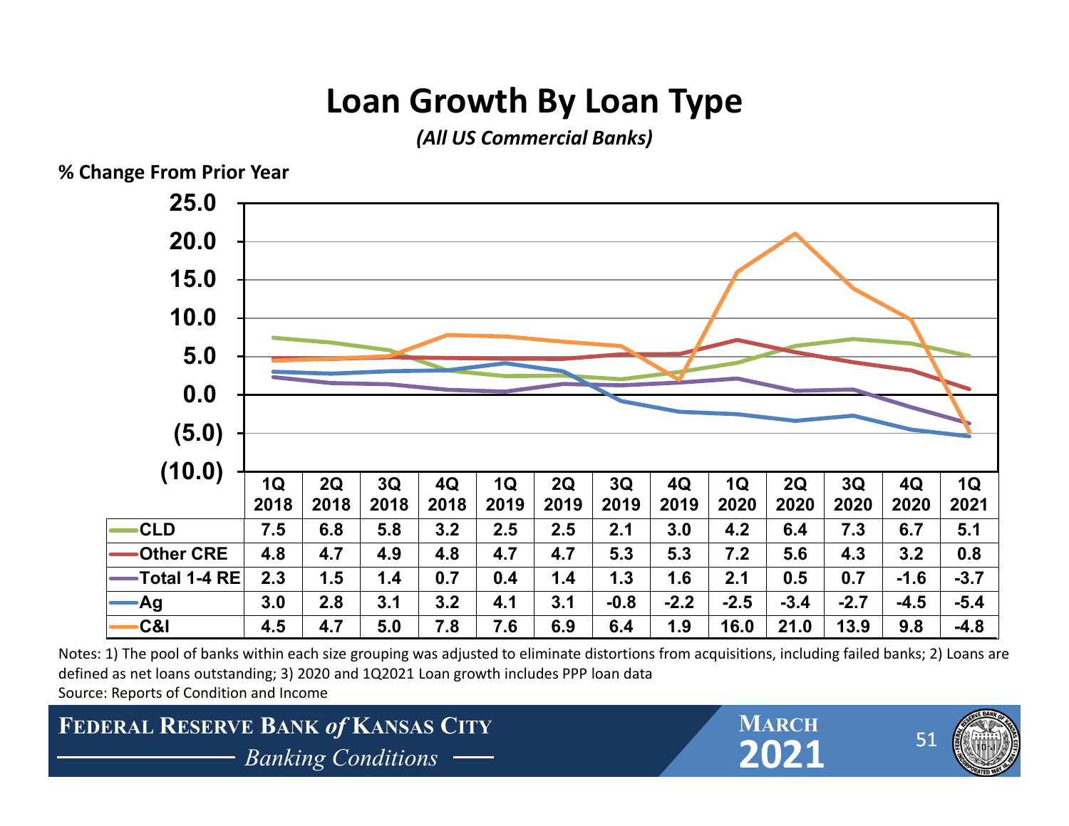# Loan Growth By Loan Type

*(All US Commercial Banks)*

**% Change From Prior Year**

| | 1Q 2018 | 2Q 2018 | 3Q 2018 | 4Q 2018 | 1Q 2019 | 2Q 2019 | 3Q 2019 | 4Q 2019 | 1Q 2020 | 2Q 2020 | 3Q 2020 | 4Q 2020 | 1Q 2021 |
|---|---|---|---|---|---|---|---|---|---|---|---|---|---|
| CLD | 7.5 | 6.8 | 5.8 | 3.2 | 2.5 | 2.5 | 2.1 | 3.0 | 4.2 | 6.4 | 7.3 | 6.7 | 5.1 |
| Other CRE | 4.8 | 4.7 | 4.9 | 4.8 | 4.7 | 4.7 | 5.3 | 5.3 | 7.2 | 5.6 | 4.3 | 3.2 | 0.8 |
| Total 1-4 RE | 2.3 | 1.5 | 1.4 | 0.7 | 0.4 | 1.4 | 1.3 | 1.6 | 2.1 | 0.5 | 0.7 | -1.6 | -3.7 |
| Ag | 3.0 | 2.8 | 3.1 | 3.2 | 4.1 | 3.1 | -0.8 | -2.2 | -2.5 | -3.4 | -2.7 | -4.5 | -5.4 |
| C&I | 4.5 | 4.7 | 5.0 | 7.8 | 7.6 | 6.9 | 6.4 | 1.9 | 16.0 | 21.0 | 13.9 | 9.8 | -4.8 |

Notes: 1) The pool of banks within each size grouping was adjusted to eliminate distortions from acquisitions, including failed banks; 2) Loans are defined as net loans outstanding; 3) 2020 and 1Q2021 Loan growth includes PPP loan data

Source: Reports of Condition and Income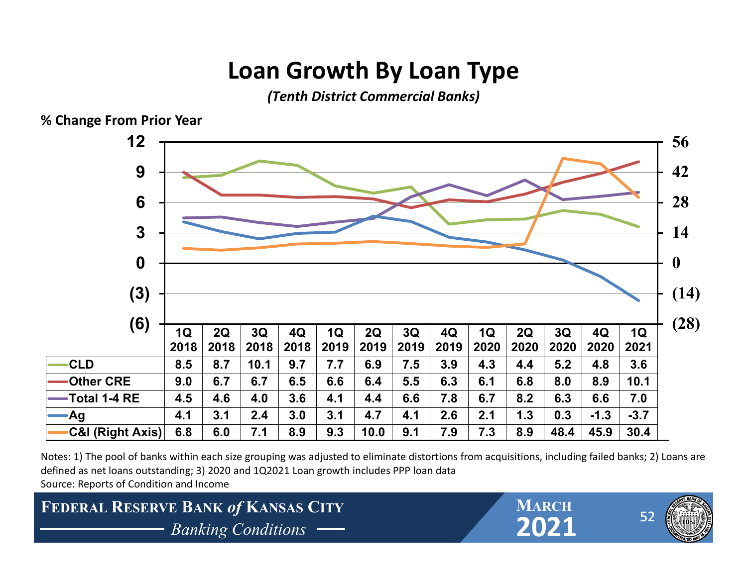# Loan Growth By Loan Type

*(Tenth District Commercial Banks)*

**% Change From Prior Year**

| | 1Q 2018 | 2Q 2018 | 3Q 2018 | 4Q 2018 | 1Q 2019 | 2Q 2019 | 3Q 2019 | 4Q 2019 | 1Q 2020 | 2Q 2020 | 3Q 2020 | 4Q 2020 | 1Q 2021 |
|---|---|---|---|---|---|---|---|---|---|---|---|---|---|
| CLD | 8.5 | 8.7 | 10.1 | 9.7 | 7.7 | 6.9 | 7.5 | 3.9 | 4.3 | 4.4 | 5.2 | 4.8 | 3.6 |
| Other CRE | 9.0 | 6.7 | 6.7 | 6.5 | 6.6 | 6.4 | 5.5 | 6.3 | 6.1 | 6.8 | 8.0 | 8.9 | 10.1 |
| Total 1-4 RE | 4.5 | 4.6 | 4.0 | 3.6 | 4.1 | 4.4 | 6.6 | 7.8 | 6.7 | 8.2 | 6.3 | 6.6 | 7.0 |
| Ag | 4.1 | 3.1 | 2.4 | 3.0 | 3.1 | 4.7 | 4.1 | 2.6 | 2.1 | 1.3 | 0.3 | -1.3 | -3.7 |
| C&I (Right Axis) | 6.8 | 6.0 | 7.1 | 8.9 | 9.3 | 10.0 | 9.1 | 7.9 | 7.3 | 8.9 | 48.4 | 45.9 | 30.4 |

Notes: 1) The pool of banks within each size grouping was adjusted to eliminate distortions from acquisitions, including failed banks; 2) Loans are defined as net loans outstanding; 3) 2020 and 1Q2021 Loan growth includes PPP loan data

Source: Reports of Condition and Income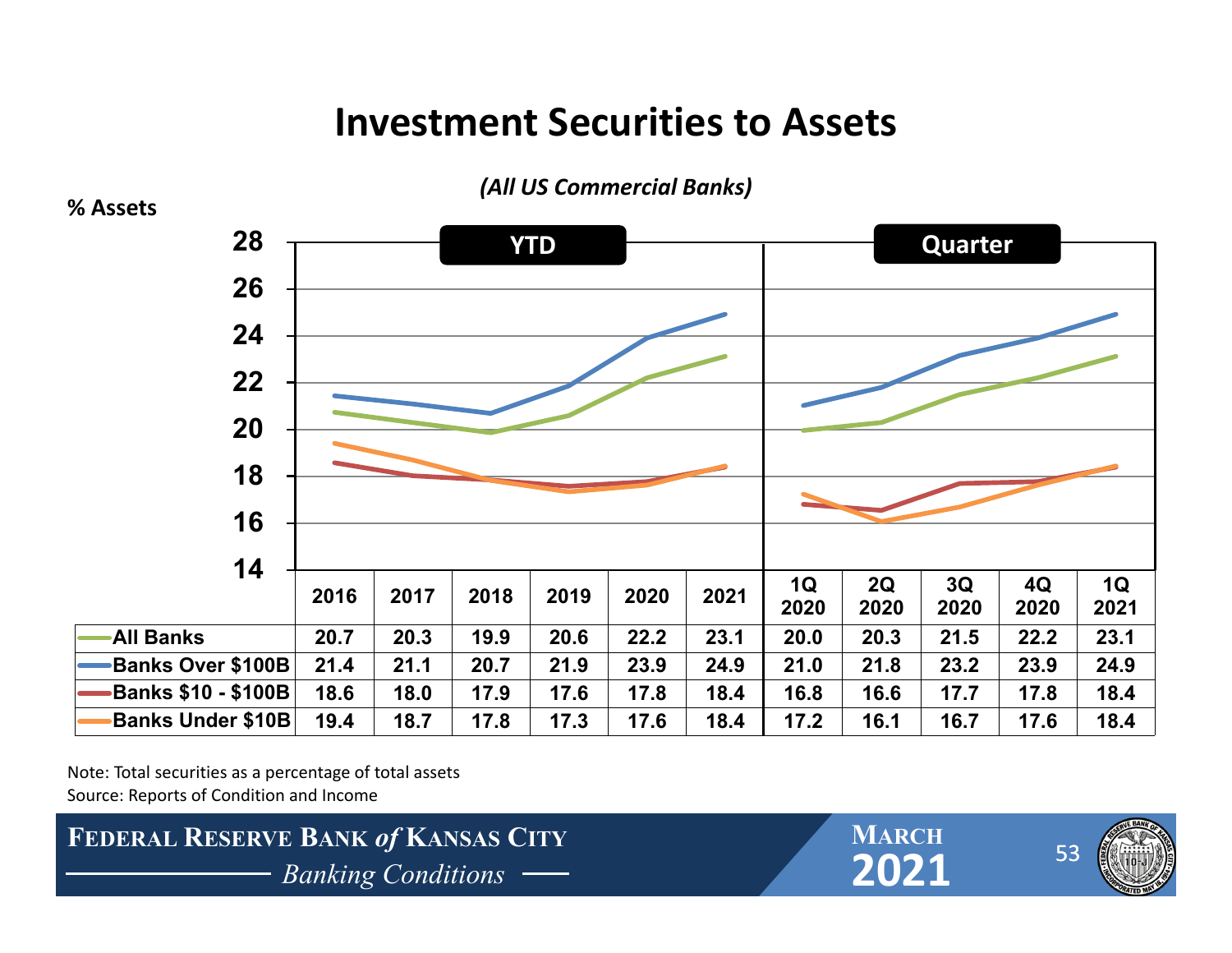# Investment Securities to Assets

*(All US Commercial Banks)*

% Assets

| | YTD | | | | | | Quarter | | | | |
|---|---|---|---|---|---|---|---|---|---|---|---|
| | 2016 | 2017 | 2018 | 2019 | 2020 | 2021 | 1Q 2020 | 2Q 2020 | 3Q 2020 | 4Q 2020 | 1Q 2021 |
| All Banks | 20.7 | 20.3 | 19.9 | 20.6 | 22.2 | 23.1 | 20.0 | 20.3 | 21.5 | 22.2 | 23.1 |
| Banks Over $100B | 21.4 | 21.1 | 20.7 | 21.9 | 23.9 | 24.9 | 21.0 | 21.8 | 23.2 | 23.9 | 24.9 |
| Banks $10 - $100B | 18.6 | 18.0 | 17.9 | 17.6 | 17.8 | 18.4 | 16.8 | 16.6 | 17.7 | 17.8 | 18.4 |
| Banks Under $10B | 19.4 | 18.7 | 17.8 | 17.3 | 17.6 | 18.4 | 17.2 | 16.1 | 16.7 | 17.6 | 18.4 |

Note: Total securities as a percentage of total assets
Source: Reports of Condition and Income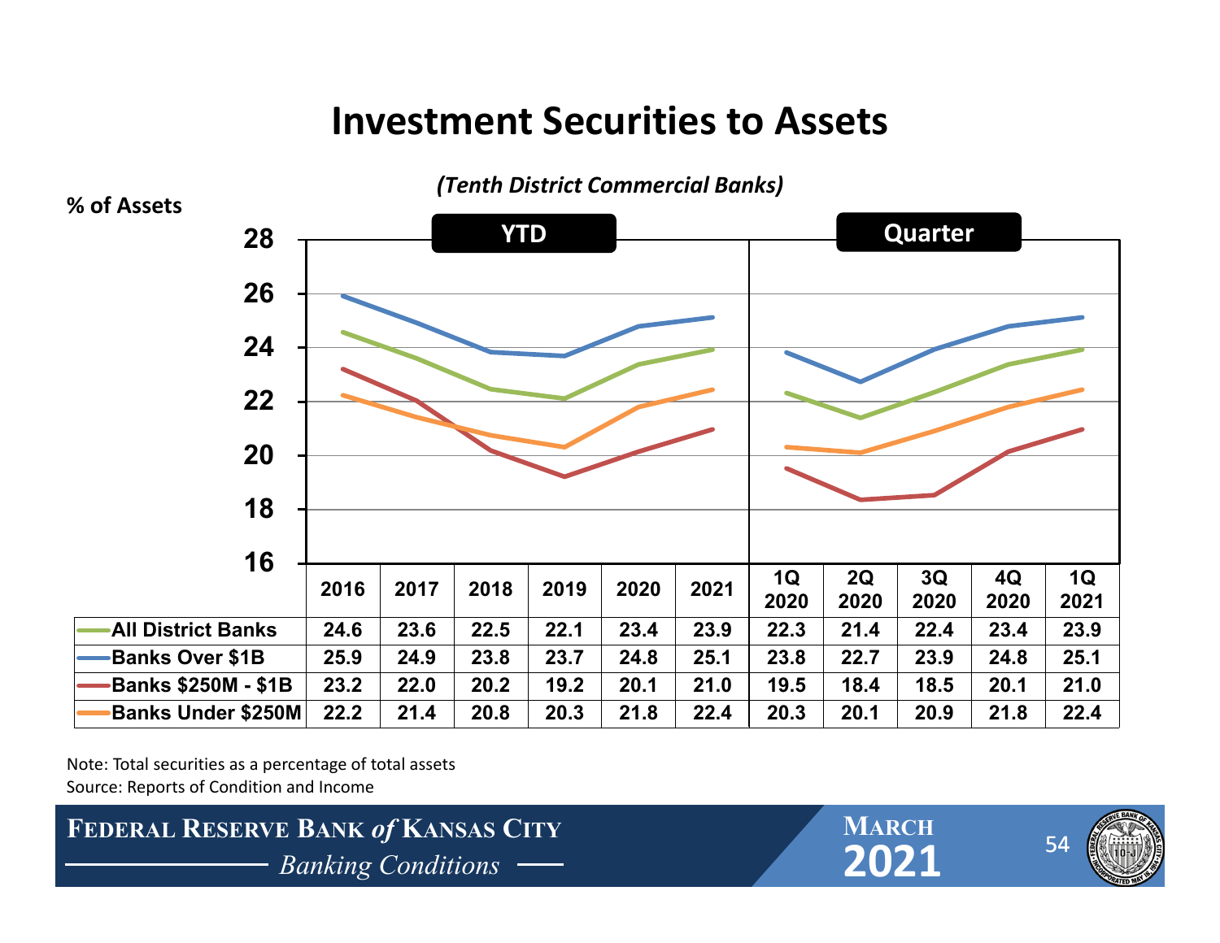# Investment Securities to Assets

*(Tenth District Commercial Banks)*

% of Assets

| | YTD | | | | | | Quarter | | | | |
|---|---|---|---|---|---|---|---|---|---|---|---|
| | 2016 | 2017 | 2018 | 2019 | 2020 | 2021 | 1Q 2020 | 2Q 2020 | 3Q 2020 | 4Q 2020 | 1Q 2021 |
| All District Banks | 24.6 | 23.6 | 22.5 | 22.1 | 23.4 | 23.9 | 22.3 | 21.4 | 22.4 | 23.4 | 23.9 |
| Banks Over $1B | 25.9 | 24.9 | 23.8 | 23.7 | 24.8 | 25.1 | 23.8 | 22.7 | 23.9 | 24.8 | 25.1 |
| Banks $250M - $1B | 23.2 | 22.0 | 20.2 | 19.2 | 20.1 | 21.0 | 19.5 | 18.4 | 18.5 | 20.1 | 21.0 |
| Banks Under $250M | 22.2 | 21.4 | 20.8 | 20.3 | 21.8 | 22.4 | 20.3 | 20.1 | 20.9 | 21.8 | 22.4 |

Note: Total securities as a percentage of total assets
Source: Reports of Condition and Income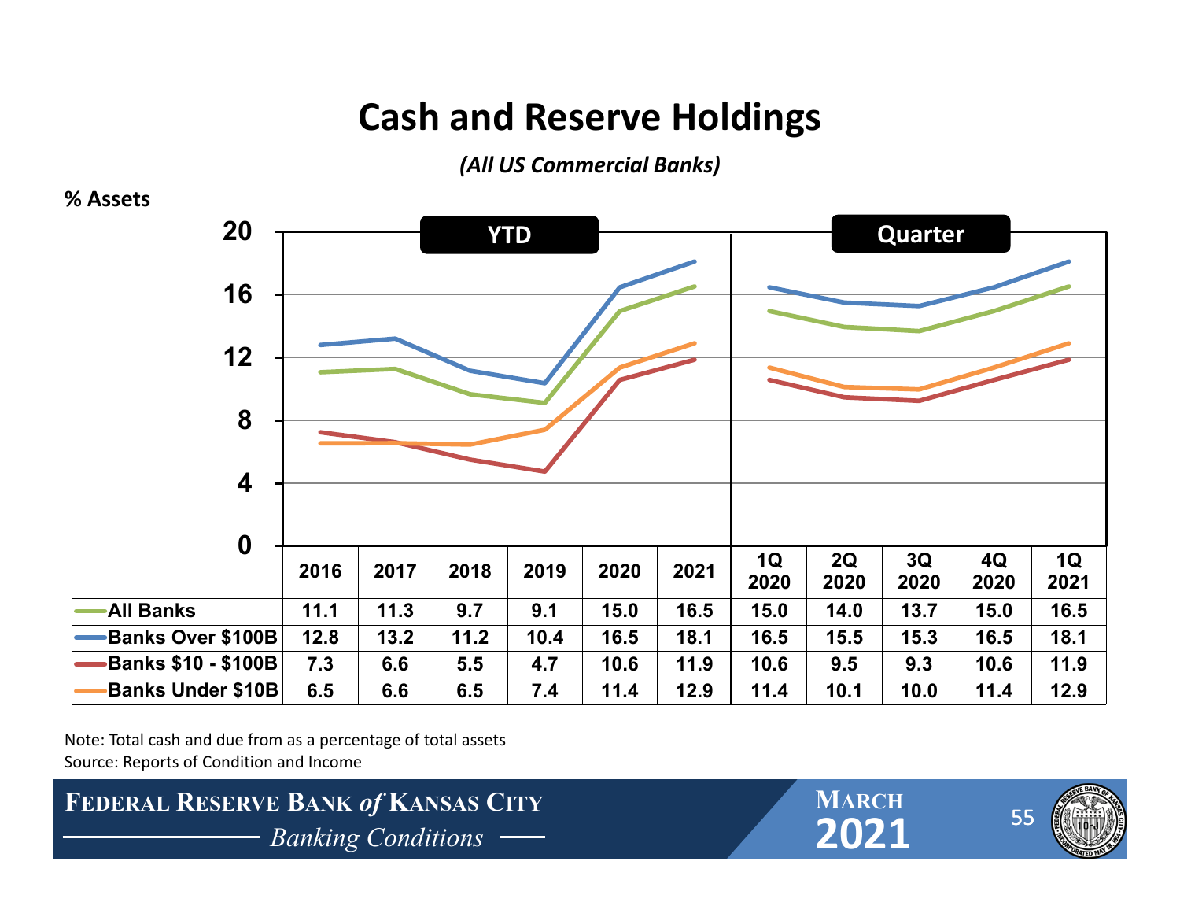# Cash and Reserve Holdings

*(All US Commercial Banks)*

% Assets

| | YTD | | | | | | Quarter | | | | |
|---|---|---|---|---|---|---|---|---|---|---|---|
| | 2016 | 2017 | 2018 | 2019 | 2020 | 2021 | 1Q 2020 | 2Q 2020 | 3Q 2020 | 4Q 2020 | 1Q 2021 |
| All Banks | 11.1 | 11.3 | 9.7 | 9.1 | 15.0 | 16.5 | 15.0 | 14.0 | 13.7 | 15.0 | 16.5 |
| Banks Over $100B | 12.8 | 13.2 | 11.2 | 10.4 | 16.5 | 18.1 | 16.5 | 15.5 | 15.3 | 16.5 | 18.1 |
| Banks $10 - $100B | 7.3 | 6.6 | 5.5 | 4.7 | 10.6 | 11.9 | 10.6 | 9.5 | 9.3 | 10.6 | 11.9 |
| Banks Under $10B | 6.5 | 6.6 | 6.5 | 7.4 | 11.4 | 12.9 | 11.4 | 10.1 | 10.0 | 11.4 | 12.9 |

Note: Total cash and due from as a percentage of total assets
Source: Reports of Condition and Income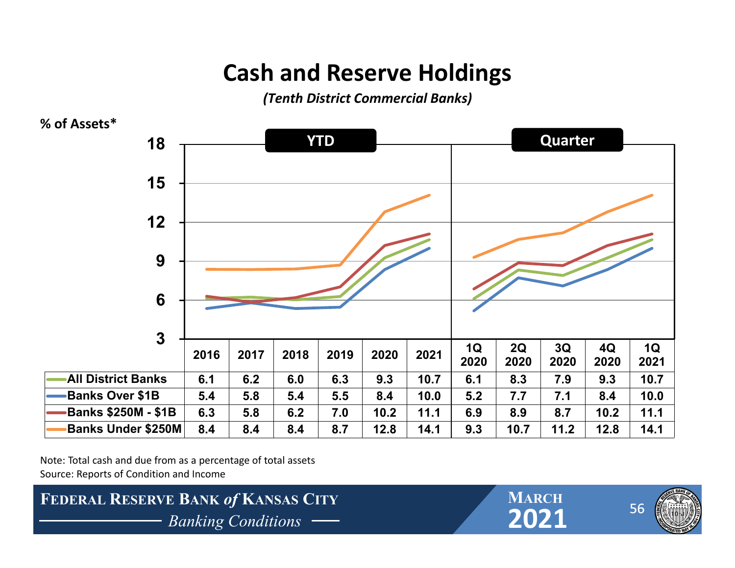# Cash and Reserve Holdings

*(Tenth District Commercial Banks)*

% of Assets*

| | YTD | | | | | | Quarter | | | | |
|---|---|---|---|---|---|---|---|---|---|---|---|
| | 2016 | 2017 | 2018 | 2019 | 2020 | 2021 | 1Q 2020 | 2Q 2020 | 3Q 2020 | 4Q 2020 | 1Q 2021 |
| All District Banks | 6.1 | 6.2 | 6.0 | 6.3 | 9.3 | 10.7 | 6.1 | 8.3 | 7.9 | 9.3 | 10.7 |
| Banks Over $1B | 5.4 | 5.8 | 5.4 | 5.5 | 8.4 | 10.0 | 5.2 | 7.7 | 7.1 | 8.4 | 10.0 |
| Banks $250M - $1B | 6.3 | 5.8 | 6.2 | 7.0 | 10.2 | 11.1 | 6.9 | 8.9 | 8.7 | 10.2 | 11.1 |
| Banks Under $250M | 8.4 | 8.4 | 8.4 | 8.7 | 12.8 | 14.1 | 9.3 | 10.7 | 11.2 | 12.8 | 14.1 |

Note: Total cash and due from as a percentage of total assets

Source: Reports of Condition and Income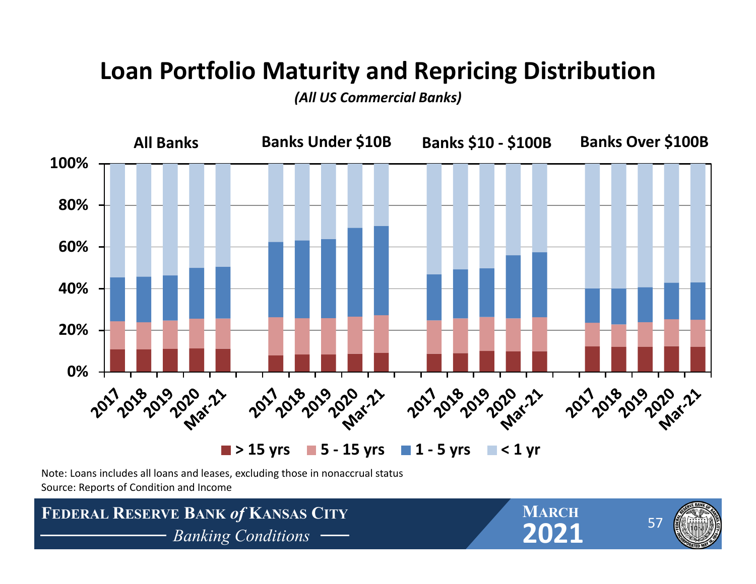# Loan Portfolio Maturity and Repricing Distribution

*(All US Commercial Banks)*

Note: Loans includes all loans and leases, excluding those in nonaccrual status

Source: Reports of Condition and Income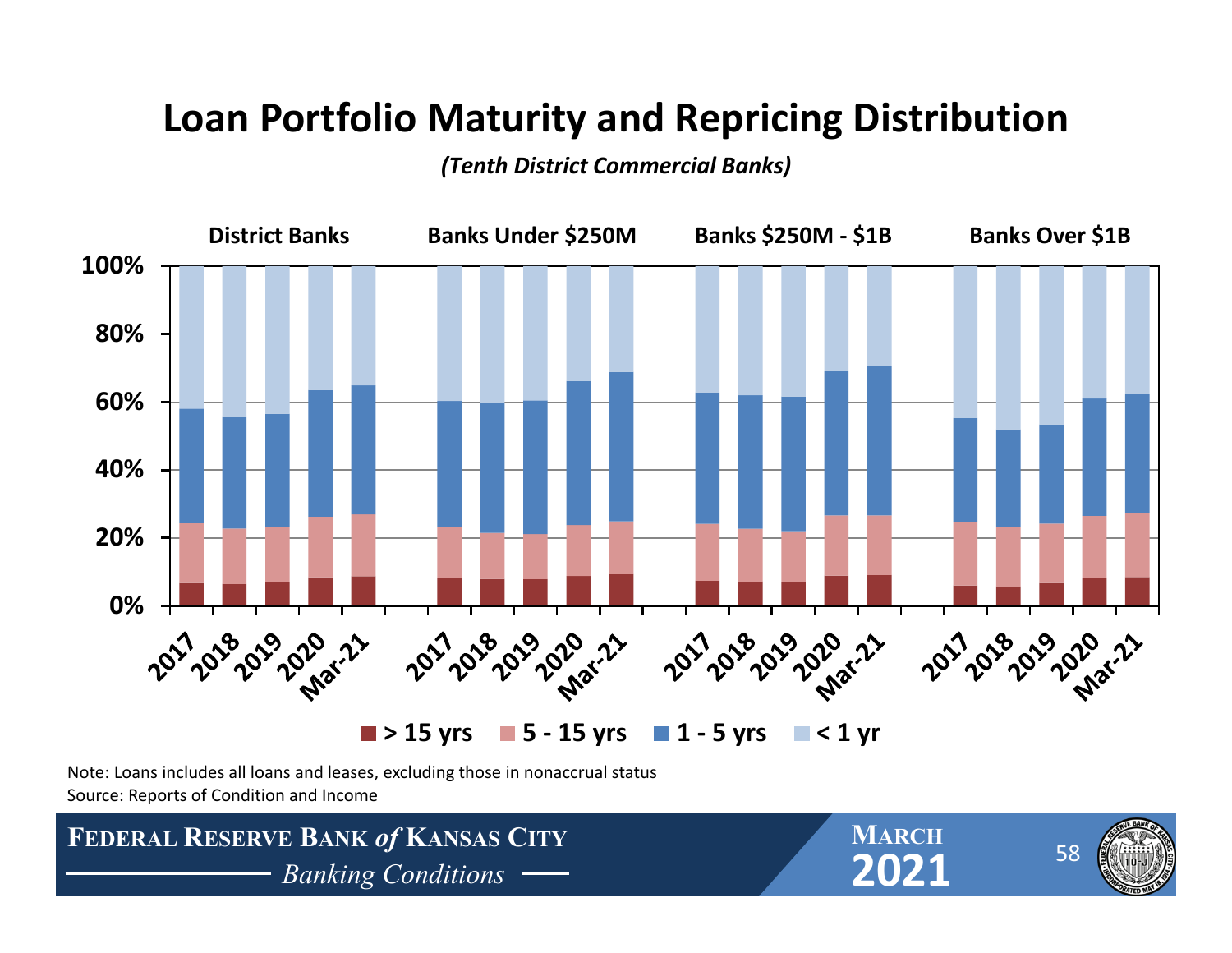# Loan Portfolio Maturity and Repricing Distribution

*(Tenth District Commercial Banks)*

District Banks | Banks Under $250M | Banks $250M - $1B | Banks Over $1B

100% | 80% | 60% | 40% | 20% | 0%

2017 2018 2019 2020 Mar-21

> 15 yrs | 5 - 15 yrs | 1 - 5 yrs | < 1 yr

Note: Loans includes all loans and leases, excluding those in nonaccrual status

Source: Reports of Condition and Income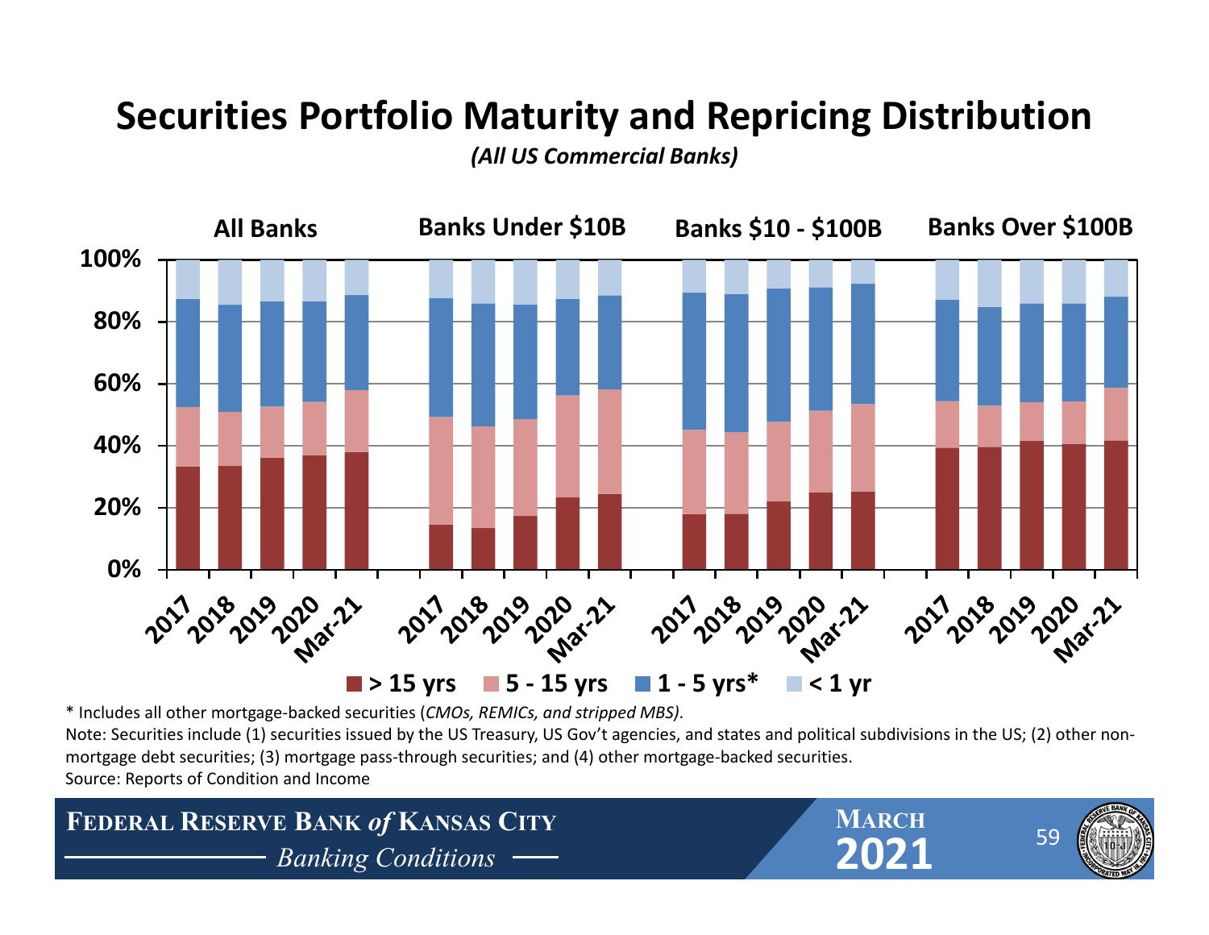# Securities Portfolio Maturity and Repricing Distribution

*(All US Commercial Banks)*

\* Includes all other mortgage-backed securities (*CMOs, REMICs, and stripped MBS)*.

Note: Securities include (1) securities issued by the US Treasury, US Gov't agencies, and states and political subdivisions in the US; (2) other non-mortgage debt securities; (3) mortgage pass-through securities; and (4) other mortgage-backed securities.

Source: Reports of Condition and Income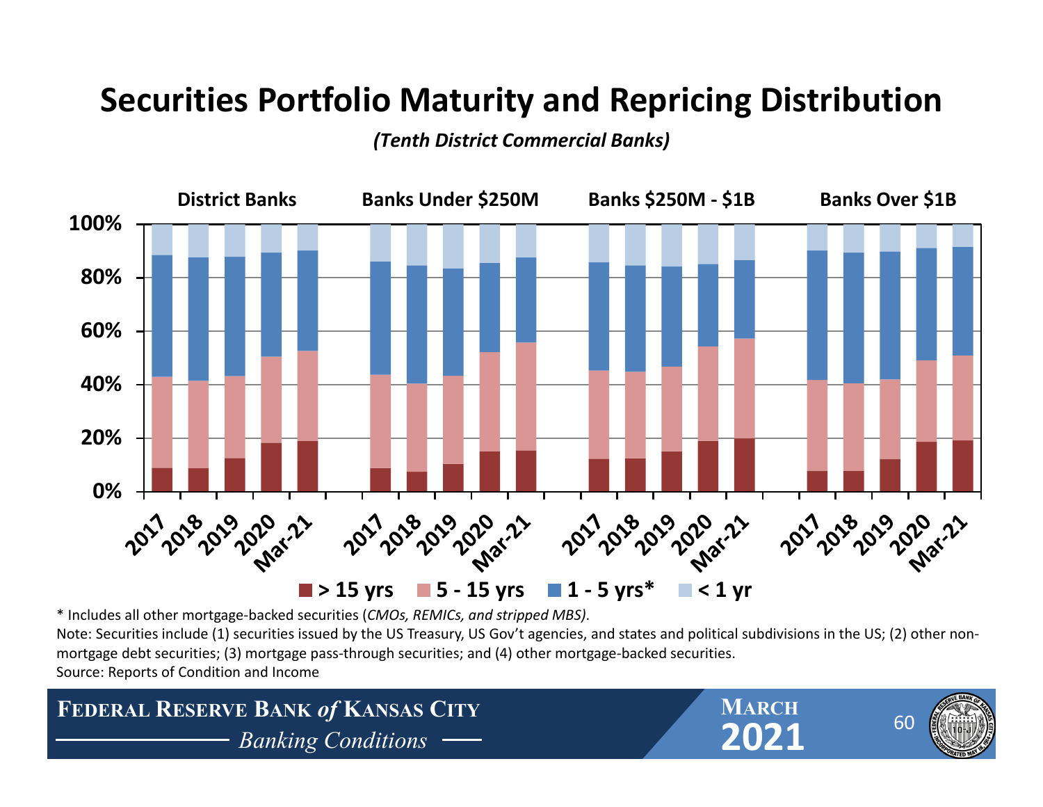# Securities Portfolio Maturity and Repricing Distribution

*(Tenth District Commercial Banks)*

**District Banks** | **Banks Under $250M** | **Banks $250M - $1B** | **Banks Over $1B**

■ > 15 yrs ■ 5 - 15 yrs ■ 1 - 5 yrs* ■ < 1 yr

\* Includes all other mortgage-backed securities (*CMOs, REMICs, and stripped MBS)*.

Note: Securities include (1) securities issued by the US Treasury, US Gov't agencies, and states and political subdivisions in the US; (2) other non-mortgage debt securities; (3) mortgage pass-through securities; and (4) other mortgage-backed securities.

Source: Reports of Condition and Income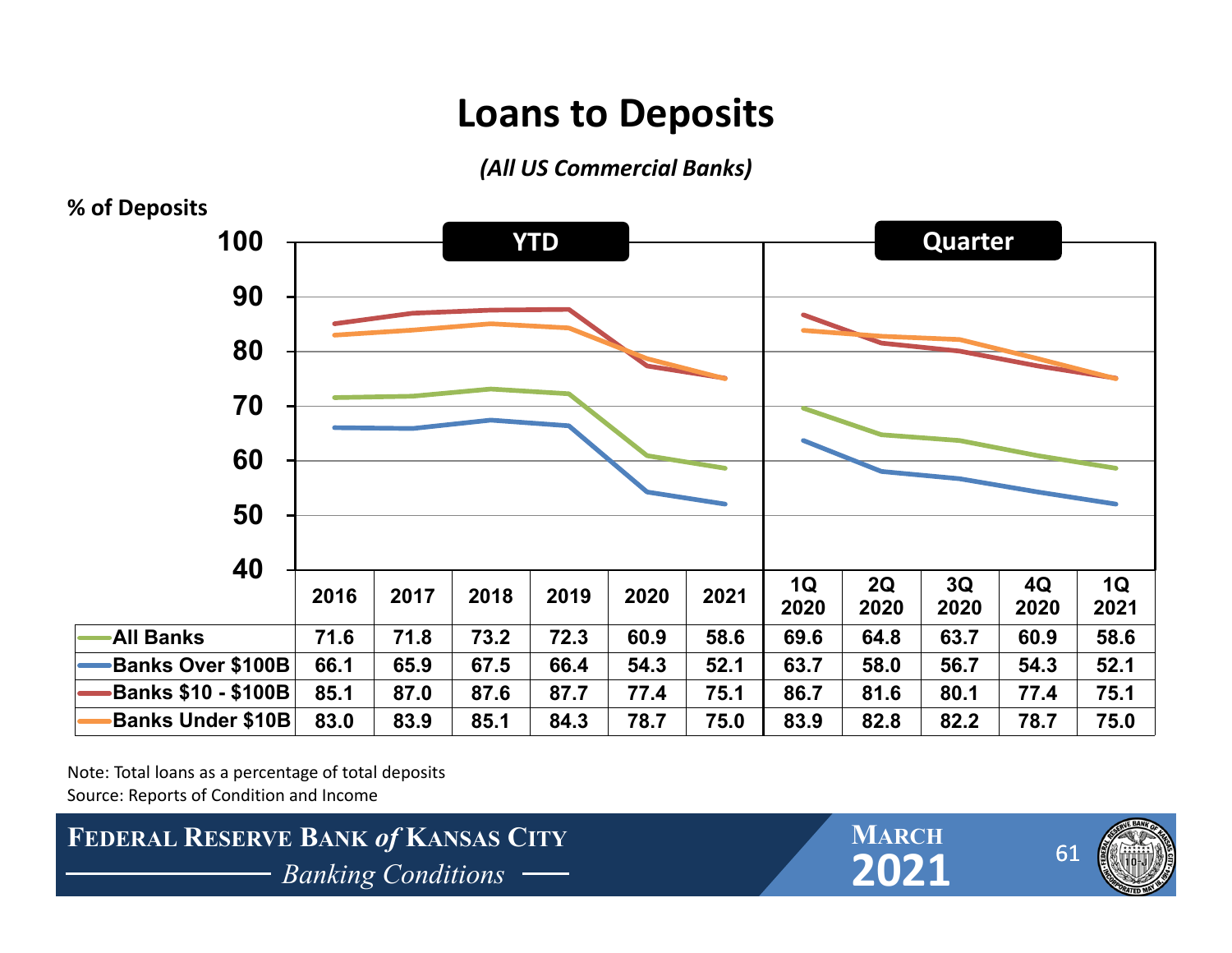# Loans to Deposits

*(All US Commercial Banks)*

% of Deposits

| | YTD | | | | | | Quarter | | | | |
|---|---|---|---|---|---|---|---|---|---|---|---|
| | 2016 | 2017 | 2018 | 2019 | 2020 | 2021 | 1Q 2020 | 2Q 2020 | 3Q 2020 | 4Q 2020 | 1Q 2021 |
| All Banks | 71.6 | 71.8 | 73.2 | 72.3 | 60.9 | 58.6 | 69.6 | 64.8 | 63.7 | 60.9 | 58.6 |
| Banks Over $100B | 66.1 | 65.9 | 67.5 | 66.4 | 54.3 | 52.1 | 63.7 | 58.0 | 56.7 | 54.3 | 52.1 |
| Banks $10 - $100B | 85.1 | 87.0 | 87.6 | 87.7 | 77.4 | 75.1 | 86.7 | 81.6 | 80.1 | 77.4 | 75.1 |
| Banks Under $10B | 83.0 | 83.9 | 85.1 | 84.3 | 78.7 | 75.0 | 83.9 | 82.8 | 82.2 | 78.7 | 75.0 |

Note: Total loans as a percentage of total deposits

Source: Reports of Condition and Income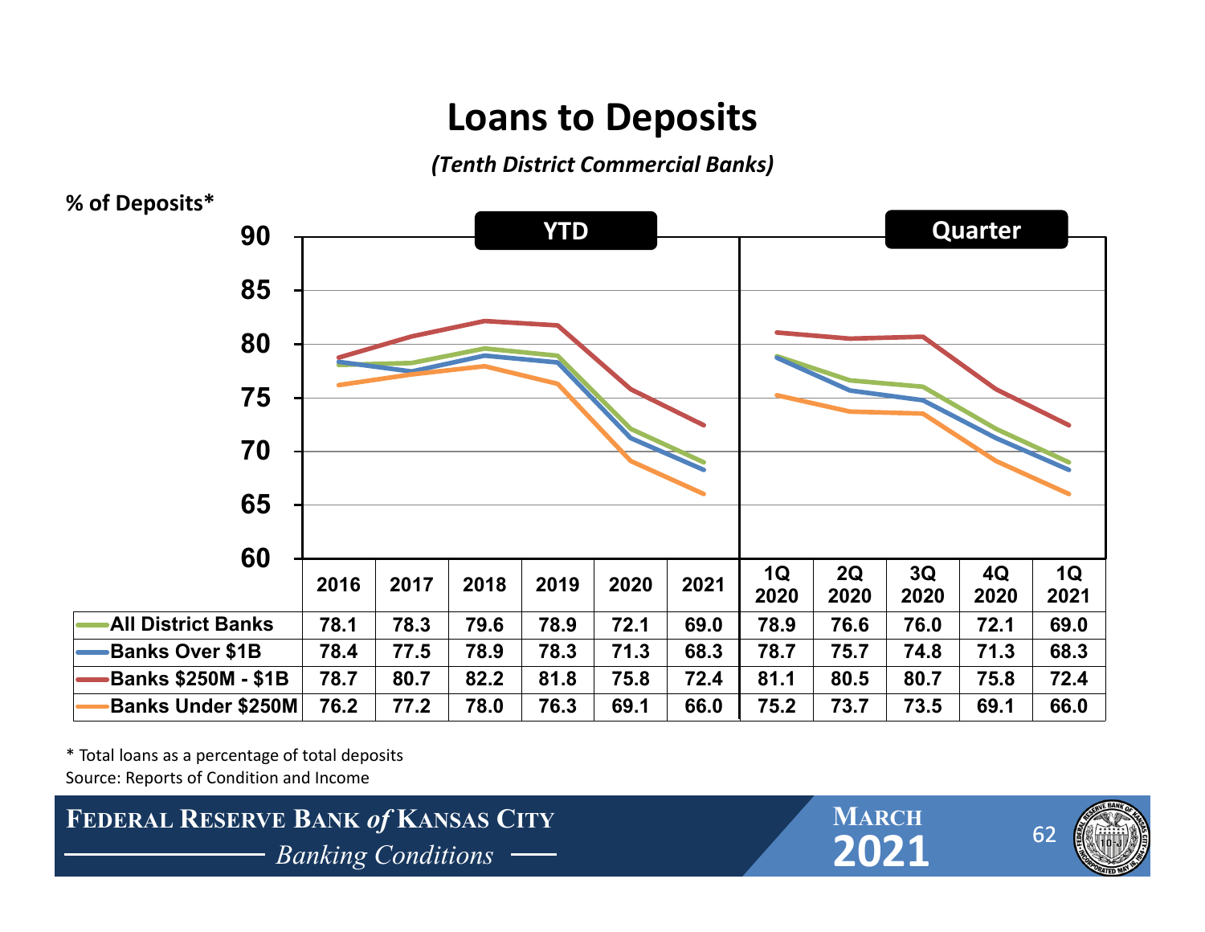# Loans to Deposits

*(Tenth District Commercial Banks)*

% of Deposits*

| | YTD | | | | | | Quarter | | | | |
|---|---|---|---|---|---|---|---|---|---|---|---|
| | 2016 | 2017 | 2018 | 2019 | 2020 | 2021 | 1Q 2020 | 2Q 2020 | 3Q 2020 | 4Q 2020 | 1Q 2021 |
| All District Banks | 78.1 | 78.3 | 79.6 | 78.9 | 72.1 | 69.0 | 78.9 | 76.6 | 76.0 | 72.1 | 69.0 |
| Banks Over $1B | 78.4 | 77.5 | 78.9 | 78.3 | 71.3 | 68.3 | 78.7 | 75.7 | 74.8 | 71.3 | 68.3 |
| Banks $250M - $1B | 78.7 | 80.7 | 82.2 | 81.8 | 75.8 | 72.4 | 81.1 | 80.5 | 80.7 | 75.8 | 72.4 |
| Banks Under $250M | 76.2 | 77.2 | 78.0 | 76.3 | 69.1 | 66.0 | 75.2 | 73.7 | 73.5 | 69.1 | 66.0 |

* Total loans as a percentage of total deposits

Source: Reports of Condition and Income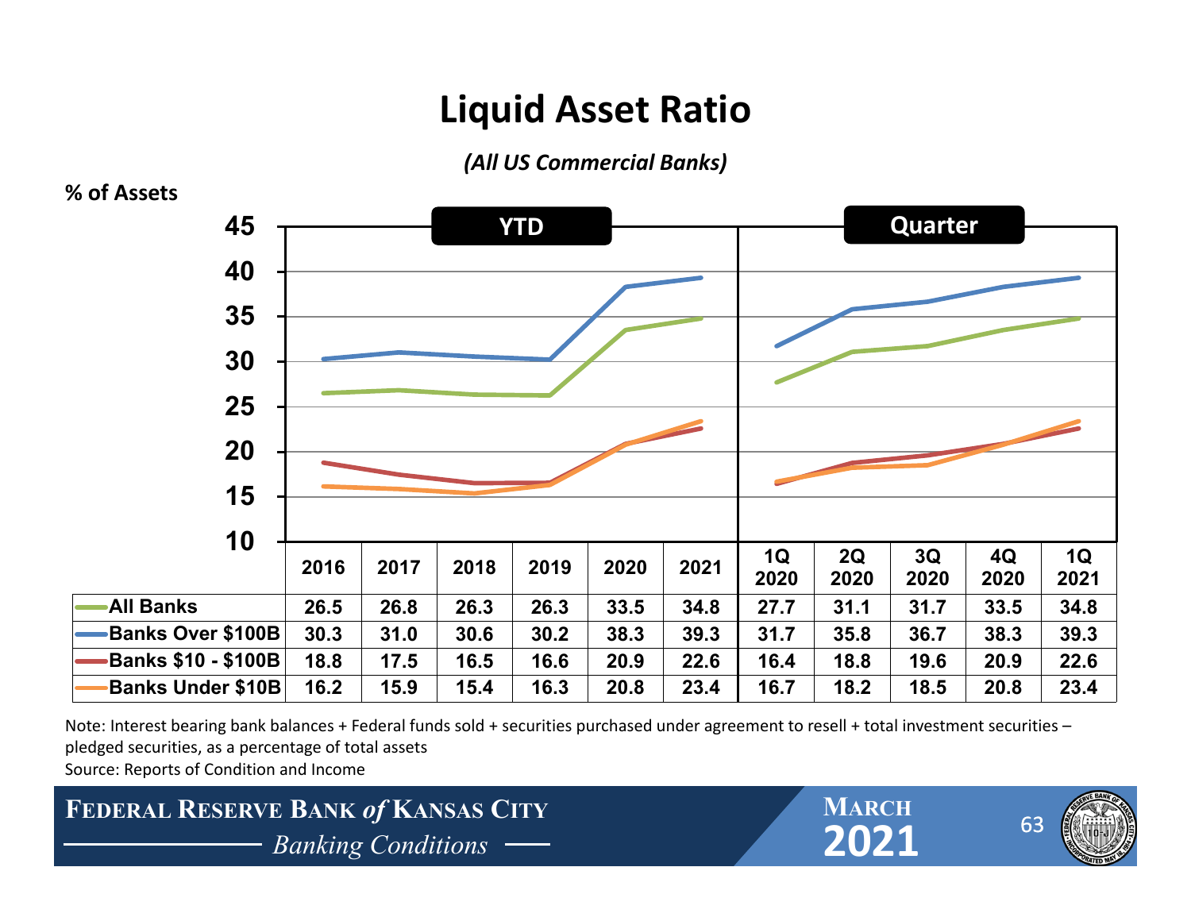# Liquid Asset Ratio

*(All US Commercial Banks)*

% of Assets

| | YTD | | | | | | Quarter | | | | |
|---|---|---|---|---|---|---|---|---|---|---|---|
| | 2016 | 2017 | 2018 | 2019 | 2020 | 2021 | 1Q 2020 | 2Q 2020 | 3Q 2020 | 4Q 2020 | 1Q 2021 |
| All Banks | 26.5 | 26.8 | 26.3 | 26.3 | 33.5 | 34.8 | 27.7 | 31.1 | 31.7 | 33.5 | 34.8 |
| Banks Over $100B | 30.3 | 31.0 | 30.6 | 30.2 | 38.3 | 39.3 | 31.7 | 35.8 | 36.7 | 38.3 | 39.3 |
| Banks $10 - $100B | 18.8 | 17.5 | 16.5 | 16.6 | 20.9 | 22.6 | 16.4 | 18.8 | 19.6 | 20.9 | 22.6 |
| Banks Under $10B | 16.2 | 15.9 | 15.4 | 16.3 | 20.8 | 23.4 | 16.7 | 18.2 | 18.5 | 20.8 | 23.4 |

Note: Interest bearing bank balances + Federal funds sold + securities purchased under agreement to resell + total investment securities – pledged securities, as a percentage of total assets

Source: Reports of Condition and Income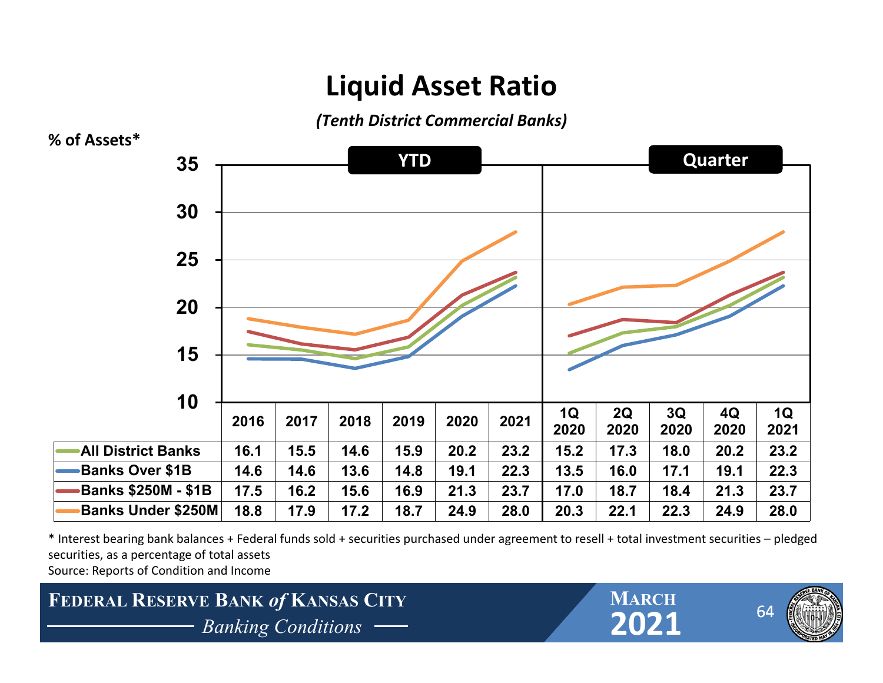# Liquid Asset Ratio

*(Tenth District Commercial Banks)*

% of Assets*

| | YTD | | | | | | Quarter | | | | |
|---|---|---|---|---|---|---|---|---|---|---|---|
| | 2016 | 2017 | 2018 | 2019 | 2020 | 2021 | 1Q 2020 | 2Q 2020 | 3Q 2020 | 4Q 2020 | 1Q 2021 |
| All District Banks | 16.1 | 15.5 | 14.6 | 15.9 | 20.2 | 23.2 | 15.2 | 17.3 | 18.0 | 20.2 | 23.2 |
| Banks Over $1B | 14.6 | 14.6 | 13.6 | 14.8 | 19.1 | 22.3 | 13.5 | 16.0 | 17.1 | 19.1 | 22.3 |
| Banks $250M - $1B | 17.5 | 16.2 | 15.6 | 16.9 | 21.3 | 23.7 | 17.0 | 18.7 | 18.4 | 21.3 | 23.7 |
| Banks Under $250M | 18.8 | 17.9 | 17.2 | 18.7 | 24.9 | 28.0 | 20.3 | 22.1 | 22.3 | 24.9 | 28.0 |

* Interest bearing bank balances + Federal funds sold + securities purchased under agreement to resell + total investment securities – pledged securities, as a percentage of total assets

Source: Reports of Condition and Income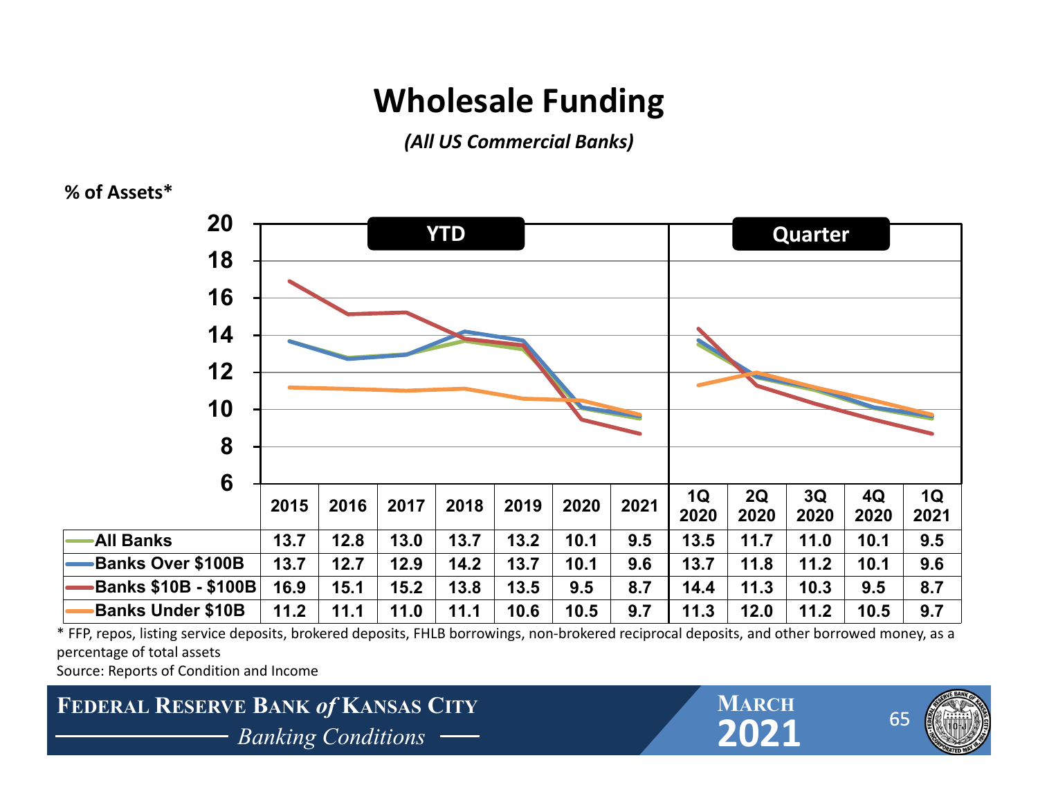# Wholesale Funding

*(All US Commercial Banks)*

% of Assets*

| | YTD | | | | | | | Quarter | | | | |
|---|---|---|---|---|---|---|---|---|---|---|---|---|
| | 2015 | 2016 | 2017 | 2018 | 2019 | 2020 | 2021 | 1Q 2020 | 2Q 2020 | 3Q 2020 | 4Q 2020 | 1Q 2021 |
| All Banks | 13.7 | 12.8 | 13.0 | 13.7 | 13.2 | 10.1 | 9.5 | 13.5 | 11.7 | 11.0 | 10.1 | 9.5 |
| Banks Over $100B | 13.7 | 12.7 | 12.9 | 14.2 | 13.7 | 10.1 | 9.6 | 13.7 | 11.8 | 11.2 | 10.1 | 9.6 |
| Banks $10B - $100B | 16.9 | 15.1 | 15.2 | 13.8 | 13.5 | 9.5 | 8.7 | 14.4 | 11.3 | 10.3 | 9.5 | 8.7 |
| Banks Under $10B | 11.2 | 11.1 | 11.0 | 11.1 | 10.6 | 10.5 | 9.7 | 11.3 | 12.0 | 11.2 | 10.5 | 9.7 |

* FFP, repos, listing service deposits, brokered deposits, FHLB borrowings, non-brokered reciprocal deposits, and other borrowed money, as a percentage of total assets

Source: Reports of Condition and Income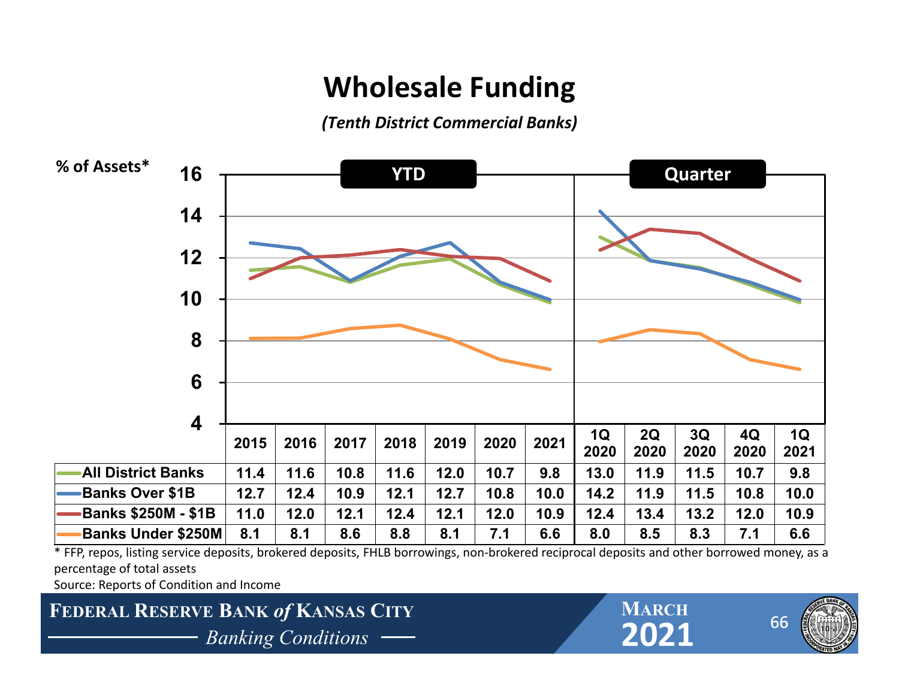# Wholesale Funding

*(Tenth District Commercial Banks)*

% of Assets*

16
14
12
10
8
6
4

YTD

Quarter

| | 2015 | 2016 | 2017 | 2018 | 2019 | 2020 | 2021 | 1Q 2020 | 2Q 2020 | 3Q 2020 | 4Q 2020 | 1Q 2021 |
|---|---|---|---|---|---|---|---|---|---|---|---|---|
| All District Banks | 11.4 | 11.6 | 10.8 | 11.6 | 12.0 | 10.7 | 9.8 | 13.0 | 11.9 | 11.5 | 10.7 | 9.8 |
| Banks Over $1B | 12.7 | 12.4 | 10.9 | 12.1 | 12.7 | 10.8 | 10.0 | 14.2 | 11.9 | 11.5 | 10.8 | 10.0 |
| Banks $250M - $1B | 11.0 | 12.0 | 12.1 | 12.4 | 12.1 | 12.0 | 10.9 | 12.4 | 13.4 | 13.2 | 12.0 | 10.9 |
| Banks Under $250M | 8.1 | 8.1 | 8.6 | 8.8 | 8.1 | 7.1 | 6.6 | 8.0 | 8.5 | 8.3 | 7.1 | 6.6 |

* FFP, repos, listing service deposits, brokered deposits, FHLB borrowings, non-brokered reciprocal deposits and other borrowed money, as a percentage of total assets

Source: Reports of Condition and Income